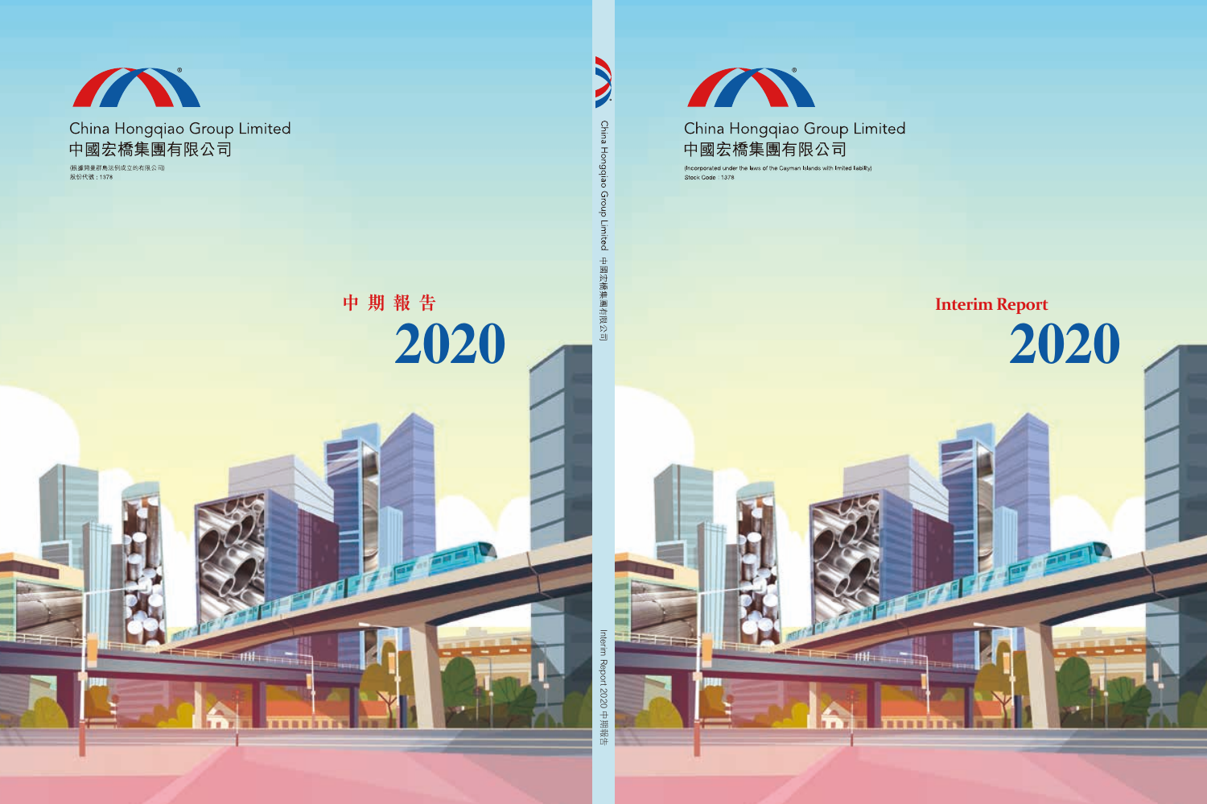China Hongqiao Group Limited
中國宏橋集團有限公司

(根據開曼群島法例成立的有限公司)
股份代號：1378

中期報告

2020

China Hongqiao Group Limited 中國宏橋集團有限公司

Interim Report 2020 中期報告

China Hongqiao Group Limited
中國宏橋集團有限公司

(Incorporated under the laws of the Cayman Islands with limited liability)
Stock Code : 1378

# Interim Report

# 2020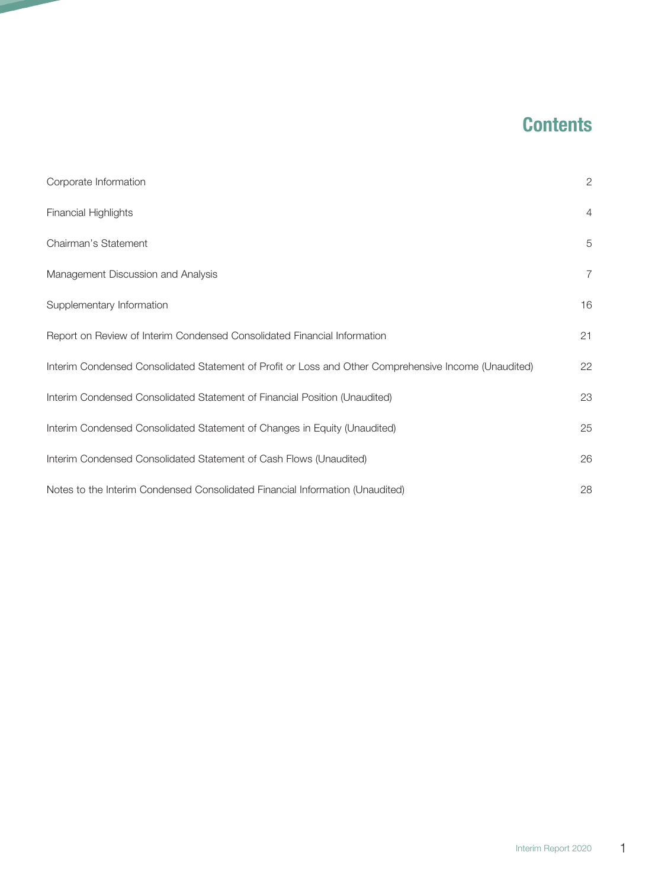# Contents

| | |
|---|---|
| Corporate Information | 2 |
| Financial Highlights | 4 |
| Chairman's Statement | 5 |
| Management Discussion and Analysis | 7 |
| Supplementary Information | 16 |
| Report on Review of Interim Condensed Consolidated Financial Information | 21 |
| Interim Condensed Consolidated Statement of Profit or Loss and Other Comprehensive Income (Unaudited) | 22 |
| Interim Condensed Consolidated Statement of Financial Position (Unaudited) | 23 |
| Interim Condensed Consolidated Statement of Changes in Equity (Unaudited) | 25 |
| Interim Condensed Consolidated Statement of Cash Flows (Unaudited) | 26 |
| Notes to the Interim Condensed Consolidated Financial Information (Unaudited) | 28 |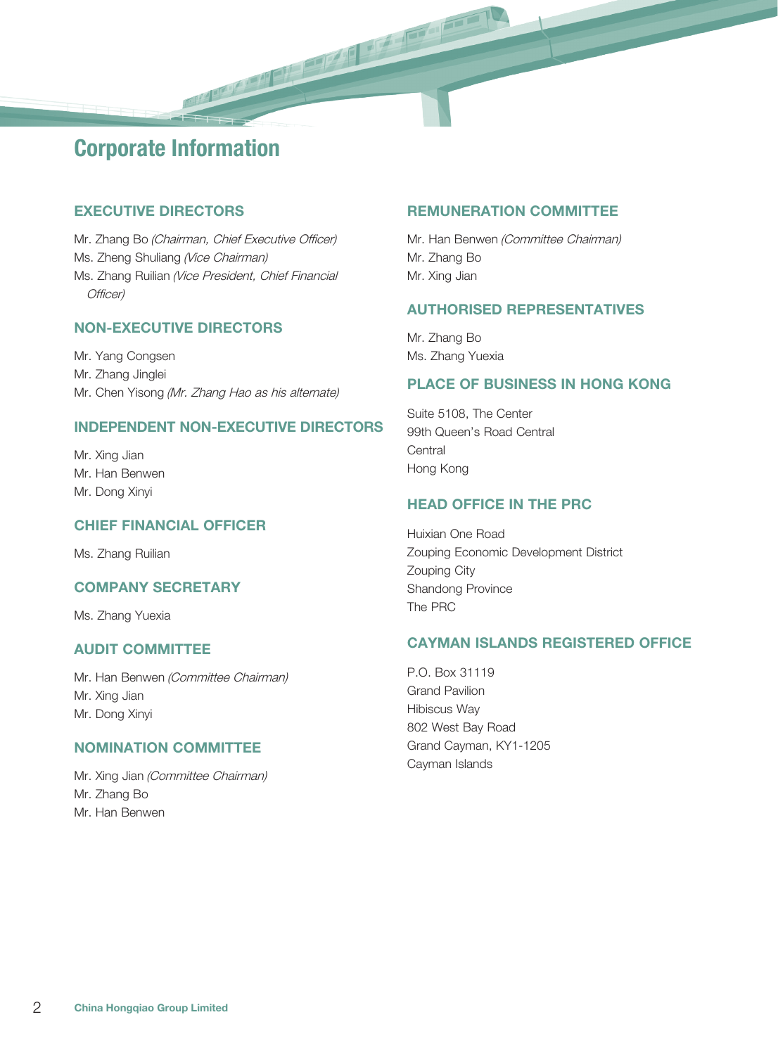# Corporate Information

## EXECUTIVE DIRECTORS

Mr. Zhang Bo *(Chairman, Chief Executive Officer)*
Ms. Zheng Shuliang *(Vice Chairman)*
Ms. Zhang Ruilian *(Vice President, Chief Financial Officer)*

## NON-EXECUTIVE DIRECTORS

Mr. Yang Congsen
Mr. Zhang Jinglei
Mr. Chen Yisong *(Mr. Zhang Hao as his alternate)*

## INDEPENDENT NON-EXECUTIVE DIRECTORS

Mr. Xing Jian
Mr. Han Benwen
Mr. Dong Xinyi

## CHIEF FINANCIAL OFFICER

Ms. Zhang Ruilian

## COMPANY SECRETARY

Ms. Zhang Yuexia

## AUDIT COMMITTEE

Mr. Han Benwen *(Committee Chairman)*
Mr. Xing Jian
Mr. Dong Xinyi

## NOMINATION COMMITTEE

Mr. Xing Jian *(Committee Chairman)*
Mr. Zhang Bo
Mr. Han Benwen

## REMUNERATION COMMITTEE

Mr. Han Benwen *(Committee Chairman)*
Mr. Zhang Bo
Mr. Xing Jian

## AUTHORISED REPRESENTATIVES

Mr. Zhang Bo
Ms. Zhang Yuexia

## PLACE OF BUSINESS IN HONG KONG

Suite 5108, The Center
99th Queen's Road Central
Central
Hong Kong

## HEAD OFFICE IN THE PRC

Huixian One Road
Zouping Economic Development District
Zouping City
Shandong Province
The PRC

## CAYMAN ISLANDS REGISTERED OFFICE

P.O. Box 31119
Grand Pavilion
Hibiscus Way
802 West Bay Road
Grand Cayman, KY1-1205
Cayman Islands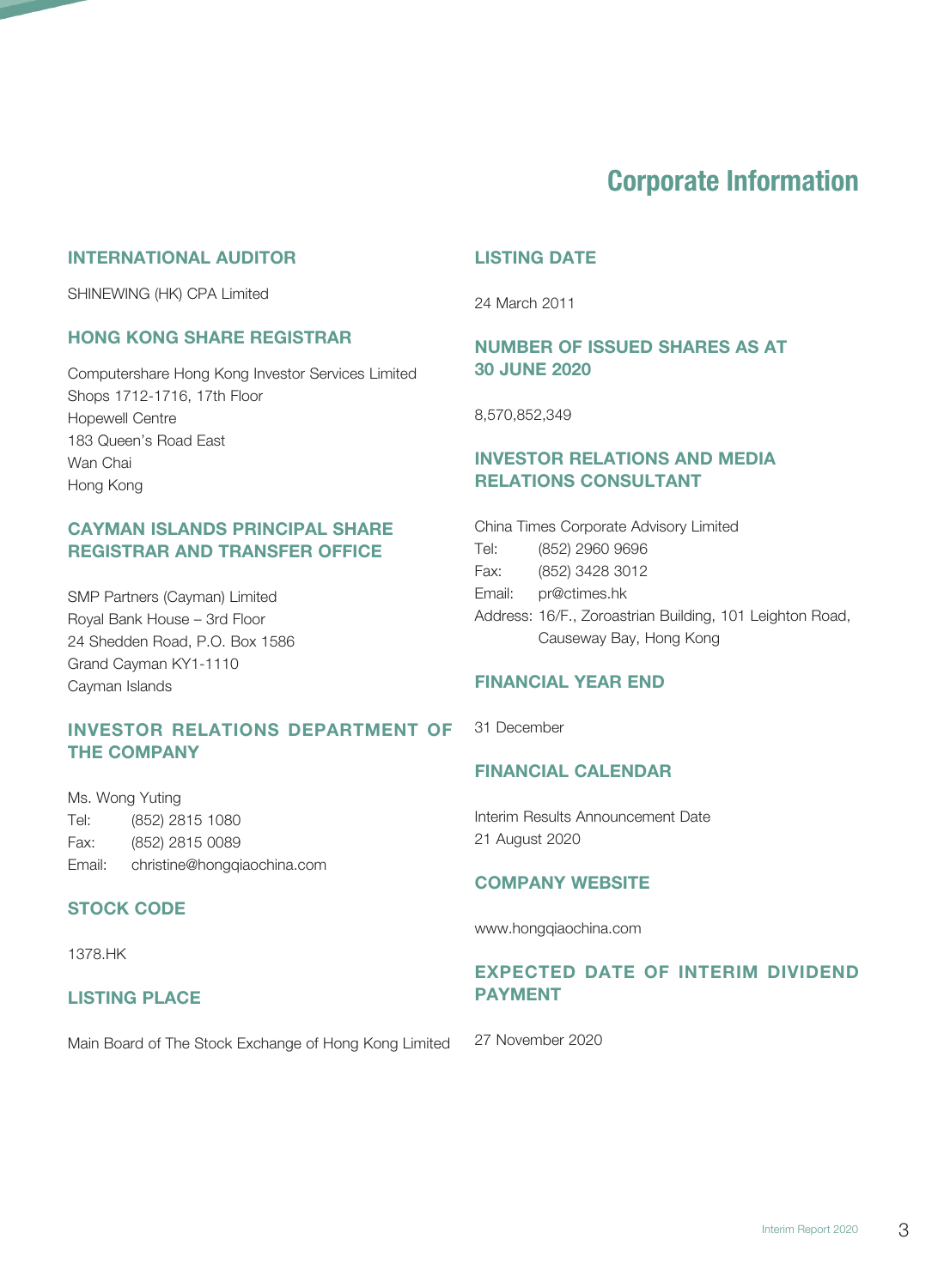# Corporate Information

## INTERNATIONAL AUDITOR

SHINEWING (HK) CPA Limited

## HONG KONG SHARE REGISTRAR

Computershare Hong Kong Investor Services Limited
Shops 1712-1716, 17th Floor
Hopewell Centre
183 Queen's Road East
Wan Chai
Hong Kong

## CAYMAN ISLANDS PRINCIPAL SHARE REGISTRAR AND TRANSFER OFFICE

SMP Partners (Cayman) Limited
Royal Bank House – 3rd Floor
24 Shedden Road, P.O. Box 1586
Grand Cayman KY1-1110
Cayman Islands

## INVESTOR RELATIONS DEPARTMENT OF THE COMPANY

Ms. Wong Yuting
Tel: (852) 2815 1080
Fax: (852) 2815 0089
Email: christine@hongqiaochina.com

## STOCK CODE

1378.HK

## LISTING PLACE

Main Board of The Stock Exchange of Hong Kong Limited

## LISTING DATE

24 March 2011

## NUMBER OF ISSUED SHARES AS AT 30 JUNE 2020

8,570,852,349

## INVESTOR RELATIONS AND MEDIA RELATIONS CONSULTANT

China Times Corporate Advisory Limited
Tel: (852) 2960 9696
Fax: (852) 3428 3012
Email: pr@ctimes.hk
Address: 16/F., Zoroastrian Building, 101 Leighton Road, Causeway Bay, Hong Kong

## FINANCIAL YEAR END

31 December

## FINANCIAL CALENDAR

Interim Results Announcement Date
21 August 2020

## COMPANY WEBSITE

www.hongqiaochina.com

## EXPECTED DATE OF INTERIM DIVIDEND PAYMENT

27 November 2020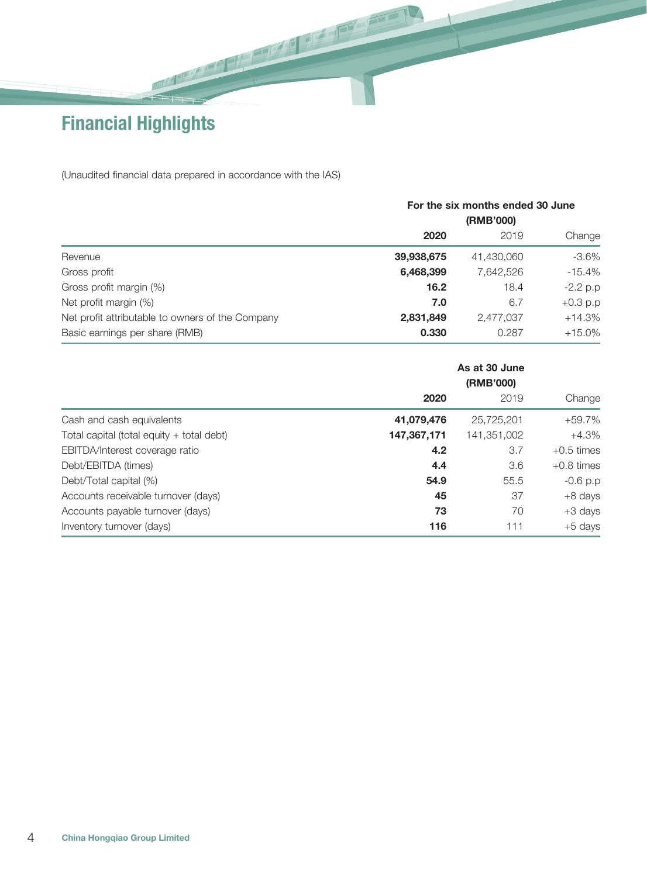# Financial Highlights

(Unaudited financial data prepared in accordance with the IAS)

| | For the six months ended 30 June (RMB'000) | | |
|---|---|---|---|
| | **2020** | 2019 | Change |
| Revenue | **39,938,675** | 41,430,060 | -3.6% |
| Gross profit | **6,468,399** | 7,642,526 | -15.4% |
| Gross profit margin (%) | **16.2** | 18.4 | -2.2 p.p |
| Net profit margin (%) | **7.0** | 6.7 | +0.3 p.p |
| Net profit attributable to owners of the Company | **2,831,849** | 2,477,037 | +14.3% |
| Basic earnings per share (RMB) | **0.330** | 0.287 | +15.0% |

| | As at 30 June (RMB'000) | | |
|---|---|---|---|
| | **2020** | 2019 | Change |
| Cash and cash equivalents | **41,079,476** | 25,725,201 | +59.7% |
| Total capital (total equity + total debt) | **147,367,171** | 141,351,002 | +4.3% |
| EBITDA/Interest coverage ratio | **4.2** | 3.7 | +0.5 times |
| Debt/EBITDA (times) | **4.4** | 3.6 | +0.8 times |
| Debt/Total capital (%) | **54.9** | 55.5 | -0.6 p.p |
| Accounts receivable turnover (days) | **45** | 37 | +8 days |
| Accounts payable turnover (days) | **73** | 70 | +3 days |
| Inventory turnover (days) | **116** | 111 | +5 days |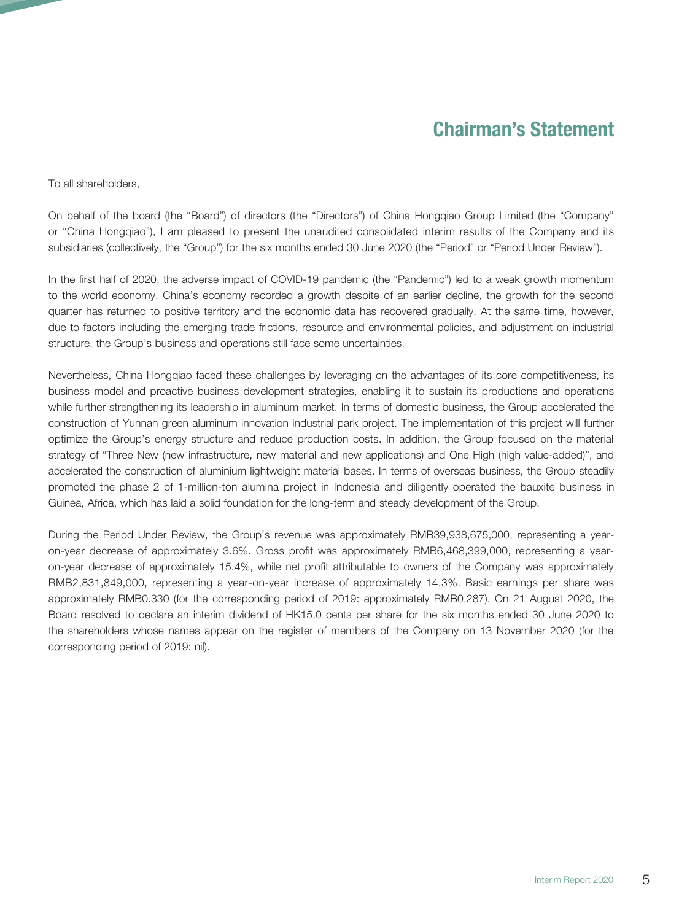# Chairman's Statement

To all shareholders,

On behalf of the board (the "Board") of directors (the "Directors") of China Hongqiao Group Limited (the "Company" or "China Hongqiao"), I am pleased to present the unaudited consolidated interim results of the Company and its subsidiaries (collectively, the "Group") for the six months ended 30 June 2020 (the "Period" or "Period Under Review").

In the first half of 2020, the adverse impact of COVID-19 pandemic (the "Pandemic") led to a weak growth momentum to the world economy. China's economy recorded a growth despite of an earlier decline, the growth for the second quarter has returned to positive territory and the economic data has recovered gradually. At the same time, however, due to factors including the emerging trade frictions, resource and environmental policies, and adjustment on industrial structure, the Group's business and operations still face some uncertainties.

Nevertheless, China Hongqiao faced these challenges by leveraging on the advantages of its core competitiveness, its business model and proactive business development strategies, enabling it to sustain its productions and operations while further strengthening its leadership in aluminum market. In terms of domestic business, the Group accelerated the construction of Yunnan green aluminum innovation industrial park project. The implementation of this project will further optimize the Group's energy structure and reduce production costs. In addition, the Group focused on the material strategy of "Three New (new infrastructure, new material and new applications) and One High (high value-added)", and accelerated the construction of aluminium lightweight material bases. In terms of overseas business, the Group steadily promoted the phase 2 of 1-million-ton alumina project in Indonesia and diligently operated the bauxite business in Guinea, Africa, which has laid a solid foundation for the long-term and steady development of the Group.

During the Period Under Review, the Group's revenue was approximately RMB39,938,675,000, representing a year-on-year decrease of approximately 3.6%. Gross profit was approximately RMB6,468,399,000, representing a year-on-year decrease of approximately 15.4%, while net profit attributable to owners of the Company was approximately RMB2,831,849,000, representing a year-on-year increase of approximately 14.3%. Basic earnings per share was approximately RMB0.330 (for the corresponding period of 2019: approximately RMB0.287). On 21 August 2020, the Board resolved to declare an interim dividend of HK15.0 cents per share for the six months ended 30 June 2020 to the shareholders whose names appear on the register of members of the Company on 13 November 2020 (for the corresponding period of 2019: nil).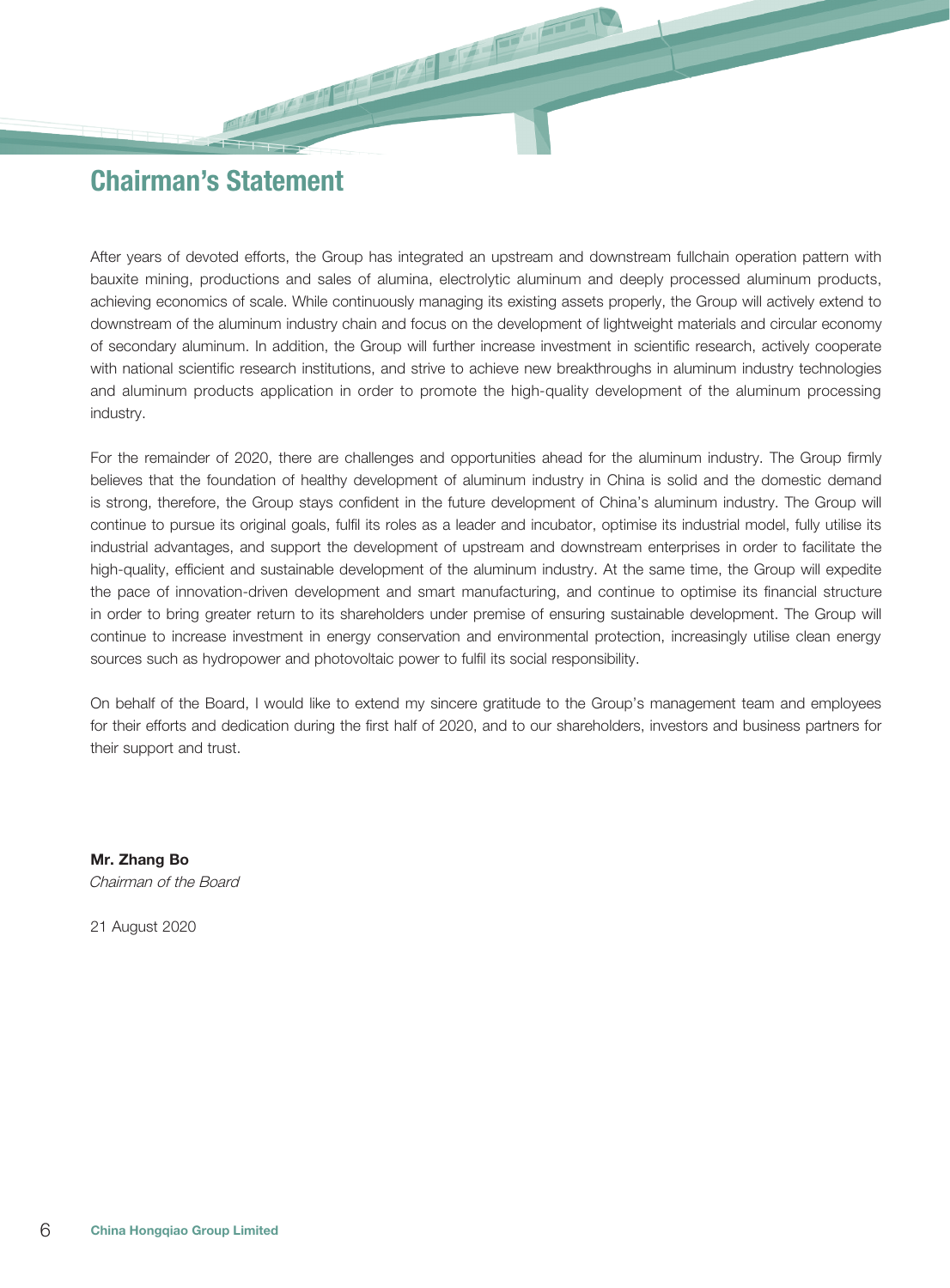# Chairman's Statement

After years of devoted efforts, the Group has integrated an upstream and downstream fullchain operation pattern with bauxite mining, productions and sales of alumina, electrolytic aluminum and deeply processed aluminum products, achieving economics of scale. While continuously managing its existing assets properly, the Group will actively extend to downstream of the aluminum industry chain and focus on the development of lightweight materials and circular economy of secondary aluminum. In addition, the Group will further increase investment in scientific research, actively cooperate with national scientific research institutions, and strive to achieve new breakthroughs in aluminum industry technologies and aluminum products application in order to promote the high-quality development of the aluminum processing industry.

For the remainder of 2020, there are challenges and opportunities ahead for the aluminum industry. The Group firmly believes that the foundation of healthy development of aluminum industry in China is solid and the domestic demand is strong, therefore, the Group stays confident in the future development of China's aluminum industry. The Group will continue to pursue its original goals, fulfil its roles as a leader and incubator, optimise its industrial model, fully utilise its industrial advantages, and support the development of upstream and downstream enterprises in order to facilitate the high-quality, efficient and sustainable development of the aluminum industry. At the same time, the Group will expedite the pace of innovation-driven development and smart manufacturing, and continue to optimise its financial structure in order to bring greater return to its shareholders under premise of ensuring sustainable development. The Group will continue to increase investment in energy conservation and environmental protection, increasingly utilise clean energy sources such as hydropower and photovoltaic power to fulfil its social responsibility.

On behalf of the Board, I would like to extend my sincere gratitude to the Group's management team and employees for their efforts and dedication during the first half of 2020, and to our shareholders, investors and business partners for their support and trust.

**Mr. Zhang Bo**
*Chairman of the Board*

21 August 2020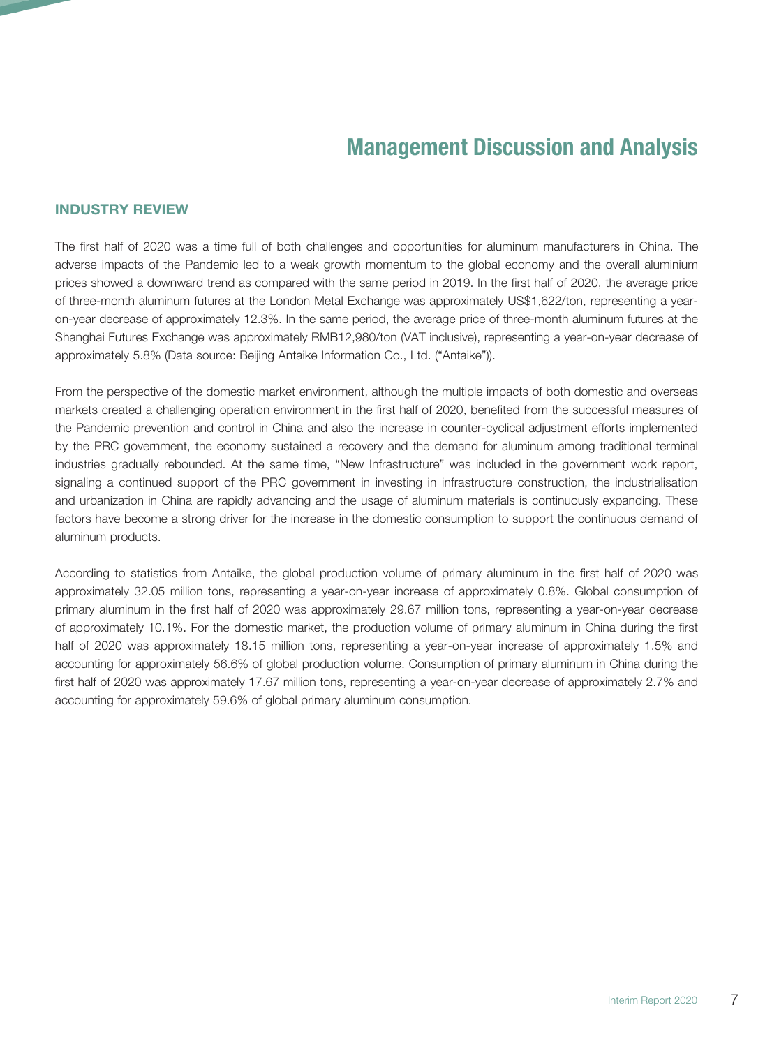# Management Discussion and Analysis

## INDUSTRY REVIEW

The first half of 2020 was a time full of both challenges and opportunities for aluminum manufacturers in China. The adverse impacts of the Pandemic led to a weak growth momentum to the global economy and the overall aluminium prices showed a downward trend as compared with the same period in 2019. In the first half of 2020, the average price of three-month aluminum futures at the London Metal Exchange was approximately US$1,622/ton, representing a year-on-year decrease of approximately 12.3%. In the same period, the average price of three-month aluminum futures at the Shanghai Futures Exchange was approximately RMB12,980/ton (VAT inclusive), representing a year-on-year decrease of approximately 5.8% (Data source: Beijing Antaike Information Co., Ltd. ("Antaike")).

From the perspective of the domestic market environment, although the multiple impacts of both domestic and overseas markets created a challenging operation environment in the first half of 2020, benefited from the successful measures of the Pandemic prevention and control in China and also the increase in counter-cyclical adjustment efforts implemented by the PRC government, the economy sustained a recovery and the demand for aluminum among traditional terminal industries gradually rebounded. At the same time, "New Infrastructure" was included in the government work report, signaling a continued support of the PRC government in investing in infrastructure construction, the industrialisation and urbanization in China are rapidly advancing and the usage of aluminum materials is continuously expanding. These factors have become a strong driver for the increase in the domestic consumption to support the continuous demand of aluminum products.

According to statistics from Antaike, the global production volume of primary aluminum in the first half of 2020 was approximately 32.05 million tons, representing a year-on-year increase of approximately 0.8%. Global consumption of primary aluminum in the first half of 2020 was approximately 29.67 million tons, representing a year-on-year decrease of approximately 10.1%. For the domestic market, the production volume of primary aluminum in China during the first half of 2020 was approximately 18.15 million tons, representing a year-on-year increase of approximately 1.5% and accounting for approximately 56.6% of global production volume. Consumption of primary aluminum in China during the first half of 2020 was approximately 17.67 million tons, representing a year-on-year decrease of approximately 2.7% and accounting for approximately 59.6% of global primary aluminum consumption.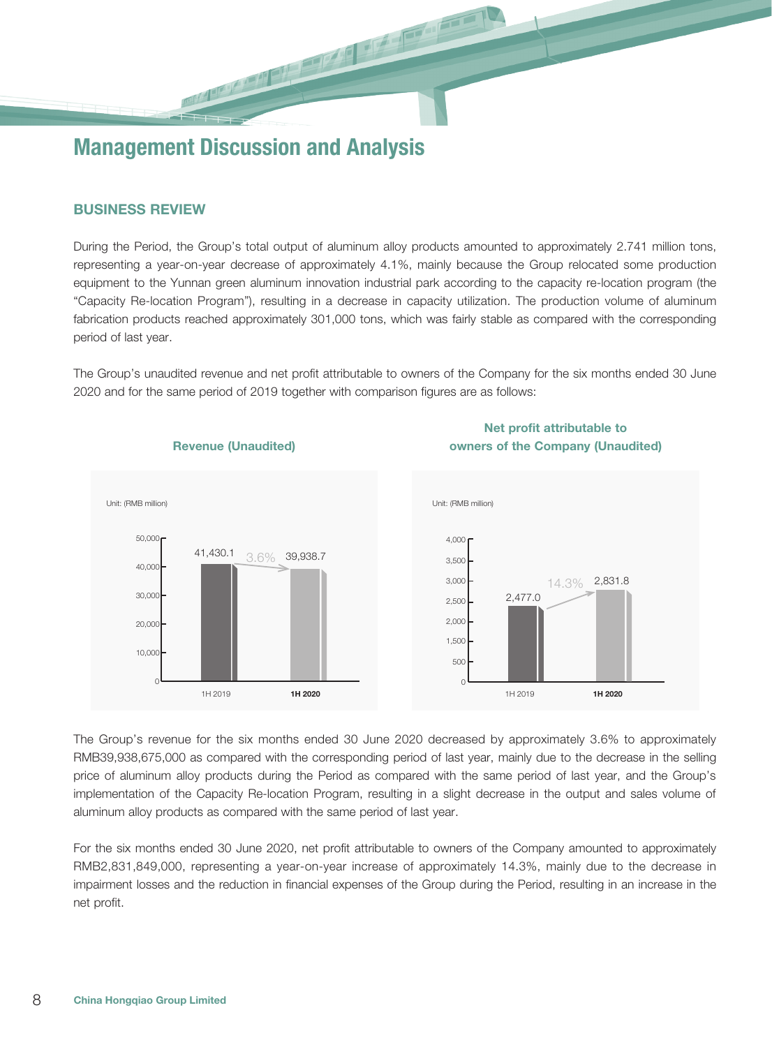# Management Discussion and Analysis

## BUSINESS REVIEW

During the Period, the Group's total output of aluminum alloy products amounted to approximately 2.741 million tons, representing a year-on-year decrease of approximately 4.1%, mainly because the Group relocated some production equipment to the Yunnan green aluminum innovation industrial park according to the capacity re-location program (the "Capacity Re-location Program"), resulting in a decrease in capacity utilization. The production volume of aluminum fabrication products reached approximately 301,000 tons, which was fairly stable as compared with the corresponding period of last year.

The Group's unaudited revenue and net profit attributable to owners of the Company for the six months ended 30 June 2020 and for the same period of 2019 together with comparison figures are as follows:

**Revenue (Unaudited)**

Unit: (RMB million)

| | 1H 2019 | 1H 2020 |
|---|---|---|
| Revenue | 41,430.1 | 39,938.7 |
| Change | | 3.6% |

**Net profit attributable to owners of the Company (Unaudited)**

Unit: (RMB million)

| | 1H 2019 | 1H 2020 |
|---|---|---|
| Net profit attributable to owners of the Company | 2,477.0 | 2,831.8 |
| Change | | 14.3% |

The Group's revenue for the six months ended 30 June 2020 decreased by approximately 3.6% to approximately RMB39,938,675,000 as compared with the corresponding period of last year, mainly due to the decrease in the selling price of aluminum alloy products during the Period as compared with the same period of last year, and the Group's implementation of the Capacity Re-location Program, resulting in a slight decrease in the output and sales volume of aluminum alloy products as compared with the same period of last year.

For the six months ended 30 June 2020, net profit attributable to owners of the Company amounted to approximately RMB2,831,849,000, representing a year-on-year increase of approximately 14.3%, mainly due to the decrease in impairment losses and the reduction in financial expenses of the Group during the Period, resulting in an increase in the net profit.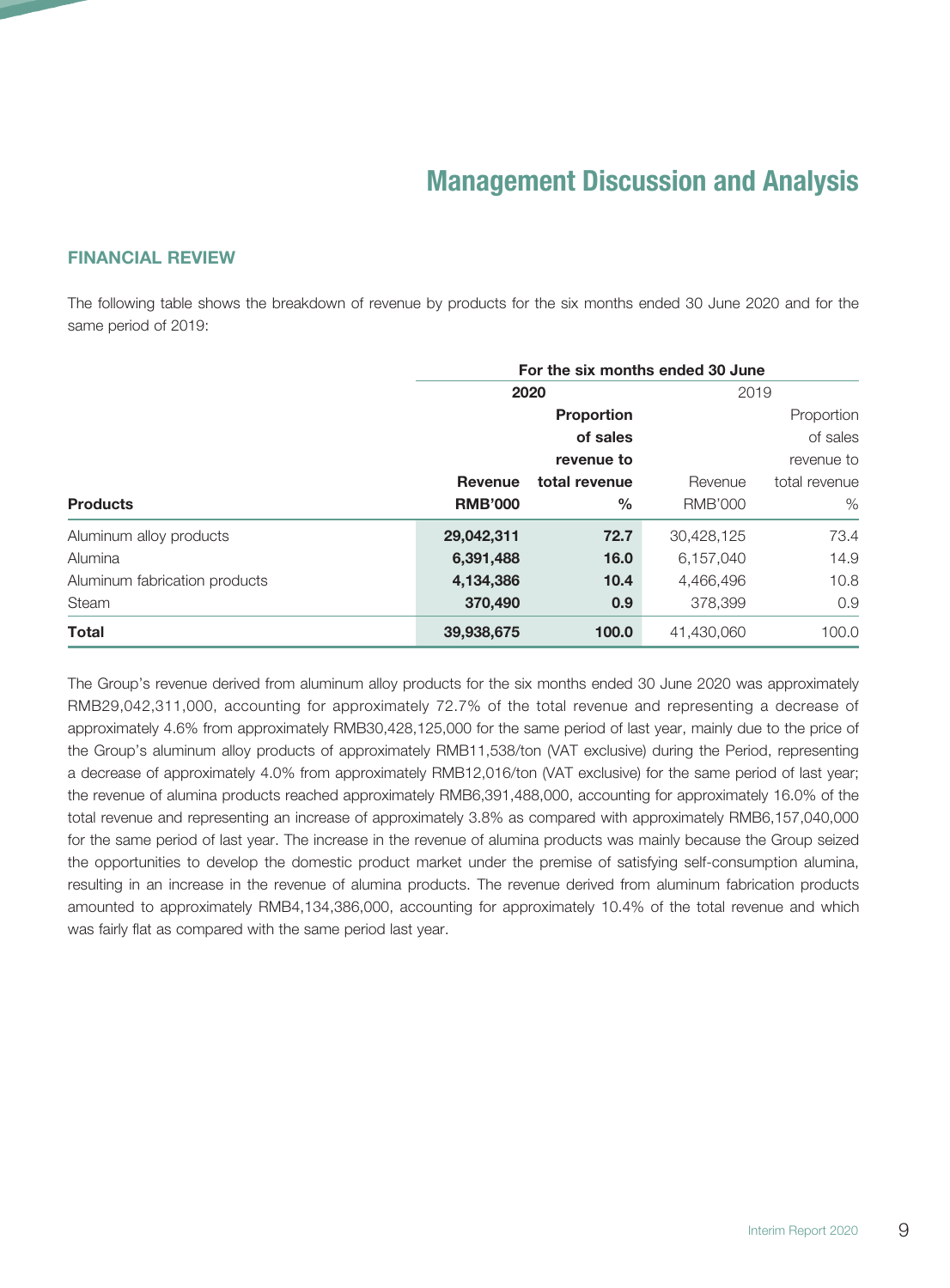# Management Discussion and Analysis

## FINANCIAL REVIEW

The following table shows the breakdown of revenue by products for the six months ended 30 June 2020 and for the same period of 2019:

| | For the six months ended 30 June | | | |
|---|---|---|---|---|
| | **2020** | | 2019 | |
| **Products** | **Revenue RMB'000** | **Proportion of sales revenue to total revenue %** | Revenue RMB'000 | Proportion of sales revenue to total revenue % |
| Aluminum alloy products | **29,042,311** | **72.7** | 30,428,125 | 73.4 |
| Alumina | **6,391,488** | **16.0** | 6,157,040 | 14.9 |
| Aluminum fabrication products | **4,134,386** | **10.4** | 4,466,496 | 10.8 |
| Steam | **370,490** | **0.9** | 378,399 | 0.9 |
| **Total** | **39,938,675** | **100.0** | 41,430,060 | 100.0 |

The Group's revenue derived from aluminum alloy products for the six months ended 30 June 2020 was approximately RMB29,042,311,000, accounting for approximately 72.7% of the total revenue and representing a decrease of approximately 4.6% from approximately RMB30,428,125,000 for the same period of last year, mainly due to the price of the Group's aluminum alloy products of approximately RMB11,538/ton (VAT exclusive) during the Period, representing a decrease of approximately 4.0% from approximately RMB12,016/ton (VAT exclusive) for the same period of last year; the revenue of alumina products reached approximately RMB6,391,488,000, accounting for approximately 16.0% of the total revenue and representing an increase of approximately 3.8% as compared with approximately RMB6,157,040,000 for the same period of last year. The increase in the revenue of alumina products was mainly because the Group seized the opportunities to develop the domestic product market under the premise of satisfying self-consumption alumina, resulting in an increase in the revenue of alumina products. The revenue derived from aluminum fabrication products amounted to approximately RMB4,134,386,000, accounting for approximately 10.4% of the total revenue and which was fairly flat as compared with the same period last year.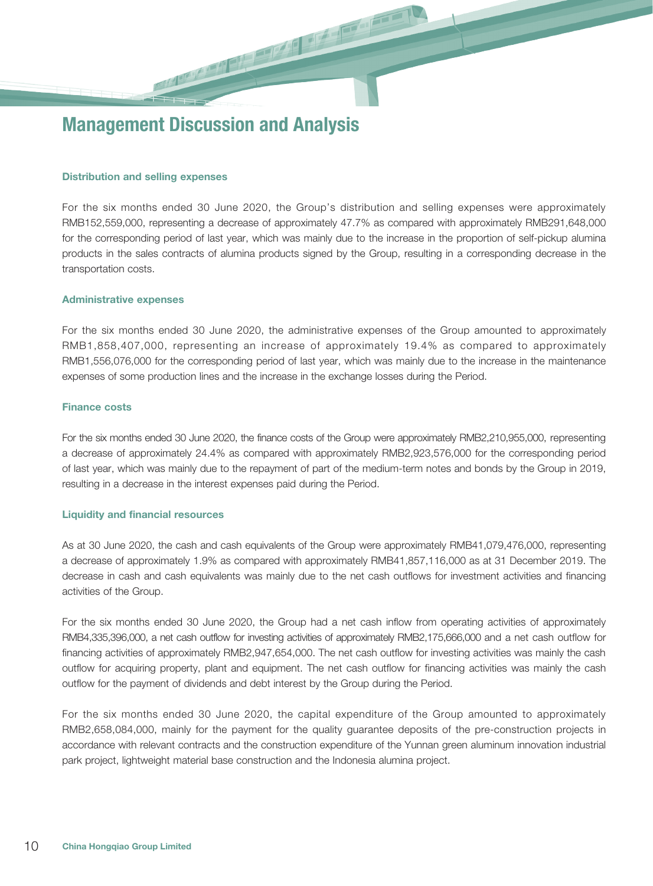# Management Discussion and Analysis

### Distribution and selling expenses

For the six months ended 30 June 2020, the Group's distribution and selling expenses were approximately RMB152,559,000, representing a decrease of approximately 47.7% as compared with approximately RMB291,648,000 for the corresponding period of last year, which was mainly due to the increase in the proportion of self-pickup alumina products in the sales contracts of alumina products signed by the Group, resulting in a corresponding decrease in the transportation costs.

### Administrative expenses

For the six months ended 30 June 2020, the administrative expenses of the Group amounted to approximately RMB1,858,407,000, representing an increase of approximately 19.4% as compared to approximately RMB1,556,076,000 for the corresponding period of last year, which was mainly due to the increase in the maintenance expenses of some production lines and the increase in the exchange losses during the Period.

### Finance costs

For the six months ended 30 June 2020, the finance costs of the Group were approximately RMB2,210,955,000, representing a decrease of approximately 24.4% as compared with approximately RMB2,923,576,000 for the corresponding period of last year, which was mainly due to the repayment of part of the medium-term notes and bonds by the Group in 2019, resulting in a decrease in the interest expenses paid during the Period.

### Liquidity and financial resources

As at 30 June 2020, the cash and cash equivalents of the Group were approximately RMB41,079,476,000, representing a decrease of approximately 1.9% as compared with approximately RMB41,857,116,000 as at 31 December 2019. The decrease in cash and cash equivalents was mainly due to the net cash outflows for investment activities and financing activities of the Group.

For the six months ended 30 June 2020, the Group had a net cash inflow from operating activities of approximately RMB4,335,396,000, a net cash outflow for investing activities of approximately RMB2,175,666,000 and a net cash outflow for financing activities of approximately RMB2,947,654,000. The net cash outflow for investing activities was mainly the cash outflow for acquiring property, plant and equipment. The net cash outflow for financing activities was mainly the cash outflow for the payment of dividends and debt interest by the Group during the Period.

For the six months ended 30 June 2020, the capital expenditure of the Group amounted to approximately RMB2,658,084,000, mainly for the payment for the quality guarantee deposits of the pre-construction projects in accordance with relevant contracts and the construction expenditure of the Yunnan green aluminum innovation industrial park project, lightweight material base construction and the Indonesia alumina project.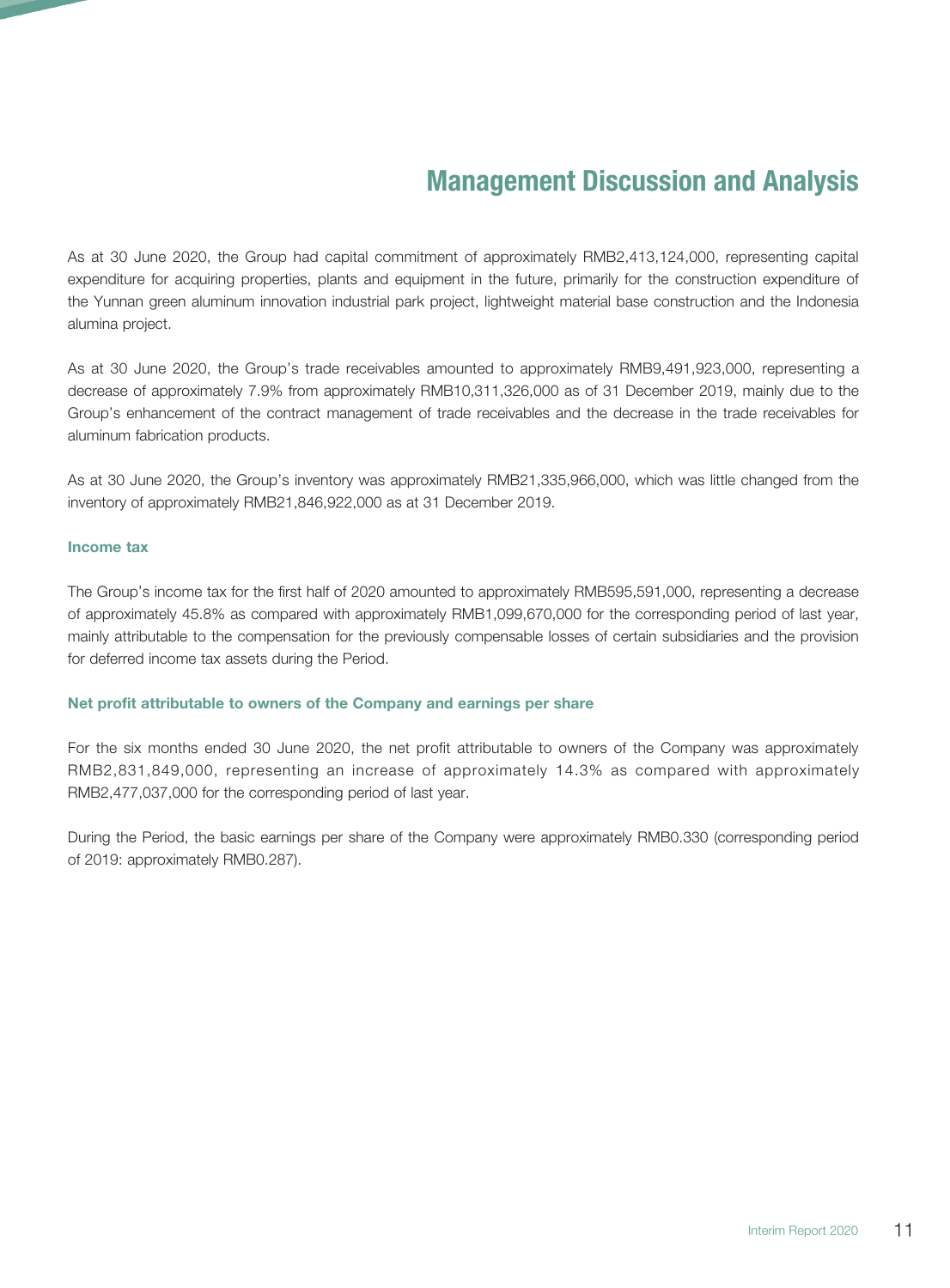# Management Discussion and Analysis

As at 30 June 2020, the Group had capital commitment of approximately RMB2,413,124,000, representing capital expenditure for acquiring properties, plants and equipment in the future, primarily for the construction expenditure of the Yunnan green aluminum innovation industrial park project, lightweight material base construction and the Indonesia alumina project.

As at 30 June 2020, the Group's trade receivables amounted to approximately RMB9,491,923,000, representing a decrease of approximately 7.9% from approximately RMB10,311,326,000 as of 31 December 2019, mainly due to the Group's enhancement of the contract management of trade receivables and the decrease in the trade receivables for aluminum fabrication products.

As at 30 June 2020, the Group's inventory was approximately RMB21,335,966,000, which was little changed from the inventory of approximately RMB21,846,922,000 as at 31 December 2019.

### Income tax

The Group's income tax for the first half of 2020 amounted to approximately RMB595,591,000, representing a decrease of approximately 45.8% as compared with approximately RMB1,099,670,000 for the corresponding period of last year, mainly attributable to the compensation for the previously compensable losses of certain subsidiaries and the provision for deferred income tax assets during the Period.

### Net profit attributable to owners of the Company and earnings per share

For the six months ended 30 June 2020, the net profit attributable to owners of the Company was approximately RMB2,831,849,000, representing an increase of approximately 14.3% as compared with approximately RMB2,477,037,000 for the corresponding period of last year.

During the Period, the basic earnings per share of the Company were approximately RMB0.330 (corresponding period of 2019: approximately RMB0.287).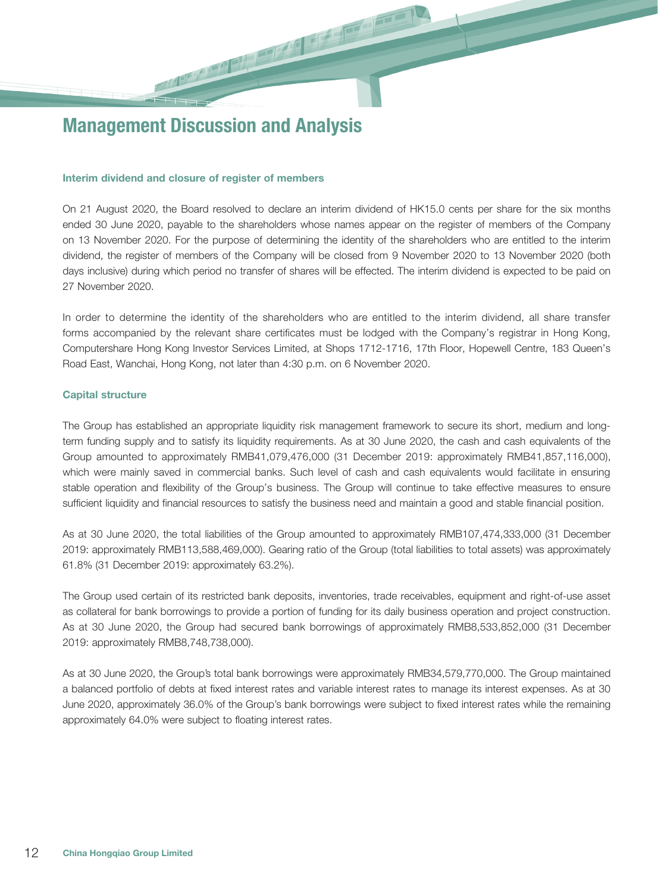# Management Discussion and Analysis

### Interim dividend and closure of register of members

On 21 August 2020, the Board resolved to declare an interim dividend of HK15.0 cents per share for the six months ended 30 June 2020, payable to the shareholders whose names appear on the register of members of the Company on 13 November 2020. For the purpose of determining the identity of the shareholders who are entitled to the interim dividend, the register of members of the Company will be closed from 9 November 2020 to 13 November 2020 (both days inclusive) during which period no transfer of shares will be effected. The interim dividend is expected to be paid on 27 November 2020.

In order to determine the identity of the shareholders who are entitled to the interim dividend, all share transfer forms accompanied by the relevant share certificates must be lodged with the Company's registrar in Hong Kong, Computershare Hong Kong Investor Services Limited, at Shops 1712-1716, 17th Floor, Hopewell Centre, 183 Queen's Road East, Wanchai, Hong Kong, not later than 4:30 p.m. on 6 November 2020.

### Capital structure

The Group has established an appropriate liquidity risk management framework to secure its short, medium and long-term funding supply and to satisfy its liquidity requirements. As at 30 June 2020, the cash and cash equivalents of the Group amounted to approximately RMB41,079,476,000 (31 December 2019: approximately RMB41,857,116,000), which were mainly saved in commercial banks. Such level of cash and cash equivalents would facilitate in ensuring stable operation and flexibility of the Group's business. The Group will continue to take effective measures to ensure sufficient liquidity and financial resources to satisfy the business need and maintain a good and stable financial position.

As at 30 June 2020, the total liabilities of the Group amounted to approximately RMB107,474,333,000 (31 December 2019: approximately RMB113,588,469,000). Gearing ratio of the Group (total liabilities to total assets) was approximately 61.8% (31 December 2019: approximately 63.2%).

The Group used certain of its restricted bank deposits, inventories, trade receivables, equipment and right-of-use asset as collateral for bank borrowings to provide a portion of funding for its daily business operation and project construction. As at 30 June 2020, the Group had secured bank borrowings of approximately RMB8,533,852,000 (31 December 2019: approximately RMB8,748,738,000).

As at 30 June 2020, the Group's total bank borrowings were approximately RMB34,579,770,000. The Group maintained a balanced portfolio of debts at fixed interest rates and variable interest rates to manage its interest expenses. As at 30 June 2020, approximately 36.0% of the Group's bank borrowings were subject to fixed interest rates while the remaining approximately 64.0% were subject to floating interest rates.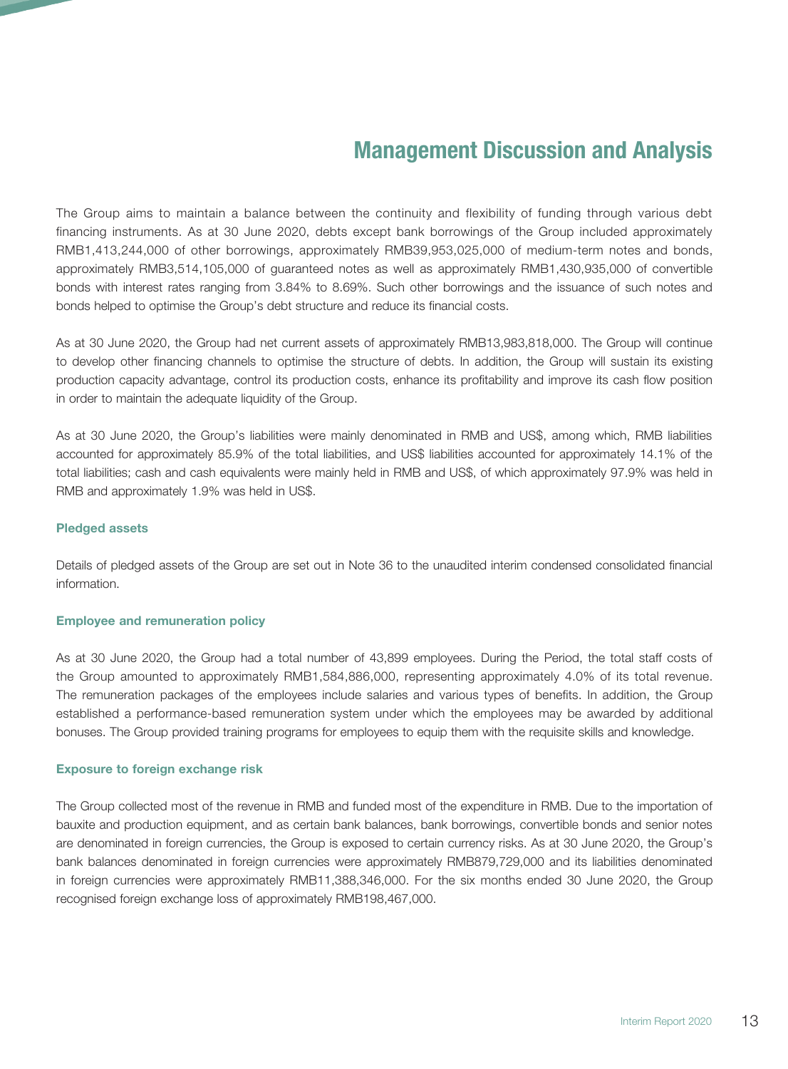# Management Discussion and Analysis

The Group aims to maintain a balance between the continuity and flexibility of funding through various debt financing instruments. As at 30 June 2020, debts except bank borrowings of the Group included approximately RMB1,413,244,000 of other borrowings, approximately RMB39,953,025,000 of medium-term notes and bonds, approximately RMB3,514,105,000 of guaranteed notes as well as approximately RMB1,430,935,000 of convertible bonds with interest rates ranging from 3.84% to 8.69%. Such other borrowings and the issuance of such notes and bonds helped to optimise the Group's debt structure and reduce its financial costs.

As at 30 June 2020, the Group had net current assets of approximately RMB13,983,818,000. The Group will continue to develop other financing channels to optimise the structure of debts. In addition, the Group will sustain its existing production capacity advantage, control its production costs, enhance its profitability and improve its cash flow position in order to maintain the adequate liquidity of the Group.

As at 30 June 2020, the Group's liabilities were mainly denominated in RMB and US$, among which, RMB liabilities accounted for approximately 85.9% of the total liabilities, and US$ liabilities accounted for approximately 14.1% of the total liabilities; cash and cash equivalents were mainly held in RMB and US$, of which approximately 97.9% was held in RMB and approximately 1.9% was held in US$.

### Pledged assets

Details of pledged assets of the Group are set out in Note 36 to the unaudited interim condensed consolidated financial information.

### Employee and remuneration policy

As at 30 June 2020, the Group had a total number of 43,899 employees. During the Period, the total staff costs of the Group amounted to approximately RMB1,584,886,000, representing approximately 4.0% of its total revenue. The remuneration packages of the employees include salaries and various types of benefits. In addition, the Group established a performance-based remuneration system under which the employees may be awarded by additional bonuses. The Group provided training programs for employees to equip them with the requisite skills and knowledge.

### Exposure to foreign exchange risk

The Group collected most of the revenue in RMB and funded most of the expenditure in RMB. Due to the importation of bauxite and production equipment, and as certain bank balances, bank borrowings, convertible bonds and senior notes are denominated in foreign currencies, the Group is exposed to certain currency risks. As at 30 June 2020, the Group's bank balances denominated in foreign currencies were approximately RMB879,729,000 and its liabilities denominated in foreign currencies were approximately RMB11,388,346,000. For the six months ended 30 June 2020, the Group recognised foreign exchange loss of approximately RMB198,467,000.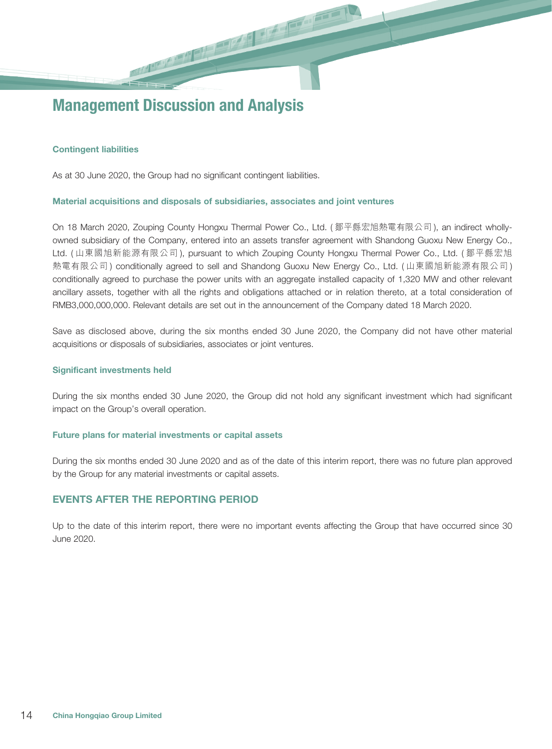# Management Discussion and Analysis

### Contingent liabilities

As at 30 June 2020, the Group had no significant contingent liabilities.

### Material acquisitions and disposals of subsidiaries, associates and joint ventures

On 18 March 2020, Zouping County Hongxu Thermal Power Co., Ltd. (鄒平縣宏旭熱電有限公司), an indirect wholly-owned subsidiary of the Company, entered into an assets transfer agreement with Shandong Guoxu New Energy Co., Ltd. (山東國旭新能源有限公司), pursuant to which Zouping County Hongxu Thermal Power Co., Ltd. (鄒平縣宏旭熱電有限公司) conditionally agreed to sell and Shandong Guoxu New Energy Co., Ltd. (山東國旭新能源有限公司) conditionally agreed to purchase the power units with an aggregate installed capacity of 1,320 MW and other relevant ancillary assets, together with all the rights and obligations attached or in relation thereto, at a total consideration of RMB3,000,000,000. Relevant details are set out in the announcement of the Company dated 18 March 2020.

Save as disclosed above, during the six months ended 30 June 2020, the Company did not have other material acquisitions or disposals of subsidiaries, associates or joint ventures.

### Significant investments held

During the six months ended 30 June 2020, the Group did not hold any significant investment which had significant impact on the Group's overall operation.

### Future plans for material investments or capital assets

During the six months ended 30 June 2020 and as of the date of this interim report, there was no future plan approved by the Group for any material investments or capital assets.

## EVENTS AFTER THE REPORTING PERIOD

Up to the date of this interim report, there were no important events affecting the Group that have occurred since 30 June 2020.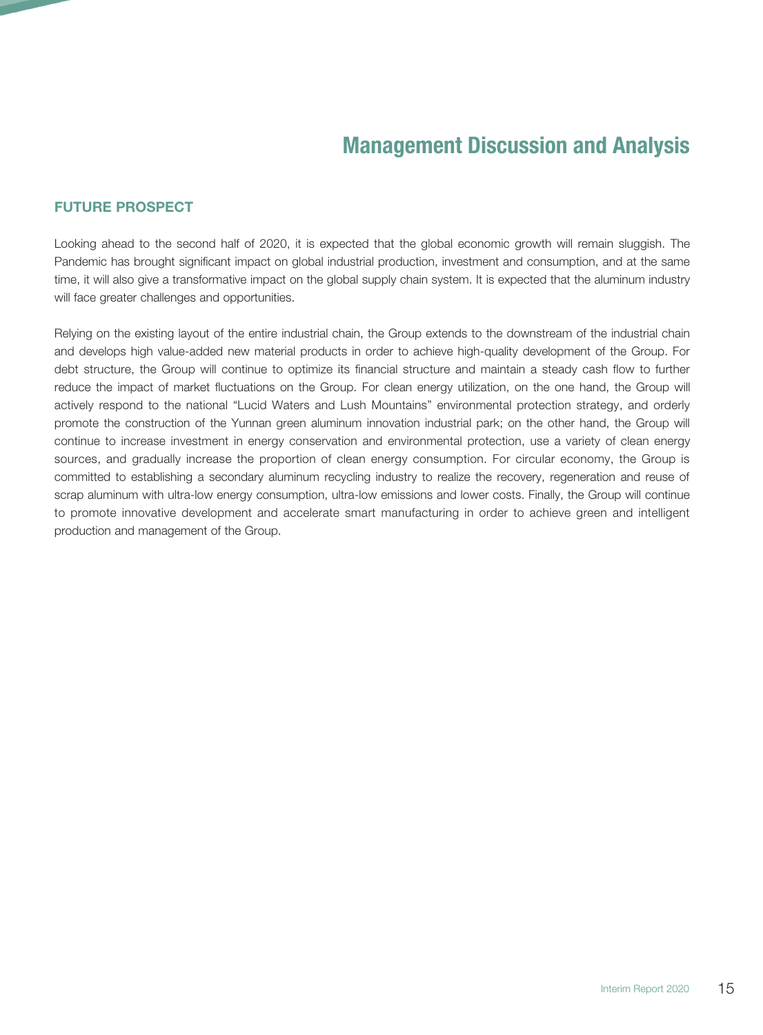# Management Discussion and Analysis

## FUTURE PROSPECT

Looking ahead to the second half of 2020, it is expected that the global economic growth will remain sluggish. The Pandemic has brought significant impact on global industrial production, investment and consumption, and at the same time, it will also give a transformative impact on the global supply chain system. It is expected that the aluminum industry will face greater challenges and opportunities.

Relying on the existing layout of the entire industrial chain, the Group extends to the downstream of the industrial chain and develops high value-added new material products in order to achieve high-quality development of the Group. For debt structure, the Group will continue to optimize its financial structure and maintain a steady cash flow to further reduce the impact of market fluctuations on the Group. For clean energy utilization, on the one hand, the Group will actively respond to the national "Lucid Waters and Lush Mountains" environmental protection strategy, and orderly promote the construction of the Yunnan green aluminum innovation industrial park; on the other hand, the Group will continue to increase investment in energy conservation and environmental protection, use a variety of clean energy sources, and gradually increase the proportion of clean energy consumption. For circular economy, the Group is committed to establishing a secondary aluminum recycling industry to realize the recovery, regeneration and reuse of scrap aluminum with ultra-low energy consumption, ultra-low emissions and lower costs. Finally, the Group will continue to promote innovative development and accelerate smart manufacturing in order to achieve green and intelligent production and management of the Group.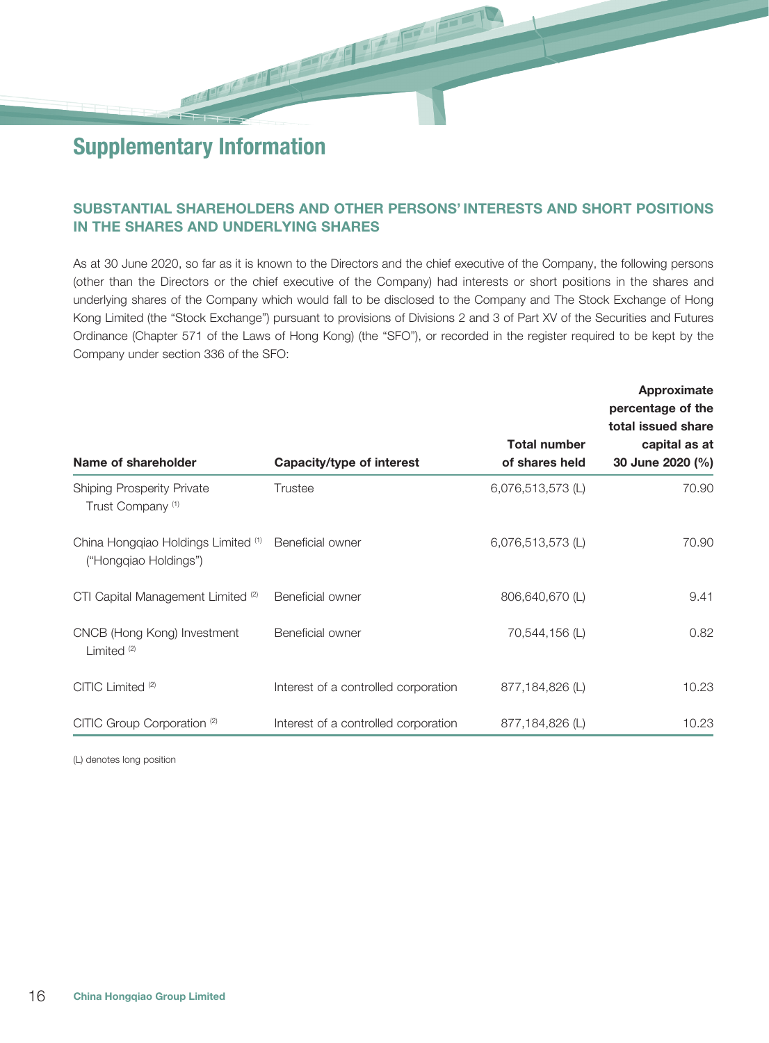# Supplementary Information

## SUBSTANTIAL SHAREHOLDERS AND OTHER PERSONS' INTERESTS AND SHORT POSITIONS IN THE SHARES AND UNDERLYING SHARES

As at 30 June 2020, so far as it is known to the Directors and the chief executive of the Company, the following persons (other than the Directors or the chief executive of the Company) had interests or short positions in the shares and underlying shares of the Company which would fall to be disclosed to the Company and The Stock Exchange of Hong Kong Limited (the "Stock Exchange") pursuant to provisions of Divisions 2 and 3 of Part XV of the Securities and Futures Ordinance (Chapter 571 of the Laws of Hong Kong) (the "SFO"), or recorded in the register required to be kept by the Company under section 336 of the SFO:

| Name of shareholder | Capacity/type of interest | Total number of shares held | Approximate percentage of the total issued share capital as at 30 June 2020 (%) |
|---|---|---|---|
| Shiping Prosperity Private Trust Company (1) | Trustee | 6,076,513,573 (L) | 70.90 |
| China Hongqiao Holdings Limited (1) ("Hongqiao Holdings") | Beneficial owner | 6,076,513,573 (L) | 70.90 |
| CTI Capital Management Limited (2) | Beneficial owner | 806,640,670 (L) | 9.41 |
| CNCB (Hong Kong) Investment Limited (2) | Beneficial owner | 70,544,156 (L) | 0.82 |
| CITIC Limited (2) | Interest of a controlled corporation | 877,184,826 (L) | 10.23 |
| CITIC Group Corporation (2) | Interest of a controlled corporation | 877,184,826 (L) | 10.23 |

(L) denotes long position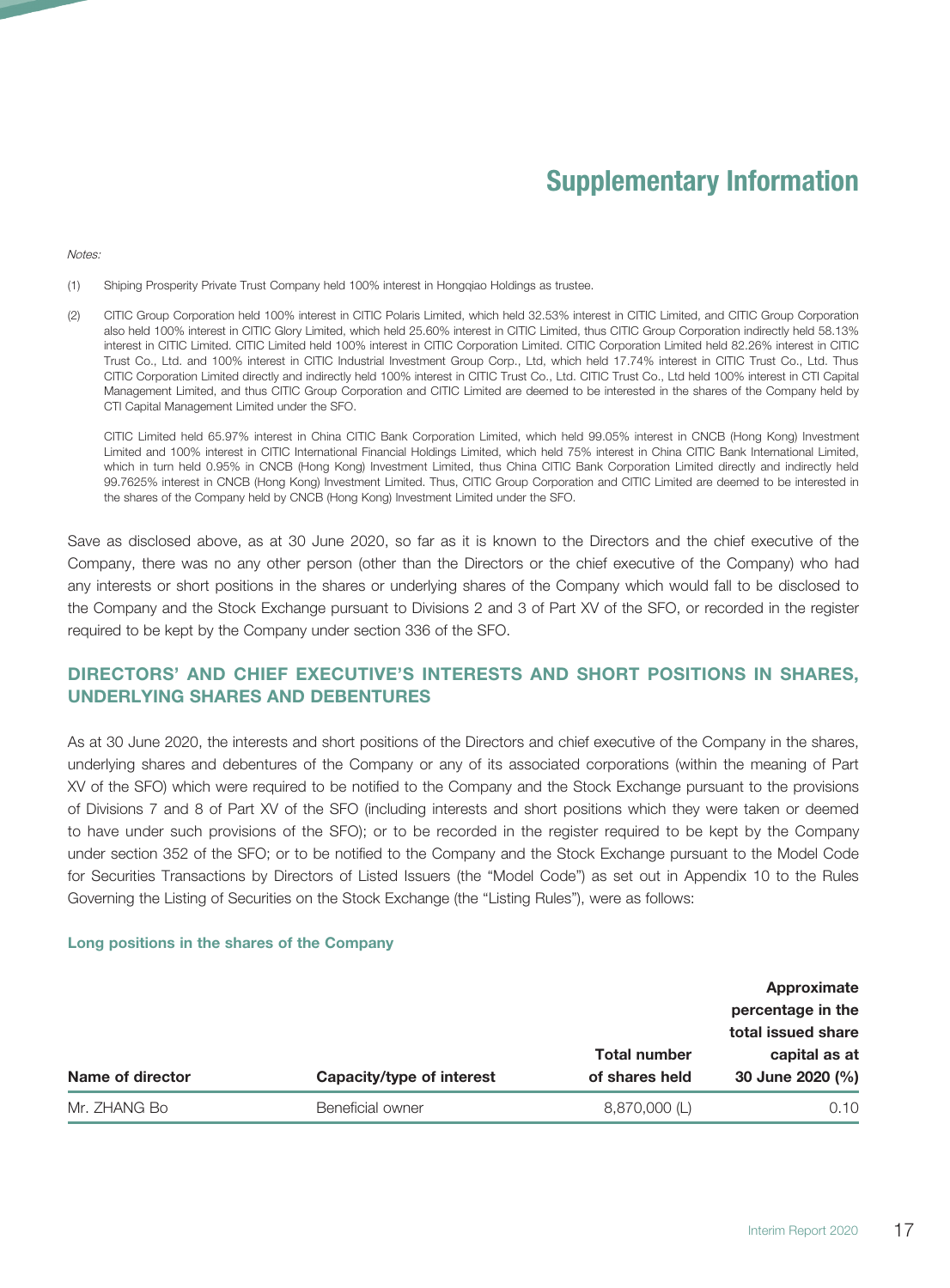# Supplementary Information

*Notes:*

(1) Shiping Prosperity Private Trust Company held 100% interest in Hongqiao Holdings as trustee.

(2) CITIC Group Corporation held 100% interest in CITIC Polaris Limited, which held 32.53% interest in CITIC Limited, and CITIC Group Corporation also held 100% interest in CITIC Glory Limited, which held 25.60% interest in CITIC Limited, thus CITIC Group Corporation indirectly held 58.13% interest in CITIC Limited. CITIC Limited held 100% interest in CITIC Corporation Limited. CITIC Corporation Limited held 82.26% interest in CITIC Trust Co., Ltd. and 100% interest in CITIC Industrial Investment Group Corp., Ltd, which held 17.74% interest in CITIC Trust Co., Ltd. Thus CITIC Corporation Limited directly and indirectly held 100% interest in CITIC Trust Co., Ltd. CITIC Trust Co., Ltd held 100% interest in CTI Capital Management Limited, and thus CITIC Group Corporation and CITIC Limited are deemed to be interested in the shares of the Company held by CTI Capital Management Limited under the SFO.

CITIC Limited held 65.97% interest in China CITIC Bank Corporation Limited, which held 99.05% interest in CNCB (Hong Kong) Investment Limited and 100% interest in CITIC International Financial Holdings Limited, which held 75% interest in China CITIC Bank International Limited, which in turn held 0.95% in CNCB (Hong Kong) Investment Limited, thus China CITIC Bank Corporation Limited directly and indirectly held 99.7625% interest in CNCB (Hong Kong) Investment Limited. Thus, CITIC Group Corporation and CITIC Limited are deemed to be interested in the shares of the Company held by CNCB (Hong Kong) Investment Limited under the SFO.

Save as disclosed above, as at 30 June 2020, so far as it is known to the Directors and the chief executive of the Company, there was no any other person (other than the Directors or the chief executive of the Company) who had any interests or short positions in the shares or underlying shares of the Company which would fall to be disclosed to the Company and the Stock Exchange pursuant to Divisions 2 and 3 of Part XV of the SFO, or recorded in the register required to be kept by the Company under section 336 of the SFO.

## DIRECTORS' AND CHIEF EXECUTIVE'S INTERESTS AND SHORT POSITIONS IN SHARES, UNDERLYING SHARES AND DEBENTURES

As at 30 June 2020, the interests and short positions of the Directors and chief executive of the Company in the shares, underlying shares and debentures of the Company or any of its associated corporations (within the meaning of Part XV of the SFO) which were required to be notified to the Company and the Stock Exchange pursuant to the provisions of Divisions 7 and 8 of Part XV of the SFO (including interests and short positions which they were taken or deemed to have under such provisions of the SFO); or to be recorded in the register required to be kept by the Company under section 352 of the SFO; or to be notified to the Company and the Stock Exchange pursuant to the Model Code for Securities Transactions by Directors of Listed Issuers (the "Model Code") as set out in Appendix 10 to the Rules Governing the Listing of Securities on the Stock Exchange (the "Listing Rules"), were as follows:

### Long positions in the shares of the Company

| Name of director | Capacity/type of interest | Total number of shares held | Approximate percentage in the total issued share capital as at 30 June 2020 (%) |
|---|---|---|---|
| Mr. ZHANG Bo | Beneficial owner | 8,870,000 (L) | 0.10 |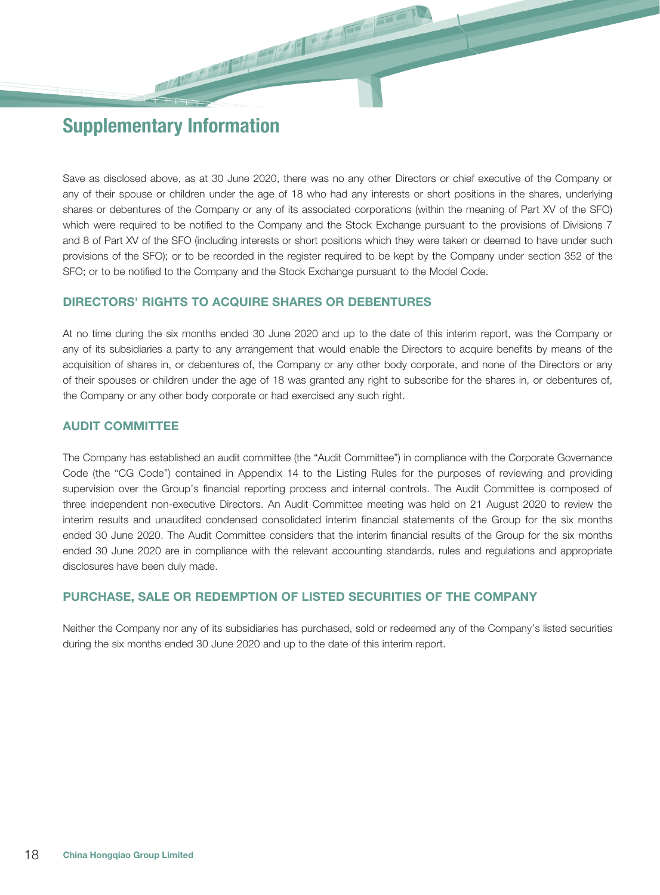# Supplementary Information

Save as disclosed above, as at 30 June 2020, there was no any other Directors or chief executive of the Company or any of their spouse or children under the age of 18 who had any interests or short positions in the shares, underlying shares or debentures of the Company or any of its associated corporations (within the meaning of Part XV of the SFO) which were required to be notified to the Company and the Stock Exchange pursuant to the provisions of Divisions 7 and 8 of Part XV of the SFO (including interests or short positions which they were taken or deemed to have under such provisions of the SFO); or to be recorded in the register required to be kept by the Company under section 352 of the SFO; or to be notified to the Company and the Stock Exchange pursuant to the Model Code.

## DIRECTORS' RIGHTS TO ACQUIRE SHARES OR DEBENTURES

At no time during the six months ended 30 June 2020 and up to the date of this interim report, was the Company or any of its subsidiaries a party to any arrangement that would enable the Directors to acquire benefits by means of the acquisition of shares in, or debentures of, the Company or any other body corporate, and none of the Directors or any of their spouses or children under the age of 18 was granted any right to subscribe for the shares in, or debentures of, the Company or any other body corporate or had exercised any such right.

## AUDIT COMMITTEE

The Company has established an audit committee (the "Audit Committee") in compliance with the Corporate Governance Code (the "CG Code") contained in Appendix 14 to the Listing Rules for the purposes of reviewing and providing supervision over the Group's financial reporting process and internal controls. The Audit Committee is composed of three independent non-executive Directors. An Audit Committee meeting was held on 21 August 2020 to review the interim results and unaudited condensed consolidated interim financial statements of the Group for the six months ended 30 June 2020. The Audit Committee considers that the interim financial results of the Group for the six months ended 30 June 2020 are in compliance with the relevant accounting standards, rules and regulations and appropriate disclosures have been duly made.

## PURCHASE, SALE OR REDEMPTION OF LISTED SECURITIES OF THE COMPANY

Neither the Company nor any of its subsidiaries has purchased, sold or redeemed any of the Company's listed securities during the six months ended 30 June 2020 and up to the date of this interim report.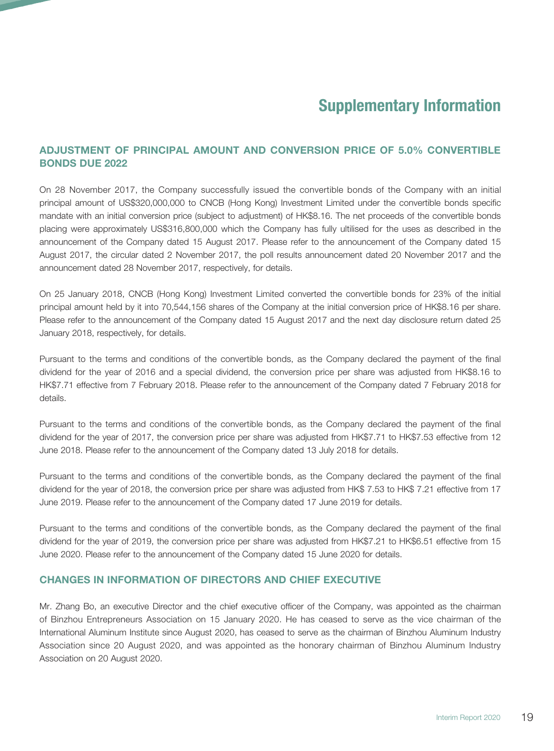# Supplementary Information

## ADJUSTMENT OF PRINCIPAL AMOUNT AND CONVERSION PRICE OF 5.0% CONVERTIBLE BONDS DUE 2022

On 28 November 2017, the Company successfully issued the convertible bonds of the Company with an initial principal amount of US$320,000,000 to CNCB (Hong Kong) Investment Limited under the convertible bonds specific mandate with an initial conversion price (subject to adjustment) of HK$8.16. The net proceeds of the convertible bonds placing were approximately US$316,800,000 which the Company has fully ultilised for the uses as described in the announcement of the Company dated 15 August 2017. Please refer to the announcement of the Company dated 15 August 2017, the circular dated 2 November 2017, the poll results announcement dated 20 November 2017 and the announcement dated 28 November 2017, respectively, for details.

On 25 January 2018, CNCB (Hong Kong) Investment Limited converted the convertible bonds for 23% of the initial principal amount held by it into 70,544,156 shares of the Company at the initial conversion price of HK$8.16 per share. Please refer to the announcement of the Company dated 15 August 2017 and the next day disclosure return dated 25 January 2018, respectively, for details.

Pursuant to the terms and conditions of the convertible bonds, as the Company declared the payment of the final dividend for the year of 2016 and a special dividend, the conversion price per share was adjusted from HK$8.16 to HK$7.71 effective from 7 February 2018. Please refer to the announcement of the Company dated 7 February 2018 for details.

Pursuant to the terms and conditions of the convertible bonds, as the Company declared the payment of the final dividend for the year of 2017, the conversion price per share was adjusted from HK$7.71 to HK$7.53 effective from 12 June 2018. Please refer to the announcement of the Company dated 13 July 2018 for details.

Pursuant to the terms and conditions of the convertible bonds, as the Company declared the payment of the final dividend for the year of 2018, the conversion price per share was adjusted from HK$ 7.53 to HK$ 7.21 effective from 17 June 2019. Please refer to the announcement of the Company dated 17 June 2019 for details.

Pursuant to the terms and conditions of the convertible bonds, as the Company declared the payment of the final dividend for the year of 2019, the conversion price per share was adjusted from HK$7.21 to HK$6.51 effective from 15 June 2020. Please refer to the announcement of the Company dated 15 June 2020 for details.

## CHANGES IN INFORMATION OF DIRECTORS AND CHIEF EXECUTIVE

Mr. Zhang Bo, an executive Director and the chief executive officer of the Company, was appointed as the chairman of Binzhou Entrepreneurs Association on 15 January 2020. He has ceased to serve as the vice chairman of the International Aluminum Institute since August 2020, has ceased to serve as the chairman of Binzhou Aluminum Industry Association since 20 August 2020, and was appointed as the honorary chairman of Binzhou Aluminum Industry Association on 20 August 2020.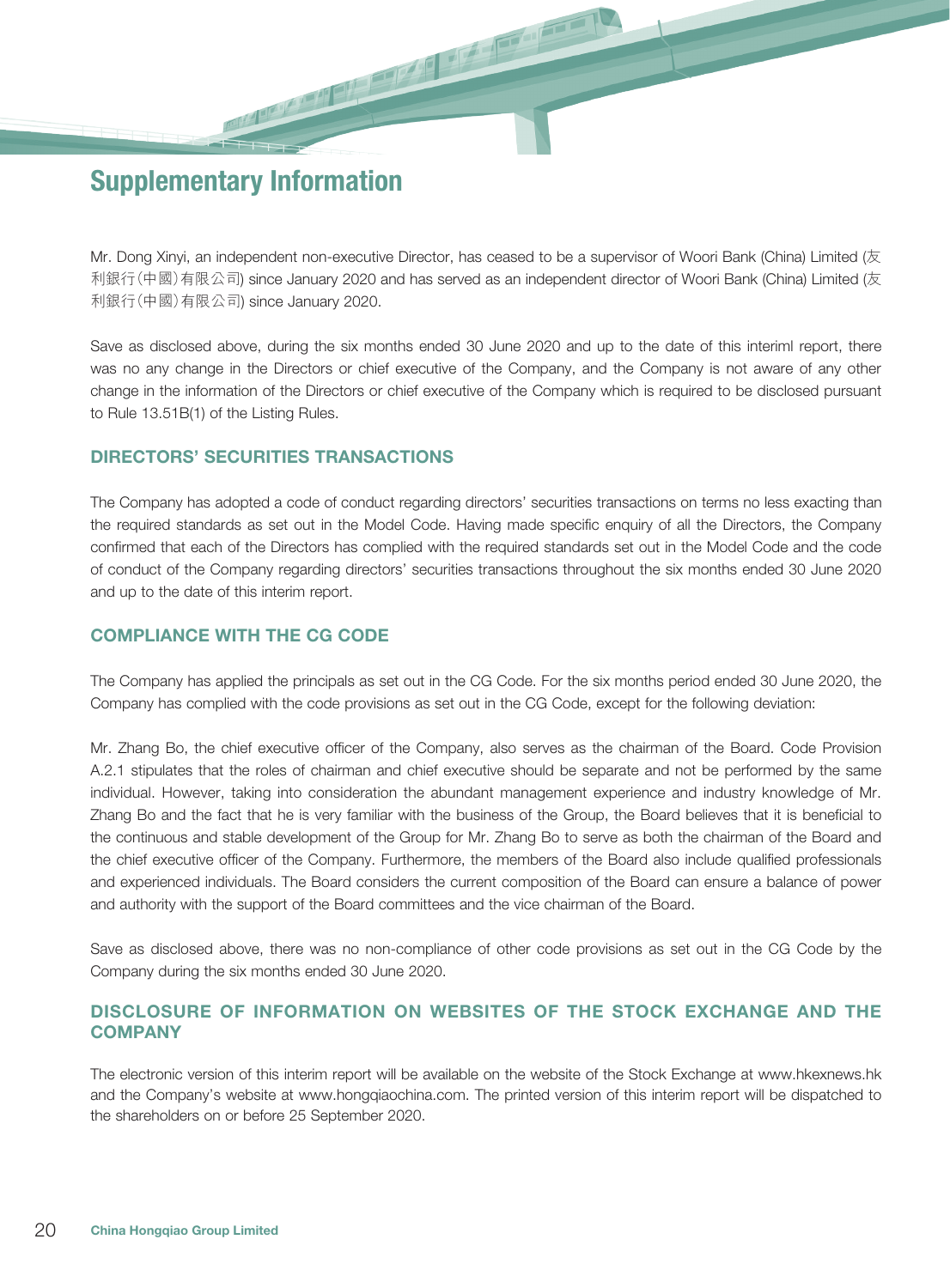# Supplementary Information

Mr. Dong Xinyi, an independent non-executive Director, has ceased to be a supervisor of Woori Bank (China) Limited (友利銀行(中國)有限公司) since January 2020 and has served as an independent director of Woori Bank (China) Limited (友利銀行(中國)有限公司) since January 2020.

Save as disclosed above, during the six months ended 30 June 2020 and up to the date of this interiml report, there was no any change in the Directors or chief executive of the Company, and the Company is not aware of any other change in the information of the Directors or chief executive of the Company which is required to be disclosed pursuant to Rule 13.51B(1) of the Listing Rules.

## DIRECTORS' SECURITIES TRANSACTIONS

The Company has adopted a code of conduct regarding directors' securities transactions on terms no less exacting than the required standards as set out in the Model Code. Having made specific enquiry of all the Directors, the Company confirmed that each of the Directors has complied with the required standards set out in the Model Code and the code of conduct of the Company regarding directors' securities transactions throughout the six months ended 30 June 2020 and up to the date of this interim report.

## COMPLIANCE WITH THE CG CODE

The Company has applied the principals as set out in the CG Code. For the six months period ended 30 June 2020, the Company has complied with the code provisions as set out in the CG Code, except for the following deviation:

Mr. Zhang Bo, the chief executive officer of the Company, also serves as the chairman of the Board. Code Provision A.2.1 stipulates that the roles of chairman and chief executive should be separate and not be performed by the same individual. However, taking into consideration the abundant management experience and industry knowledge of Mr. Zhang Bo and the fact that he is very familiar with the business of the Group, the Board believes that it is beneficial to the continuous and stable development of the Group for Mr. Zhang Bo to serve as both the chairman of the Board and the chief executive officer of the Company. Furthermore, the members of the Board also include qualified professionals and experienced individuals. The Board considers the current composition of the Board can ensure a balance of power and authority with the support of the Board committees and the vice chairman of the Board.

Save as disclosed above, there was no non-compliance of other code provisions as set out in the CG Code by the Company during the six months ended 30 June 2020.

## DISCLOSURE OF INFORMATION ON WEBSITES OF THE STOCK EXCHANGE AND THE COMPANY

The electronic version of this interim report will be available on the website of the Stock Exchange at www.hkexnews.hk and the Company's website at www.hongqiaochina.com. The printed version of this interim report will be dispatched to the shareholders on or before 25 September 2020.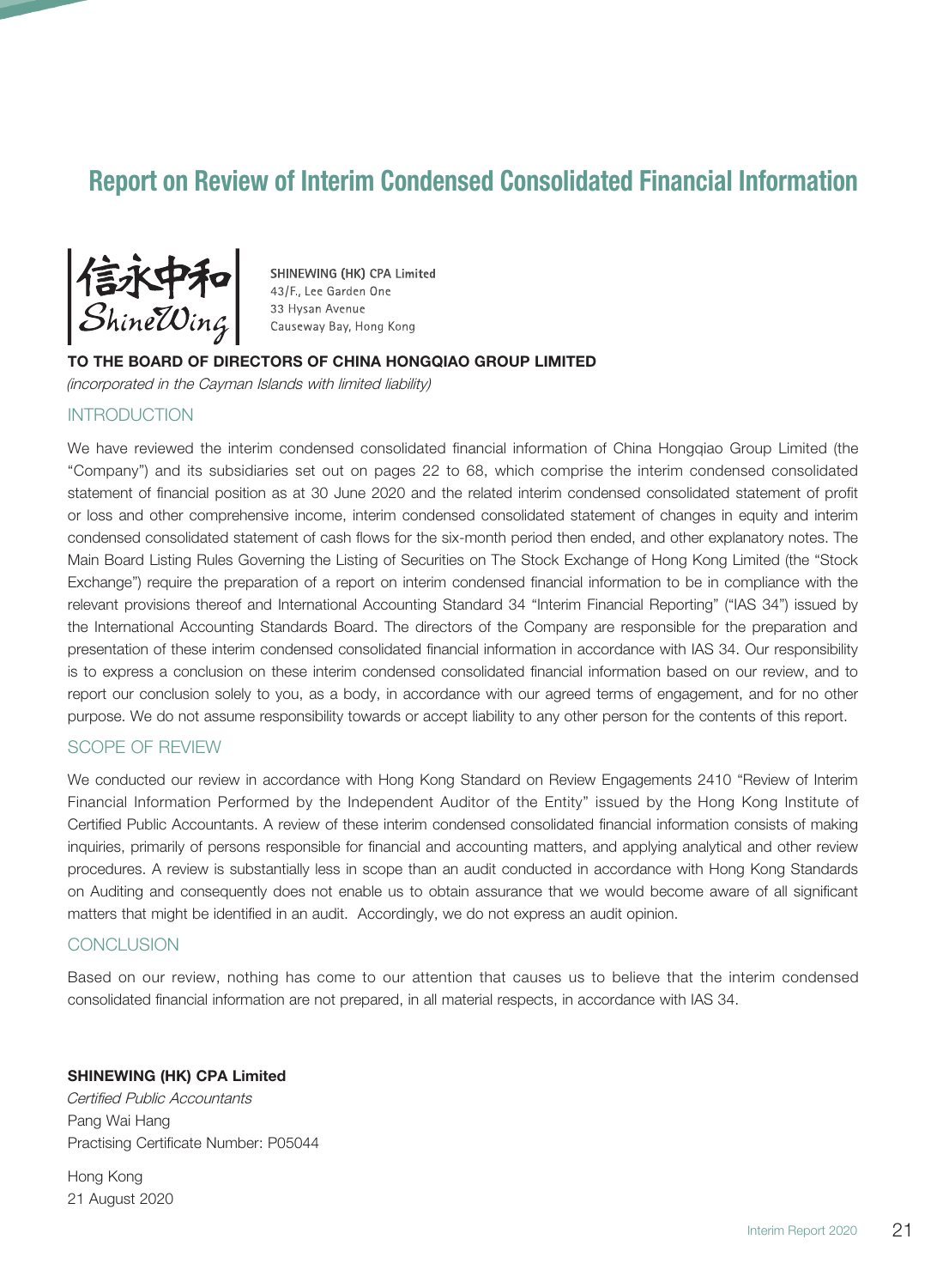# Report on Review of Interim Condensed Consolidated Financial Information

信永中和
ShineWing

**SHINEWING (HK) CPA Limited**
43/F., Lee Garden One
33 Hysan Avenue
Causeway Bay, Hong Kong

**TO THE BOARD OF DIRECTORS OF CHINA HONGQIAO GROUP LIMITED**
*(incorporated in the Cayman Islands with limited liability)*

## INTRODUCTION

We have reviewed the interim condensed consolidated financial information of China Hongqiao Group Limited (the "Company") and its subsidiaries set out on pages 22 to 68, which comprise the interim condensed consolidated statement of financial position as at 30 June 2020 and the related interim condensed consolidated statement of profit or loss and other comprehensive income, interim condensed consolidated statement of changes in equity and interim condensed consolidated statement of cash flows for the six-month period then ended, and other explanatory notes. The Main Board Listing Rules Governing the Listing of Securities on The Stock Exchange of Hong Kong Limited (the "Stock Exchange") require the preparation of a report on interim condensed financial information to be in compliance with the relevant provisions thereof and International Accounting Standard 34 "Interim Financial Reporting" ("IAS 34") issued by the International Accounting Standards Board. The directors of the Company are responsible for the preparation and presentation of these interim condensed consolidated financial information in accordance with IAS 34. Our responsibility is to express a conclusion on these interim condensed consolidated financial information based on our review, and to report our conclusion solely to you, as a body, in accordance with our agreed terms of engagement, and for no other purpose. We do not assume responsibility towards or accept liability to any other person for the contents of this report.

## SCOPE OF REVIEW

We conducted our review in accordance with Hong Kong Standard on Review Engagements 2410 "Review of Interim Financial Information Performed by the Independent Auditor of the Entity" issued by the Hong Kong Institute of Certified Public Accountants. A review of these interim condensed consolidated financial information consists of making inquiries, primarily of persons responsible for financial and accounting matters, and applying analytical and other review procedures. A review is substantially less in scope than an audit conducted in accordance with Hong Kong Standards on Auditing and consequently does not enable us to obtain assurance that we would become aware of all significant matters that might be identified in an audit. Accordingly, we do not express an audit opinion.

## CONCLUSION

Based on our review, nothing has come to our attention that causes us to believe that the interim condensed consolidated financial information are not prepared, in all material respects, in accordance with IAS 34.

**SHINEWING (HK) CPA Limited**
*Certified Public Accountants*
Pang Wai Hang
Practising Certificate Number: P05044

Hong Kong
21 August 2020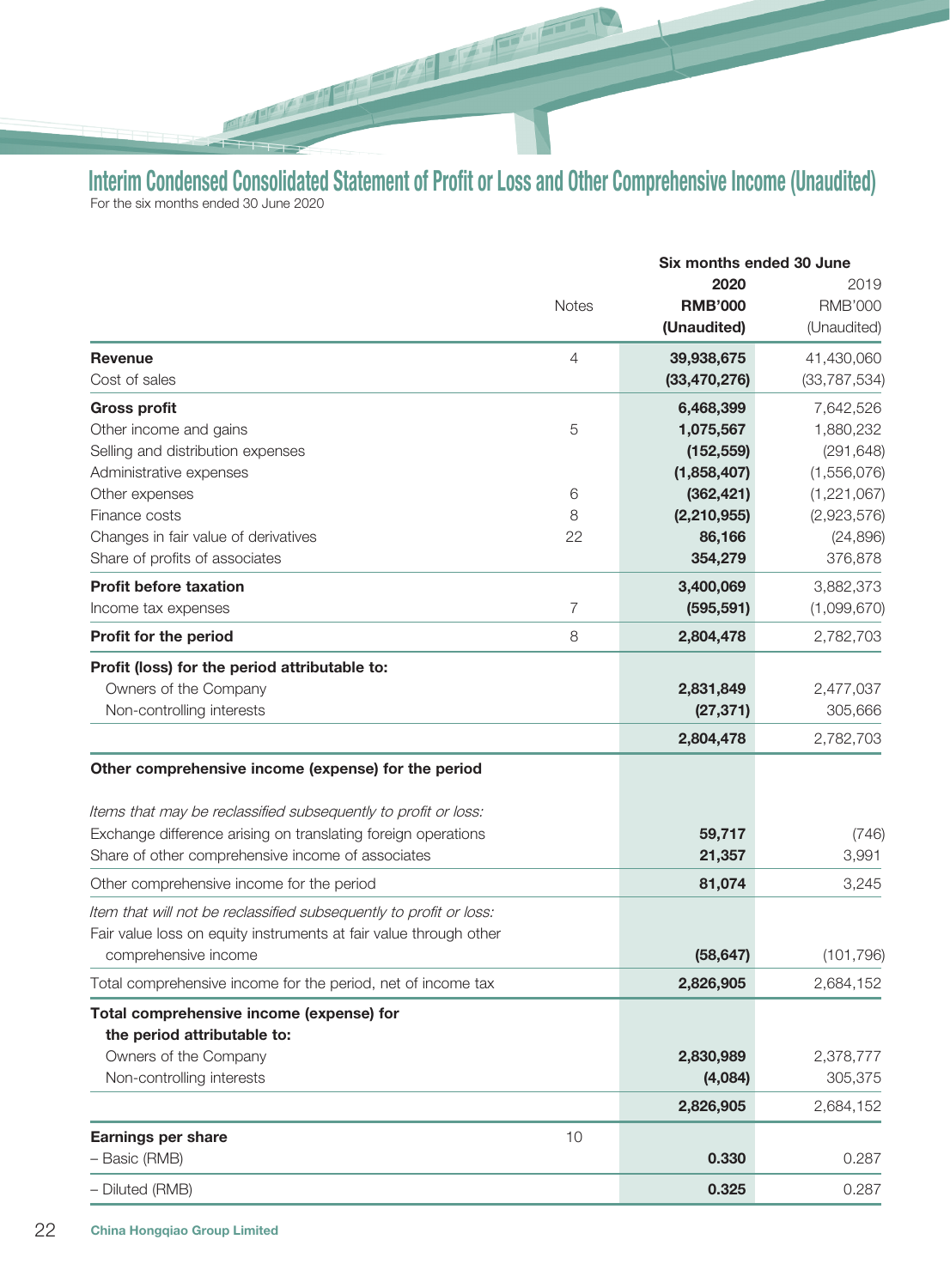# Interim Condensed Consolidated Statement of Profit or Loss and Other Comprehensive Income (Unaudited)

For the six months ended 30 June 2020

| | Notes | Six months ended 30 June 2020 RMB'000 (Unaudited) | 2019 RMB'000 (Unaudited) |
|---|---|---|---|
| **Revenue** | 4 | **39,938,675** | 41,430,060 |
| Cost of sales | | **(33,470,276)** | (33,787,534) |
| **Gross profit** | | **6,468,399** | 7,642,526 |
| Other income and gains | 5 | **1,075,567** | 1,880,232 |
| Selling and distribution expenses | | **(152,559)** | (291,648) |
| Administrative expenses | | **(1,858,407)** | (1,556,076) |
| Other expenses | 6 | **(362,421)** | (1,221,067) |
| Finance costs | 8 | **(2,210,955)** | (2,923,576) |
| Changes in fair value of derivatives | 22 | **86,166** | (24,896) |
| Share of profits of associates | | **354,279** | 376,878 |
| **Profit before taxation** | | **3,400,069** | 3,882,373 |
| Income tax expenses | 7 | **(595,591)** | (1,099,670) |
| **Profit for the period** | 8 | **2,804,478** | 2,782,703 |
| **Profit (loss) for the period attributable to:** | | | |
| Owners of the Company | | **2,831,849** | 2,477,037 |
| Non-controlling interests | | **(27,371)** | 305,666 |
| | | **2,804,478** | 2,782,703 |
| **Other comprehensive income (expense) for the period** | | | |
| *Items that may be reclassified subsequently to profit or loss:* | | | |
| Exchange difference arising on translating foreign operations | | **59,717** | (746) |
| Share of other comprehensive income of associates | | **21,357** | 3,991 |
| Other comprehensive income for the period | | **81,074** | 3,245 |
| *Item that will not be reclassified subsequently to profit or loss:* | | | |
| Fair value loss on equity instruments at fair value through other comprehensive income | | **(58,647)** | (101,796) |
| Total comprehensive income for the period, net of income tax | | **2,826,905** | 2,684,152 |
| **Total comprehensive income (expense) for the period attributable to:** | | | |
| Owners of the Company | | **2,830,989** | 2,378,777 |
| Non-controlling interests | | **(4,084)** | 305,375 |
| | | **2,826,905** | 2,684,152 |
| **Earnings per share** | 10 | | |
| – Basic (RMB) | | **0.330** | 0.287 |
| – Diluted (RMB) | | **0.325** | 0.287 |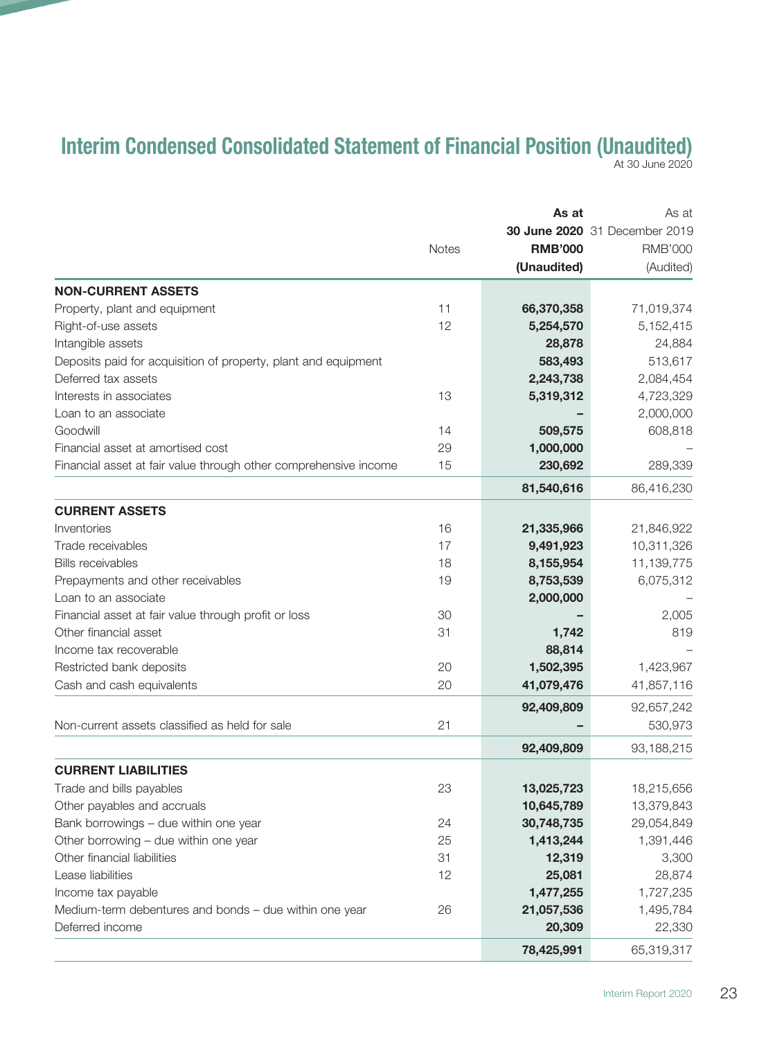# Interim Condensed Consolidated Statement of Financial Position (Unaudited)

At 30 June 2020

| | Notes | As at 30 June 2020 RMB'000 (Unaudited) | As at 31 December 2019 RMB'000 (Audited) |
|---|---|---|---|
| **NON-CURRENT ASSETS** | | | |
| Property, plant and equipment | 11 | **66,370,358** | 71,019,374 |
| Right-of-use assets | 12 | **5,254,570** | 5,152,415 |
| Intangible assets | | **28,878** | 24,884 |
| Deposits paid for acquisition of property, plant and equipment | | **583,493** | 513,617 |
| Deferred tax assets | | **2,243,738** | 2,084,454 |
| Interests in associates | 13 | **5,319,312** | 4,723,329 |
| Loan to an associate | | **–** | 2,000,000 |
| Goodwill | 14 | **509,575** | 608,818 |
| Financial asset at amortised cost | 29 | **1,000,000** | – |
| Financial asset at fair value through other comprehensive income | 15 | **230,692** | 289,339 |
| | | **81,540,616** | 86,416,230 |
| **CURRENT ASSETS** | | | |
| Inventories | 16 | **21,335,966** | 21,846,922 |
| Trade receivables | 17 | **9,491,923** | 10,311,326 |
| Bills receivables | 18 | **8,155,954** | 11,139,775 |
| Prepayments and other receivables | 19 | **8,753,539** | 6,075,312 |
| Loan to an associate | | **2,000,000** | – |
| Financial asset at fair value through profit or loss | 30 | **–** | 2,005 |
| Other financial asset | 31 | **1,742** | 819 |
| Income tax recoverable | | **88,814** | – |
| Restricted bank deposits | 20 | **1,502,395** | 1,423,967 |
| Cash and cash equivalents | 20 | **41,079,476** | 41,857,116 |
| | | **92,409,809** | 92,657,242 |
| Non-current assets classified as held for sale | 21 | **–** | 530,973 |
| | | **92,409,809** | 93,188,215 |
| **CURRENT LIABILITIES** | | | |
| Trade and bills payables | 23 | **13,025,723** | 18,215,656 |
| Other payables and accruals | | **10,645,789** | 13,379,843 |
| Bank borrowings – due within one year | 24 | **30,748,735** | 29,054,849 |
| Other borrowing – due within one year | 25 | **1,413,244** | 1,391,446 |
| Other financial liabilities | 31 | **12,319** | 3,300 |
| Lease liabilities | 12 | **25,081** | 28,874 |
| Income tax payable | | **1,477,255** | 1,727,235 |
| Medium-term debentures and bonds – due within one year | 26 | **21,057,536** | 1,495,784 |
| Deferred income | | **20,309** | 22,330 |
| | | **78,425,991** | 65,319,317 |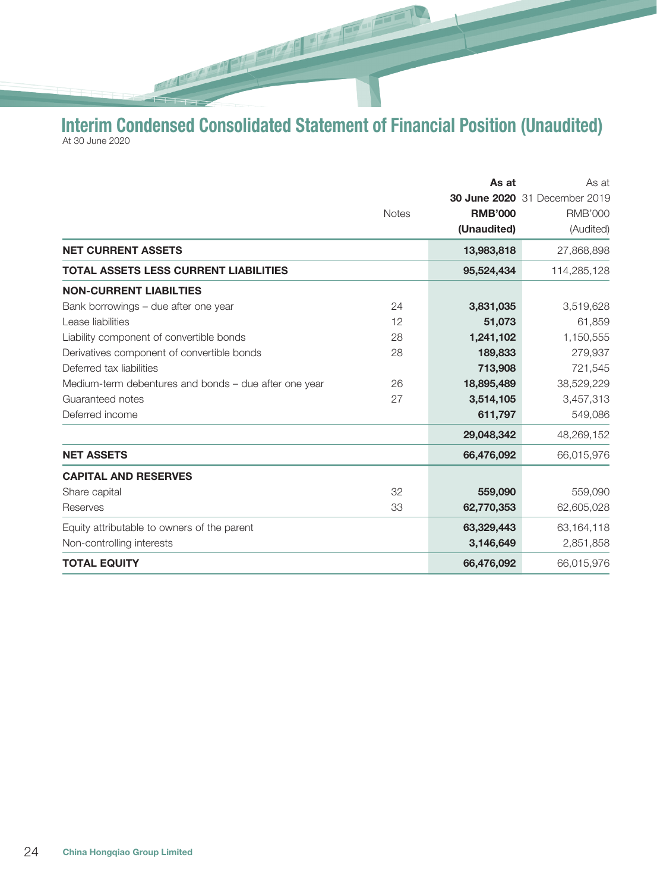# Interim Condensed Consolidated Statement of Financial Position (Unaudited)

At 30 June 2020

| | Notes | As at 30 June 2020 RMB'000 (Unaudited) | As at 31 December 2019 RMB'000 (Audited) |
|---|---|---|---|
| **NET CURRENT ASSETS** | | **13,983,818** | 27,868,898 |
| **TOTAL ASSETS LESS CURRENT LIABILITIES** | | **95,524,434** | 114,285,128 |
| **NON-CURRENT LIABILTIES** | | | |
| Bank borrowings – due after one year | 24 | **3,831,035** | 3,519,628 |
| Lease liabilities | 12 | **51,073** | 61,859 |
| Liability component of convertible bonds | 28 | **1,241,102** | 1,150,555 |
| Derivatives component of convertible bonds | 28 | **189,833** | 279,937 |
| Deferred tax liabilities | | **713,908** | 721,545 |
| Medium-term debentures and bonds – due after one year | 26 | **18,895,489** | 38,529,229 |
| Guaranteed notes | 27 | **3,514,105** | 3,457,313 |
| Deferred income | | **611,797** | 549,086 |
| | | **29,048,342** | 48,269,152 |
| **NET ASSETS** | | **66,476,092** | 66,015,976 |
| **CAPITAL AND RESERVES** | | | |
| Share capital | 32 | **559,090** | 559,090 |
| Reserves | 33 | **62,770,353** | 62,605,028 |
| Equity attributable to owners of the parent | | **63,329,443** | 63,164,118 |
| Non-controlling interests | | **3,146,649** | 2,851,858 |
| **TOTAL EQUITY** | | **66,476,092** | 66,015,976 |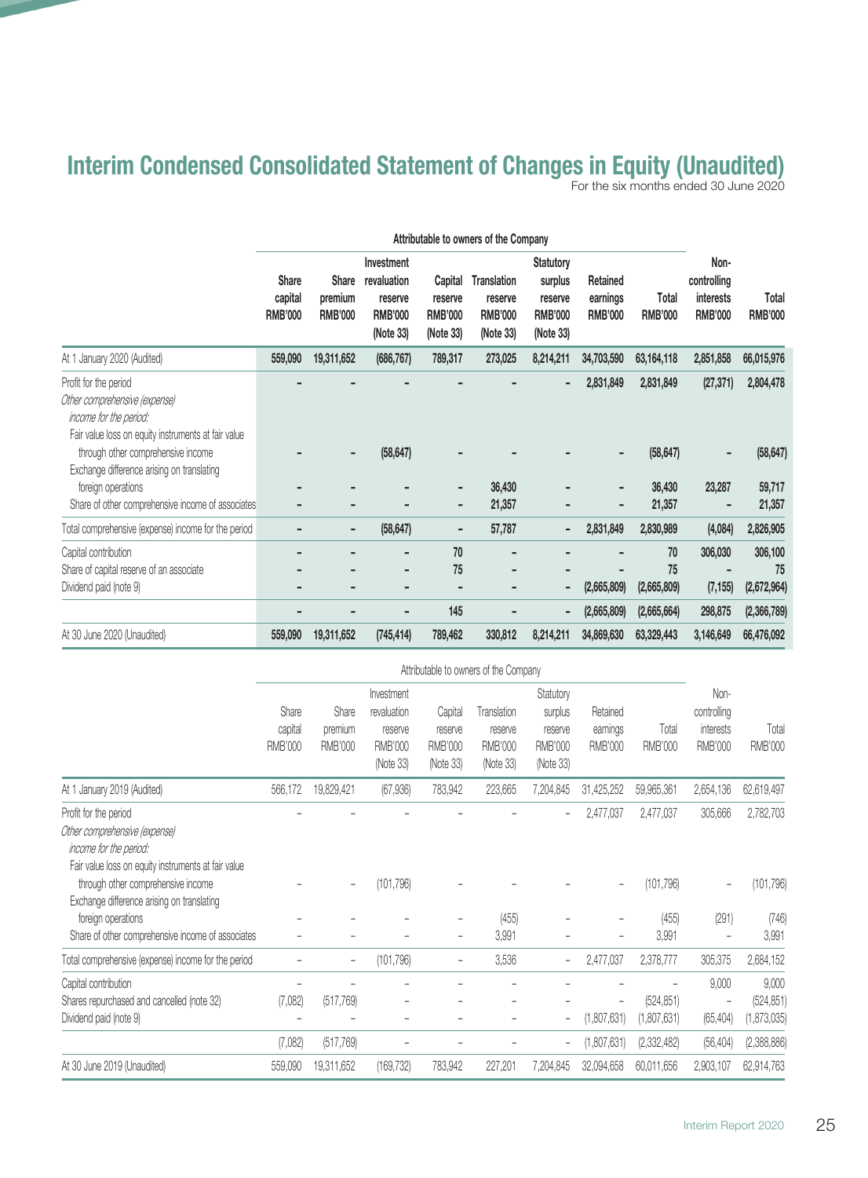# Interim Condensed Consolidated Statement of Changes in Equity (Unaudited)

For the six months ended 30 June 2020

| | Attributable to owners of the Company | | | | | | | | | |
|---|---|---|---|---|---|---|---|---|---|---|
| | **Share capital RMB'000** | **Share premium RMB'000** | **Investment revaluation reserve RMB'000 (Note 33)** | **Capital reserve RMB'000 (Note 33)** | **Translation reserve RMB'000 (Note 33)** | **Statutory surplus reserve RMB'000 (Note 33)** | **Retained earnings RMB'000** | **Total RMB'000** | **Non-controlling interests RMB'000** | **Total RMB'000** |
| At 1 January 2020 (Audited) | **559,090** | **19,311,652** | **(686,767)** | **789,317** | **273,025** | **8,214,211** | **34,703,590** | **63,164,118** | **2,851,858** | **66,015,976** |
| Profit for the period | **–** | **–** | **–** | **–** | **–** | **–** | **2,831,849** | **2,831,849** | **(27,371)** | **2,804,478** |
| *Other comprehensive (expense) income for the period:* | | | | | | | | | | |
| Fair value loss on equity instruments at fair value through other comprehensive income | **–** | **–** | **(58,647)** | **–** | **–** | **–** | **–** | **(58,647)** | **–** | **(58,647)** |
| Exchange difference arising on translating foreign operations | **–** | **–** | **–** | **–** | **36,430** | **–** | **–** | **36,430** | **23,287** | **59,717** |
| Share of other comprehensive income of associates | **–** | **–** | **–** | **–** | **21,357** | **–** | **–** | **21,357** | **–** | **21,357** |
| Total comprehensive (expense) income for the period | **–** | **–** | **(58,647)** | **–** | **57,787** | **–** | **2,831,849** | **2,830,989** | **(4,084)** | **2,826,905** |
| Capital contribution | **–** | **–** | **–** | **70** | **–** | **–** | **–** | **70** | **306,030** | **306,100** |
| Share of capital reserve of an associate | **–** | **–** | **–** | **75** | **–** | **–** | **–** | **75** | **–** | **75** |
| Dividend paid (note 9) | **–** | **–** | **–** | **–** | **–** | **–** | **(2,665,809)** | **(2,665,809)** | **(7,155)** | **(2,672,964)** |
| | **–** | **–** | **–** | **145** | **–** | **–** | **(2,665,809)** | **(2,665,664)** | **298,875** | **(2,366,789)** |
| At 30 June 2020 (Unaudited) | **559,090** | **19,311,652** | **(745,414)** | **789,462** | **330,812** | **8,214,211** | **34,869,630** | **63,329,443** | **3,146,649** | **66,476,092** |

| | Attributable to owners of the Company | | | | | | | | | |
|---|---|---|---|---|---|---|---|---|---|---|
| | Share capital RMB'000 | Share premium RMB'000 | Investment revaluation reserve RMB'000 (Note 33) | Capital reserve RMB'000 (Note 33) | Translation reserve RMB'000 (Note 33) | Statutory surplus reserve RMB'000 (Note 33) | Retained earnings RMB'000 | Total RMB'000 | Non-controlling interests RMB'000 | Total RMB'000 |
| At 1 January 2019 (Audited) | 566,172 | 19,829,421 | (67,936) | 783,942 | 223,665 | 7,204,845 | 31,425,252 | 59,965,361 | 2,654,136 | 62,619,497 |
| Profit for the period | – | – | – | – | – | – | 2,477,037 | 2,477,037 | 305,666 | 2,782,703 |
| *Other comprehensive (expense) income for the period:* | | | | | | | | | | |
| Fair value loss on equity instruments at fair value through other comprehensive income | – | – | (101,796) | – | – | – | – | (101,796) | – | (101,796) |
| Exchange difference arising on translating foreign operations | – | – | – | – | (455) | – | – | (455) | (291) | (746) |
| Share of other comprehensive income of associates | – | – | – | – | 3,991 | – | – | 3,991 | – | 3,991 |
| Total comprehensive (expense) income for the period | – | – | (101,796) | – | 3,536 | – | 2,477,037 | 2,378,777 | 305,375 | 2,684,152 |
| Capital contribution | – | – | – | – | – | – | – | – | 9,000 | 9,000 |
| Shares repurchased and cancelled (note 32) | (7,082) | (517,769) | – | – | – | – | – | (524,851) | – | (524,851) |
| Dividend paid (note 9) | – | – | – | – | – | – | (1,807,631) | (1,807,631) | (65,404) | (1,873,035) |
| | (7,082) | (517,769) | – | – | – | – | (1,807,631) | (2,332,482) | (56,404) | (2,388,886) |
| At 30 June 2019 (Unaudited) | 559,090 | 19,311,652 | (169,732) | 783,942 | 227,201 | 7,204,845 | 32,094,658 | 60,011,656 | 2,903,107 | 62,914,763 |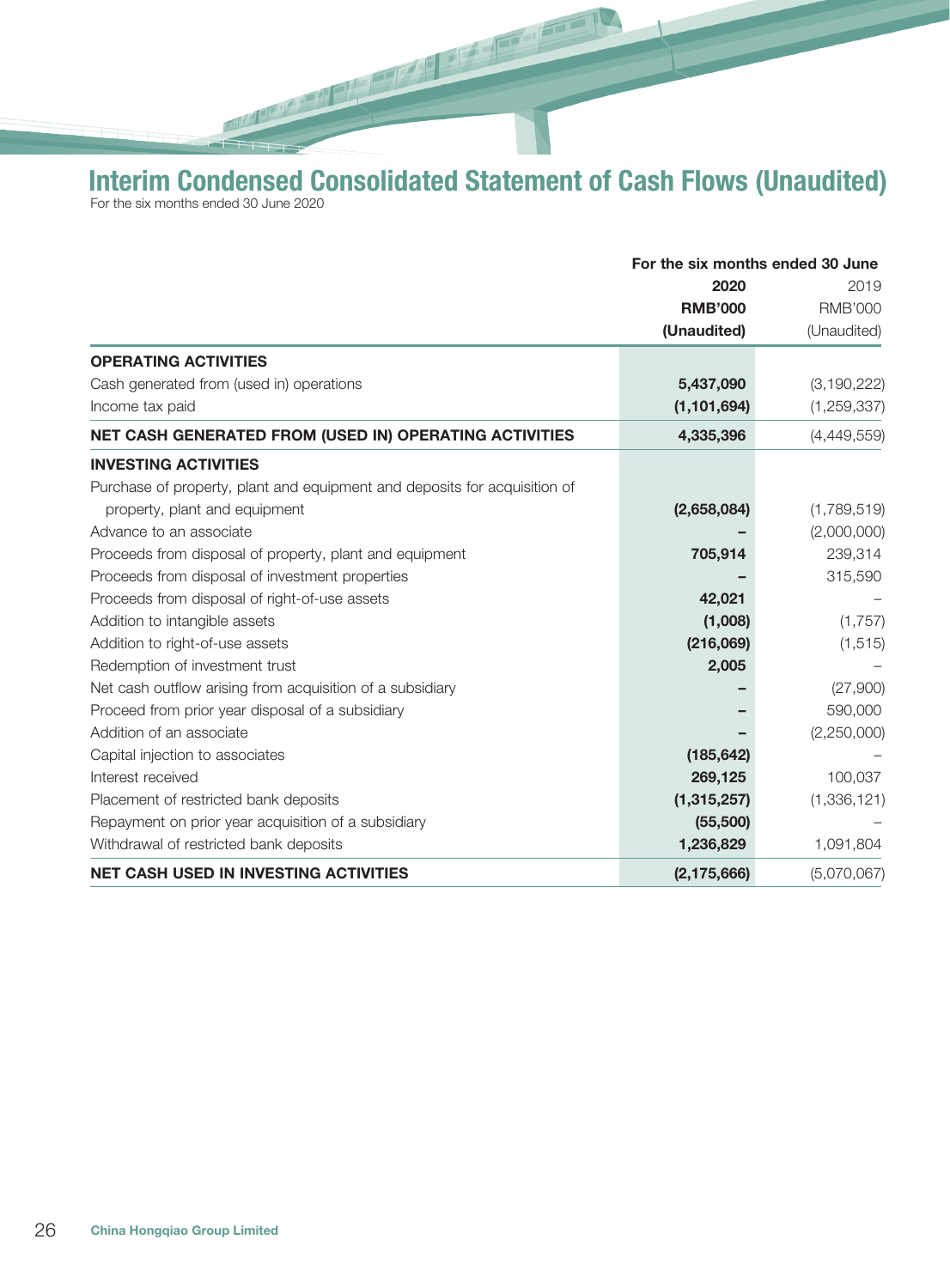# Interim Condensed Consolidated Statement of Cash Flows (Unaudited)

For the six months ended 30 June 2020

| | For the six months ended 30 June | |
|---|---|---|
| | **2020** | 2019 |
| | **RMB'000** | RMB'000 |
| | **(Unaudited)** | (Unaudited) |
| **OPERATING ACTIVITIES** | | |
| Cash generated from (used in) operations | **5,437,090** | (3,190,222) |
| Income tax paid | **(1,101,694)** | (1,259,337) |
| **NET CASH GENERATED FROM (USED IN) OPERATING ACTIVITIES** | **4,335,396** | (4,449,559) |
| **INVESTING ACTIVITIES** | | |
| Purchase of property, plant and equipment and deposits for acquisition of property, plant and equipment | **(2,658,084)** | (1,789,519) |
| Advance to an associate | **–** | (2,000,000) |
| Proceeds from disposal of property, plant and equipment | **705,914** | 239,314 |
| Proceeds from disposal of investment properties | **–** | 315,590 |
| Proceeds from disposal of right-of-use assets | **42,021** | – |
| Addition to intangible assets | **(1,008)** | (1,757) |
| Addition to right-of-use assets | **(216,069)** | (1,515) |
| Redemption of investment trust | **2,005** | – |
| Net cash outflow arising from acquisition of a subsidiary | **–** | (27,900) |
| Proceed from prior year disposal of a subsidiary | **–** | 590,000 |
| Addition of an associate | **–** | (2,250,000) |
| Capital injection to associates | **(185,642)** | – |
| Interest received | **269,125** | 100,037 |
| Placement of restricted bank deposits | **(1,315,257)** | (1,336,121) |
| Repayment on prior year acquisition of a subsidiary | **(55,500)** | – |
| Withdrawal of restricted bank deposits | **1,236,829** | 1,091,804 |
| **NET CASH USED IN INVESTING ACTIVITIES** | **(2,175,666)** | (5,070,067) |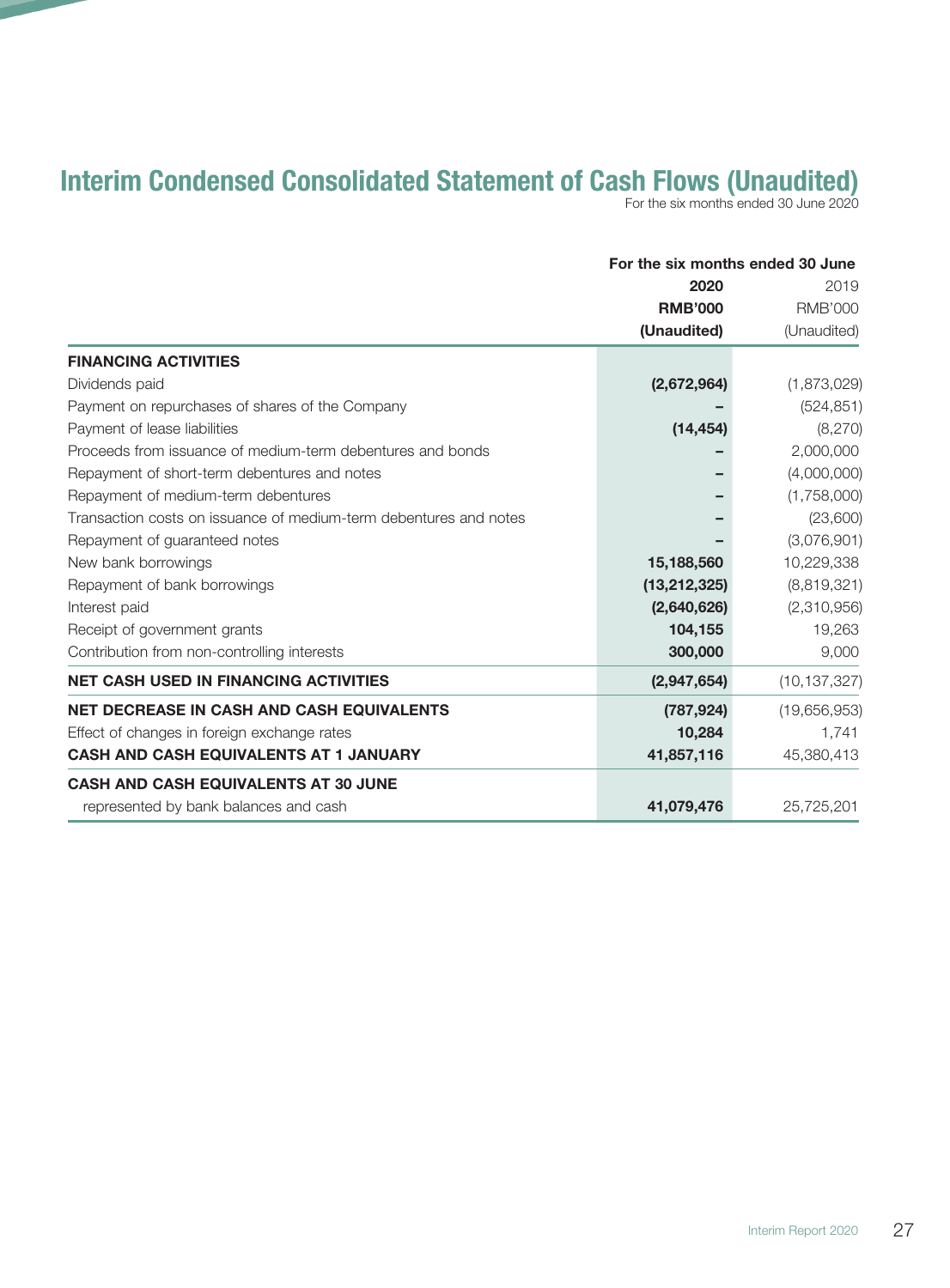# Interim Condensed Consolidated Statement of Cash Flows (Unaudited)

For the six months ended 30 June 2020

| | For the six months ended 30 June | |
|---|---|---|
| | **2020** | 2019 |
| | **RMB'000** | RMB'000 |
| | **(Unaudited)** | (Unaudited) |
| **FINANCING ACTIVITIES** | | |
| Dividends paid | **(2,672,964)** | (1,873,029) |
| Payment on repurchases of shares of the Company | **–** | (524,851) |
| Payment of lease liabilities | **(14,454)** | (8,270) |
| Proceeds from issuance of medium-term debentures and bonds | **–** | 2,000,000 |
| Repayment of short-term debentures and notes | **–** | (4,000,000) |
| Repayment of medium-term debentures | **–** | (1,758,000) |
| Transaction costs on issuance of medium-term debentures and notes | **–** | (23,600) |
| Repayment of guaranteed notes | **–** | (3,076,901) |
| New bank borrowings | **15,188,560** | 10,229,338 |
| Repayment of bank borrowings | **(13,212,325)** | (8,819,321) |
| Interest paid | **(2,640,626)** | (2,310,956) |
| Receipt of government grants | **104,155** | 19,263 |
| Contribution from non-controlling interests | **300,000** | 9,000 |
| **NET CASH USED IN FINANCING ACTIVITIES** | **(2,947,654)** | (10,137,327) |
| **NET DECREASE IN CASH AND CASH EQUIVALENTS** | **(787,924)** | (19,656,953) |
| Effect of changes in foreign exchange rates | **10,284** | 1,741 |
| **CASH AND CASH EQUIVALENTS AT 1 JANUARY** | **41,857,116** | 45,380,413 |
| **CASH AND CASH EQUIVALENTS AT 30 JUNE** represented by bank balances and cash | **41,079,476** | 25,725,201 |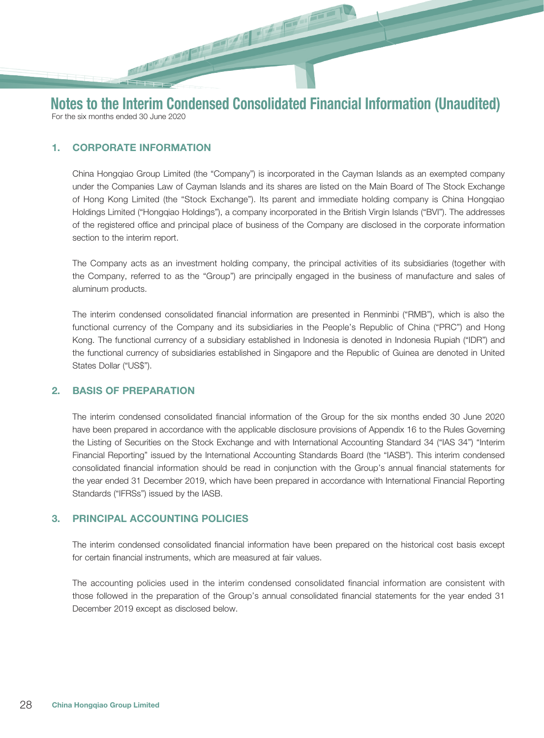# Notes to the Interim Condensed Consolidated Financial Information (Unaudited)

For the six months ended 30 June 2020

## 1. CORPORATE INFORMATION

China Hongqiao Group Limited (the "Company") is incorporated in the Cayman Islands as an exempted company under the Companies Law of Cayman Islands and its shares are listed on the Main Board of The Stock Exchange of Hong Kong Limited (the "Stock Exchange"). Its parent and immediate holding company is China Hongqiao Holdings Limited ("Hongqiao Holdings"), a company incorporated in the British Virgin Islands ("BVI"). The addresses of the registered office and principal place of business of the Company are disclosed in the corporate information section to the interim report.

The Company acts as an investment holding company, the principal activities of its subsidiaries (together with the Company, referred to as the "Group") are principally engaged in the business of manufacture and sales of aluminum products.

The interim condensed consolidated financial information are presented in Renminbi ("RMB"), which is also the functional currency of the Company and its subsidiaries in the People's Republic of China ("PRC") and Hong Kong. The functional currency of a subsidiary established in Indonesia is denoted in Indonesia Rupiah ("IDR") and the functional currency of subsidiaries established in Singapore and the Republic of Guinea are denoted in United States Dollar ("US$").

## 2. BASIS OF PREPARATION

The interim condensed consolidated financial information of the Group for the six months ended 30 June 2020 have been prepared in accordance with the applicable disclosure provisions of Appendix 16 to the Rules Governing the Listing of Securities on the Stock Exchange and with International Accounting Standard 34 ("IAS 34") "Interim Financial Reporting" issued by the International Accounting Standards Board (the "IASB"). This interim condensed consolidated financial information should be read in conjunction with the Group's annual financial statements for the year ended 31 December 2019, which have been prepared in accordance with International Financial Reporting Standards ("IFRSs") issued by the IASB.

## 3. PRINCIPAL ACCOUNTING POLICIES

The interim condensed consolidated financial information have been prepared on the historical cost basis except for certain financial instruments, which are measured at fair values.

The accounting policies used in the interim condensed consolidated financial information are consistent with those followed in the preparation of the Group's annual consolidated financial statements for the year ended 31 December 2019 except as disclosed below.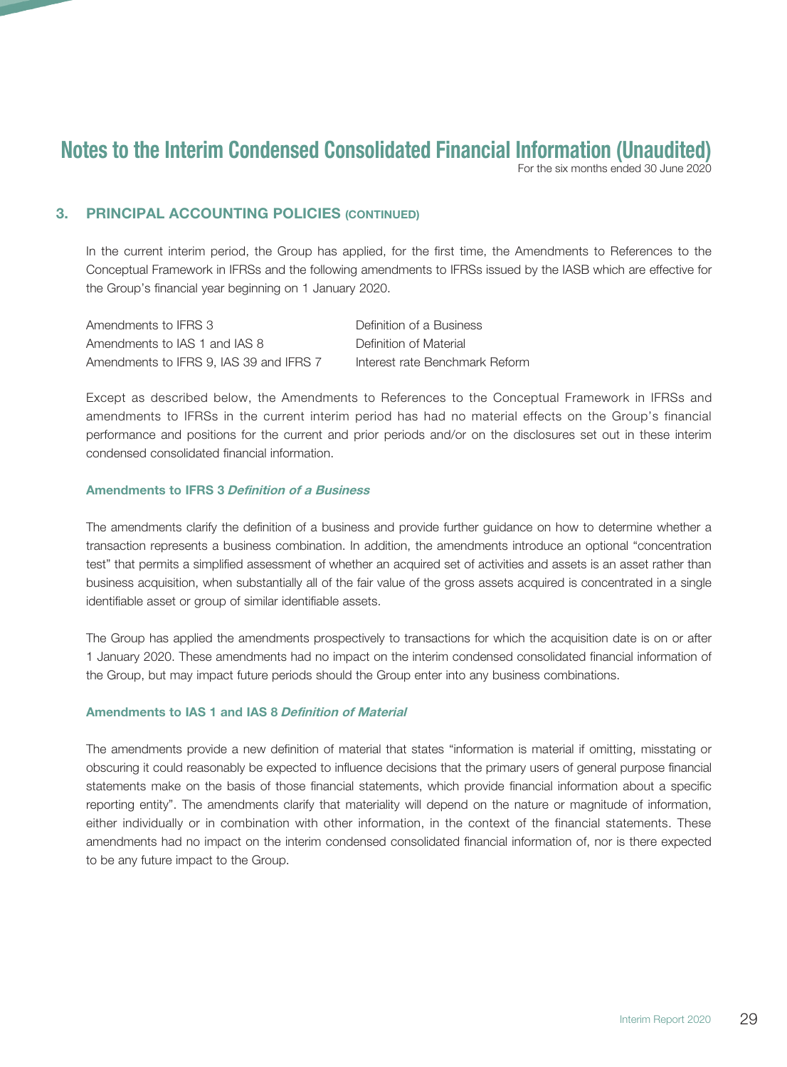# Notes to the Interim Condensed Consolidated Financial Information (Unaudited)

For the six months ended 30 June 2020

## 3. PRINCIPAL ACCOUNTING POLICIES (CONTINUED)

In the current interim period, the Group has applied, for the first time, the Amendments to References to the Conceptual Framework in IFRSs and the following amendments to IFRSs issued by the IASB which are effective for the Group's financial year beginning on 1 January 2020.

| | |
|---|---|
| Amendments to IFRS 3 | Definition of a Business |
| Amendments to IAS 1 and IAS 8 | Definition of Material |
| Amendments to IFRS 9, IAS 39 and IFRS 7 | Interest rate Benchmark Reform |

Except as described below, the Amendments to References to the Conceptual Framework in IFRSs and amendments to IFRSs in the current interim period has had no material effects on the Group's financial performance and positions for the current and prior periods and/or on the disclosures set out in these interim condensed consolidated financial information.

### Amendments to IFRS 3 *Definition of a Business*

The amendments clarify the definition of a business and provide further guidance on how to determine whether a transaction represents a business combination. In addition, the amendments introduce an optional "concentration test" that permits a simplified assessment of whether an acquired set of activities and assets is an asset rather than business acquisition, when substantially all of the fair value of the gross assets acquired is concentrated in a single identifiable asset or group of similar identifiable assets.

The Group has applied the amendments prospectively to transactions for which the acquisition date is on or after 1 January 2020. These amendments had no impact on the interim condensed consolidated financial information of the Group, but may impact future periods should the Group enter into any business combinations.

### Amendments to IAS 1 and IAS 8 *Definition of Material*

The amendments provide a new definition of material that states "information is material if omitting, misstating or obscuring it could reasonably be expected to influence decisions that the primary users of general purpose financial statements make on the basis of those financial statements, which provide financial information about a specific reporting entity". The amendments clarify that materiality will depend on the nature or magnitude of information, either individually or in combination with other information, in the context of the financial statements. These amendments had no impact on the interim condensed consolidated financial information of, nor is there expected to be any future impact to the Group.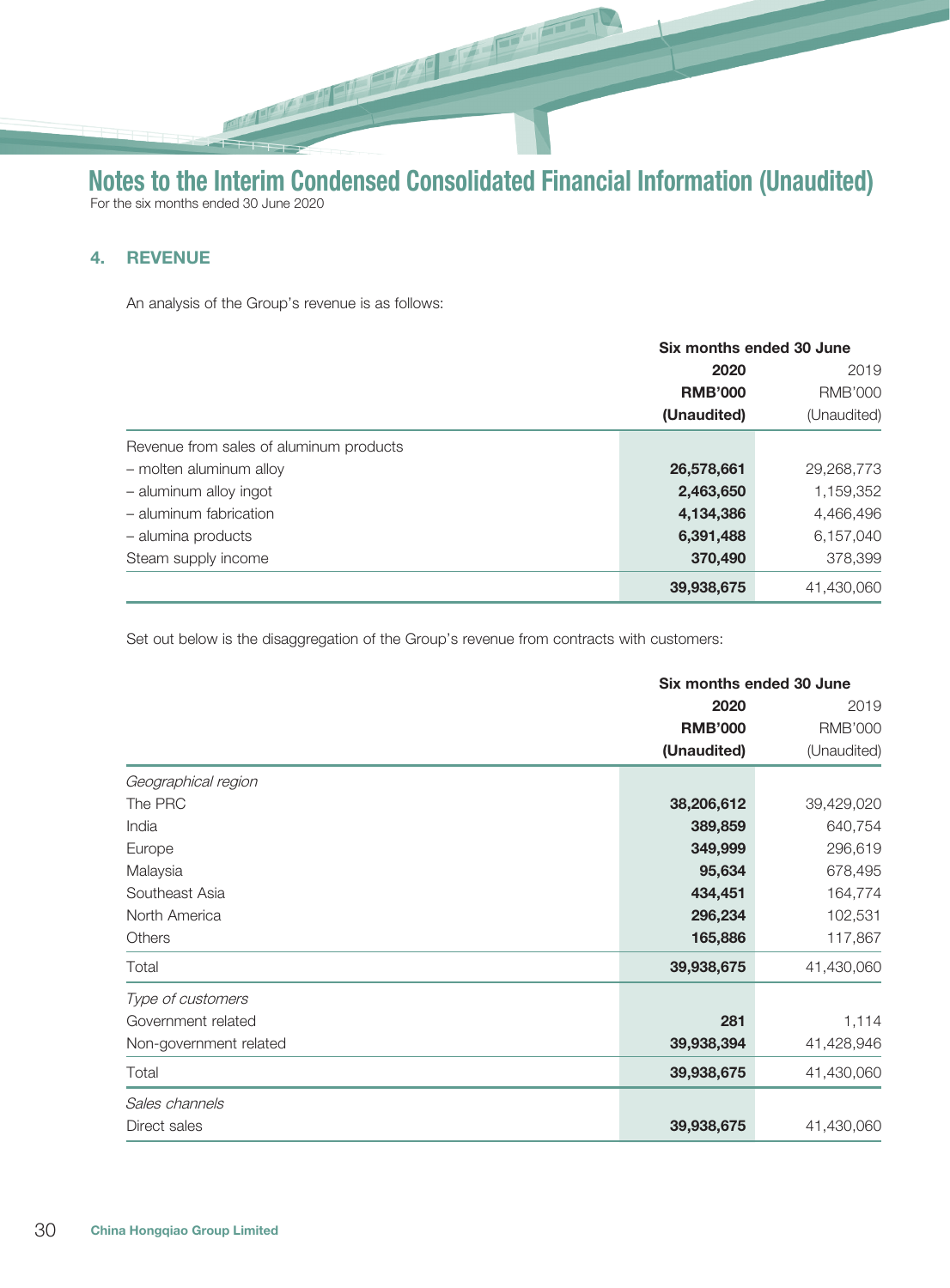# Notes to the Interim Condensed Consolidated Financial Information (Unaudited)

For the six months ended 30 June 2020

## 4. REVENUE

An analysis of the Group's revenue is as follows:

| | Six months ended 30 June | |
|---|---|---|
| | **2020** | 2019 |
| | **RMB'000** | RMB'000 |
| | **(Unaudited)** | (Unaudited) |
| Revenue from sales of aluminum products | | |
| – molten aluminum alloy | **26,578,661** | 29,268,773 |
| – aluminum alloy ingot | **2,463,650** | 1,159,352 |
| – aluminum fabrication | **4,134,386** | 4,466,496 |
| – alumina products | **6,391,488** | 6,157,040 |
| Steam supply income | **370,490** | 378,399 |
| | **39,938,675** | 41,430,060 |

Set out below is the disaggregation of the Group's revenue from contracts with customers:

| | Six months ended 30 June | |
|---|---|---|
| | **2020** | 2019 |
| | **RMB'000** | RMB'000 |
| | **(Unaudited)** | (Unaudited) |
| *Geographical region* | | |
| The PRC | **38,206,612** | 39,429,020 |
| India | **389,859** | 640,754 |
| Europe | **349,999** | 296,619 |
| Malaysia | **95,634** | 678,495 |
| Southeast Asia | **434,451** | 164,774 |
| North America | **296,234** | 102,531 |
| Others | **165,886** | 117,867 |
| Total | **39,938,675** | 41,430,060 |
| *Type of customers* | | |
| Government related | **281** | 1,114 |
| Non-government related | **39,938,394** | 41,428,946 |
| Total | **39,938,675** | 41,430,060 |
| *Sales channels* | | |
| Direct sales | **39,938,675** | 41,430,060 |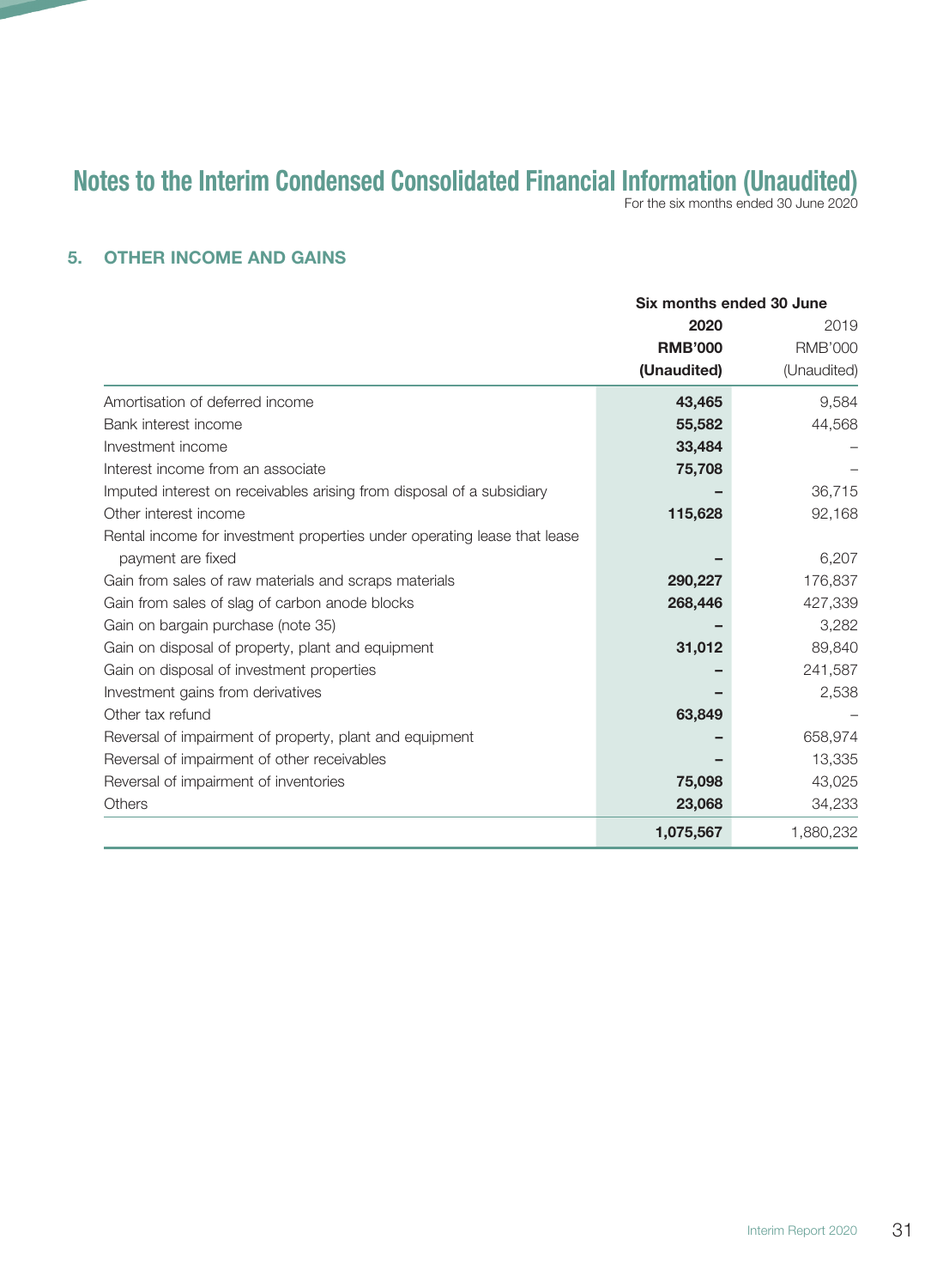# Notes to the Interim Condensed Consolidated Financial Information (Unaudited)

For the six months ended 30 June 2020

## 5. OTHER INCOME AND GAINS

| | Six months ended 30 June | |
|---|---|---|
| | **2020** | 2019 |
| | **RMB'000** | RMB'000 |
| | **(Unaudited)** | (Unaudited) |
| Amortisation of deferred income | **43,465** | 9,584 |
| Bank interest income | **55,582** | 44,568 |
| Investment income | **33,484** | – |
| Interest income from an associate | **75,708** | – |
| Imputed interest on receivables arising from disposal of a subsidiary | **–** | 36,715 |
| Other interest income | **115,628** | 92,168 |
| Rental income for investment properties under operating lease that lease payment are fixed | **–** | 6,207 |
| Gain from sales of raw materials and scraps materials | **290,227** | 176,837 |
| Gain from sales of slag of carbon anode blocks | **268,446** | 427,339 |
| Gain on bargain purchase (note 35) | **–** | 3,282 |
| Gain on disposal of property, plant and equipment | **31,012** | 89,840 |
| Gain on disposal of investment properties | **–** | 241,587 |
| Investment gains from derivatives | **–** | 2,538 |
| Other tax refund | **63,849** | – |
| Reversal of impairment of property, plant and equipment | **–** | 658,974 |
| Reversal of impairment of other receivables | **–** | 13,335 |
| Reversal of impairment of inventories | **75,098** | 43,025 |
| Others | **23,068** | 34,233 |
| | **1,075,567** | 1,880,232 |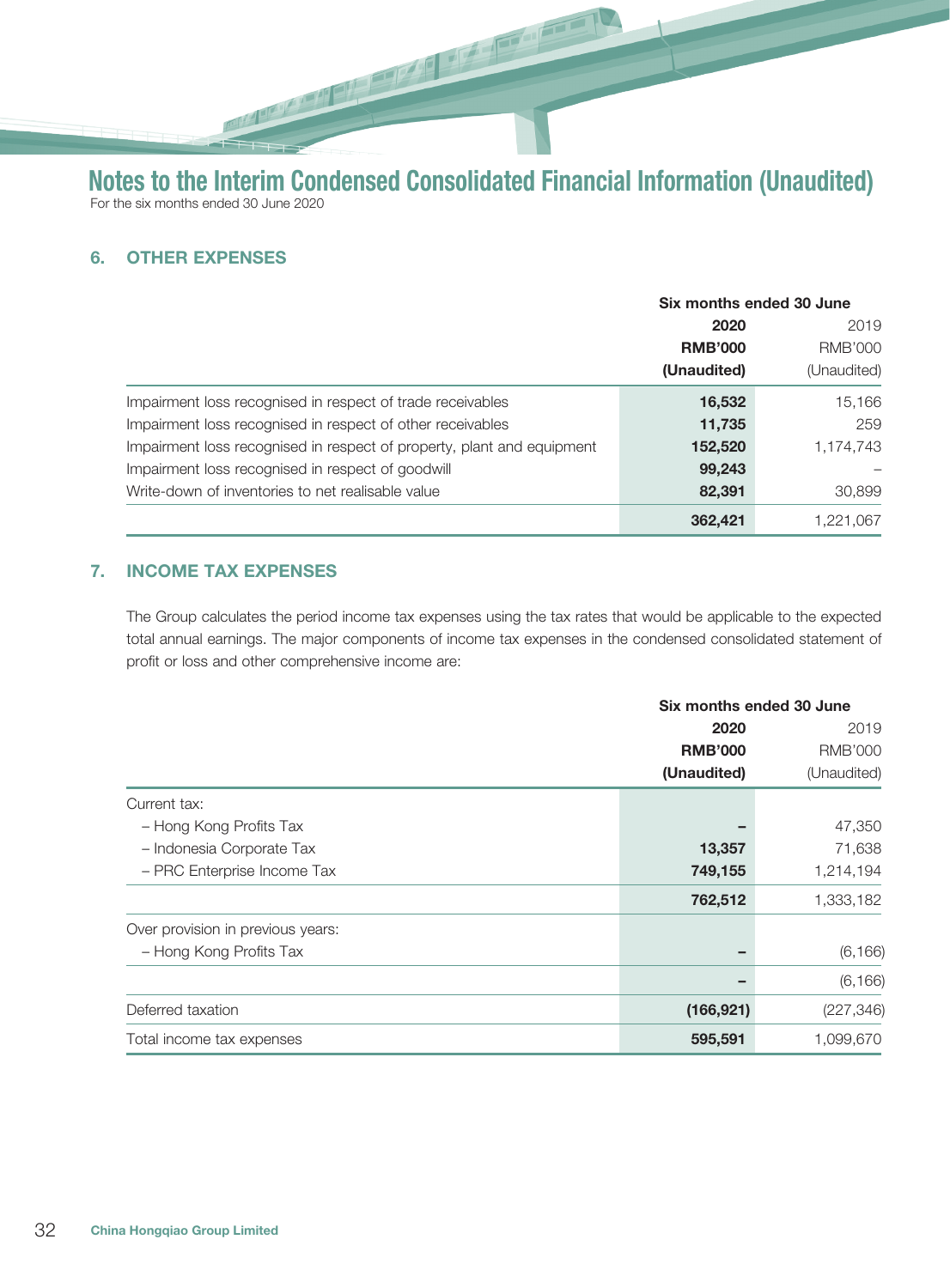# Notes to the Interim Condensed Consolidated Financial Information (Unaudited)

For the six months ended 30 June 2020

## 6. OTHER EXPENSES

| | Six months ended 30 June | |
|---|---|---|
| | **2020** | 2019 |
| | **RMB'000** | RMB'000 |
| | **(Unaudited)** | (Unaudited) |
| Impairment loss recognised in respect of trade receivables | **16,532** | 15,166 |
| Impairment loss recognised in respect of other receivables | **11,735** | 259 |
| Impairment loss recognised in respect of property, plant and equipment | **152,520** | 1,174,743 |
| Impairment loss recognised in respect of goodwill | **99,243** | – |
| Write-down of inventories to net realisable value | **82,391** | 30,899 |
| | **362,421** | 1,221,067 |

## 7. INCOME TAX EXPENSES

The Group calculates the period income tax expenses using the tax rates that would be applicable to the expected total annual earnings. The major components of income tax expenses in the condensed consolidated statement of profit or loss and other comprehensive income are:

| | Six months ended 30 June | |
|---|---|---|
| | **2020** | 2019 |
| | **RMB'000** | RMB'000 |
| | **(Unaudited)** | (Unaudited) |
| Current tax: | | |
| – Hong Kong Profits Tax | **–** | 47,350 |
| – Indonesia Corporate Tax | **13,357** | 71,638 |
| – PRC Enterprise Income Tax | **749,155** | 1,214,194 |
| | **762,512** | 1,333,182 |
| Over provision in previous years: | | |
| – Hong Kong Profits Tax | **–** | (6,166) |
| | **–** | (6,166) |
| Deferred taxation | **(166,921)** | (227,346) |
| Total income tax expenses | **595,591** | 1,099,670 |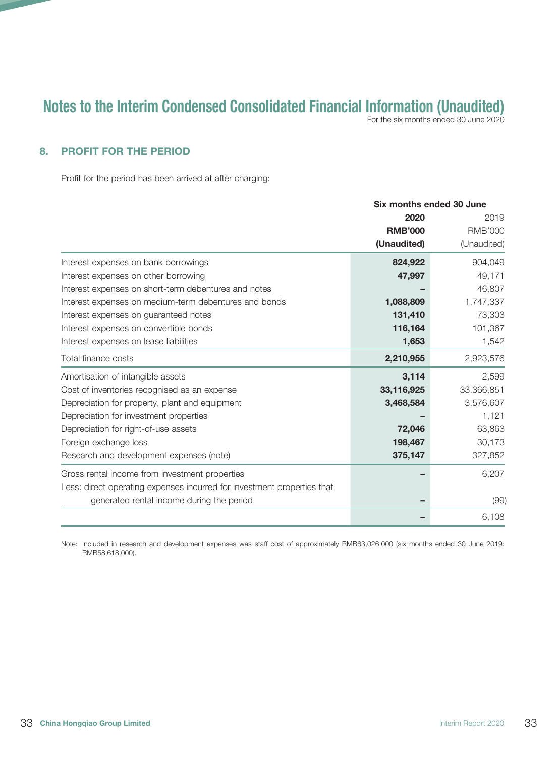# Notes to the Interim Condensed Consolidated Financial Information (Unaudited)

For the six months ended 30 June 2020

## 8. PROFIT FOR THE PERIOD

Profit for the period has been arrived at after charging:

| | Six months ended 30 June | |
|---|---|---|
| | **2020** | 2019 |
| | **RMB'000** | RMB'000 |
| | **(Unaudited)** | (Unaudited) |
| Interest expenses on bank borrowings | **824,922** | 904,049 |
| Interest expenses on other borrowing | **47,997** | 49,171 |
| Interest expenses on short-term debentures and notes | **–** | 46,807 |
| Interest expenses on medium-term debentures and bonds | **1,088,809** | 1,747,337 |
| Interest expenses on guaranteed notes | **131,410** | 73,303 |
| Interest expenses on convertible bonds | **116,164** | 101,367 |
| Interest expenses on lease liabilities | **1,653** | 1,542 |
| Total finance costs | **2,210,955** | 2,923,576 |
| Amortisation of intangible assets | **3,114** | 2,599 |
| Cost of inventories recognised as an expense | **33,116,925** | 33,366,851 |
| Depreciation for property, plant and equipment | **3,468,584** | 3,576,607 |
| Depreciation for investment properties | **–** | 1,121 |
| Depreciation for right-of-use assets | **72,046** | 63,863 |
| Foreign exchange loss | **198,467** | 30,173 |
| Research and development expenses (note) | **375,147** | 327,852 |
| Gross rental income from investment properties | **–** | 6,207 |
| Less: direct operating expenses incurred for investment properties that generated rental income during the period | **–** | (99) |
| | **–** | 6,108 |

Note: Included in research and development expenses was staff cost of approximately RMB63,026,000 (six months ended 30 June 2019: RMB58,618,000).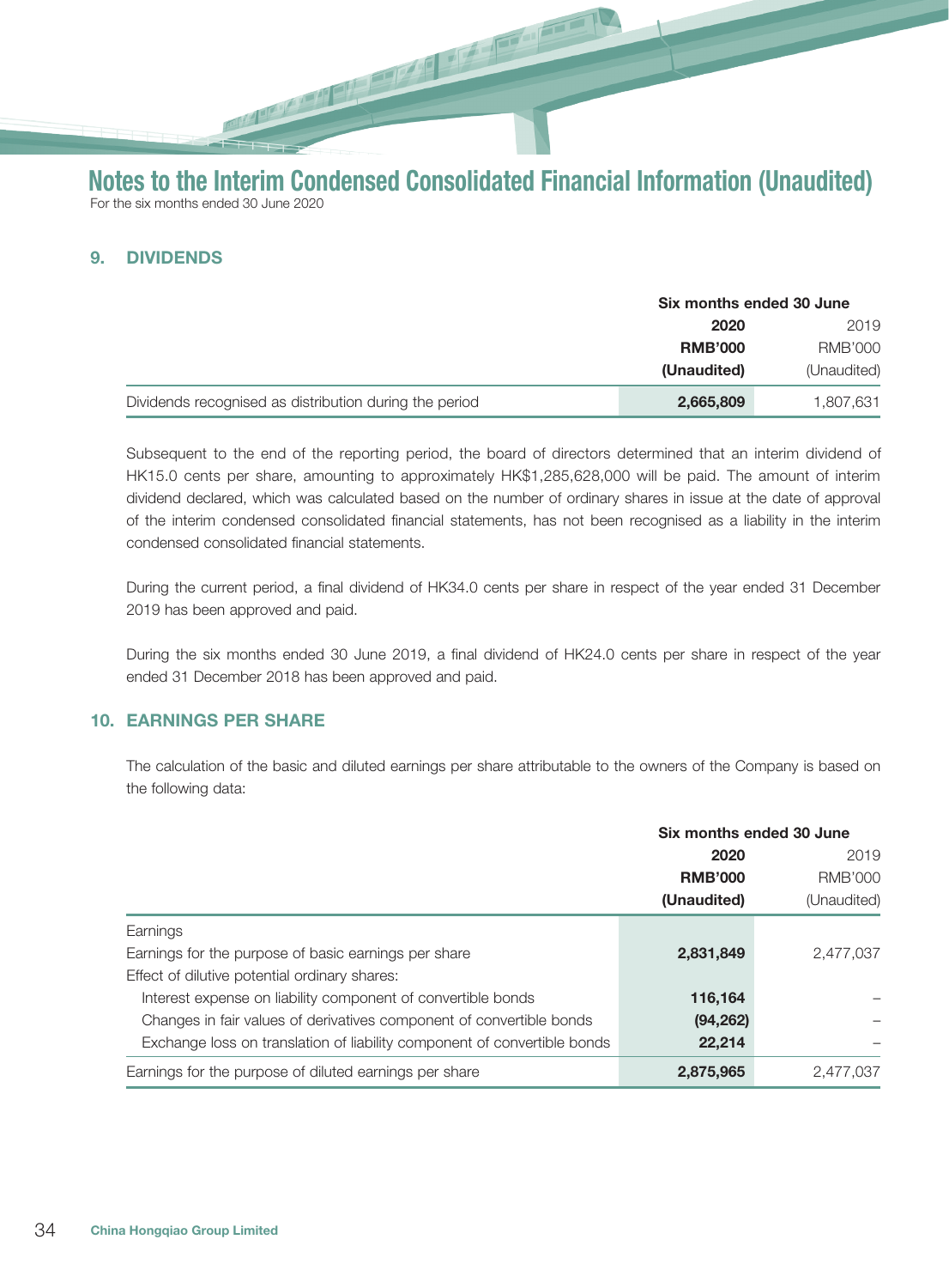## 9. DIVIDENDS

| | Six months ended 30 June | |
|---|---|---|
| | **2020** | 2019 |
| | **RMB'000** | RMB'000 |
| | **(Unaudited)** | (Unaudited) |
| Dividends recognised as distribution during the period | **2,665,809** | 1,807,631 |

Subsequent to the end of the reporting period, the board of directors determined that an interim dividend of HK15.0 cents per share, amounting to approximately HK$1,285,628,000 will be paid. The amount of interim dividend declared, which was calculated based on the number of ordinary shares in issue at the date of approval of the interim condensed consolidated financial statements, has not been recognised as a liability in the interim condensed consolidated financial statements.

During the current period, a final dividend of HK34.0 cents per share in respect of the year ended 31 December 2019 has been approved and paid.

During the six months ended 30 June 2019, a final dividend of HK24.0 cents per share in respect of the year ended 31 December 2018 has been approved and paid.

## 10. EARNINGS PER SHARE

The calculation of the basic and diluted earnings per share attributable to the owners of the Company is based on the following data:

| | Six months ended 30 June | |
|---|---|---|
| | **2020** | 2019 |
| | **RMB'000** | RMB'000 |
| | **(Unaudited)** | (Unaudited) |
| Earnings | | |
| Earnings for the purpose of basic earnings per share | **2,831,849** | 2,477,037 |
| Effect of dilutive potential ordinary shares: | | |
| Interest expense on liability component of convertible bonds | **116,164** | – |
| Changes in fair values of derivatives component of convertible bonds | **(94,262)** | – |
| Exchange loss on translation of liability component of convertible bonds | **22,214** | – |
| Earnings for the purpose of diluted earnings per share | **2,875,965** | 2,477,037 |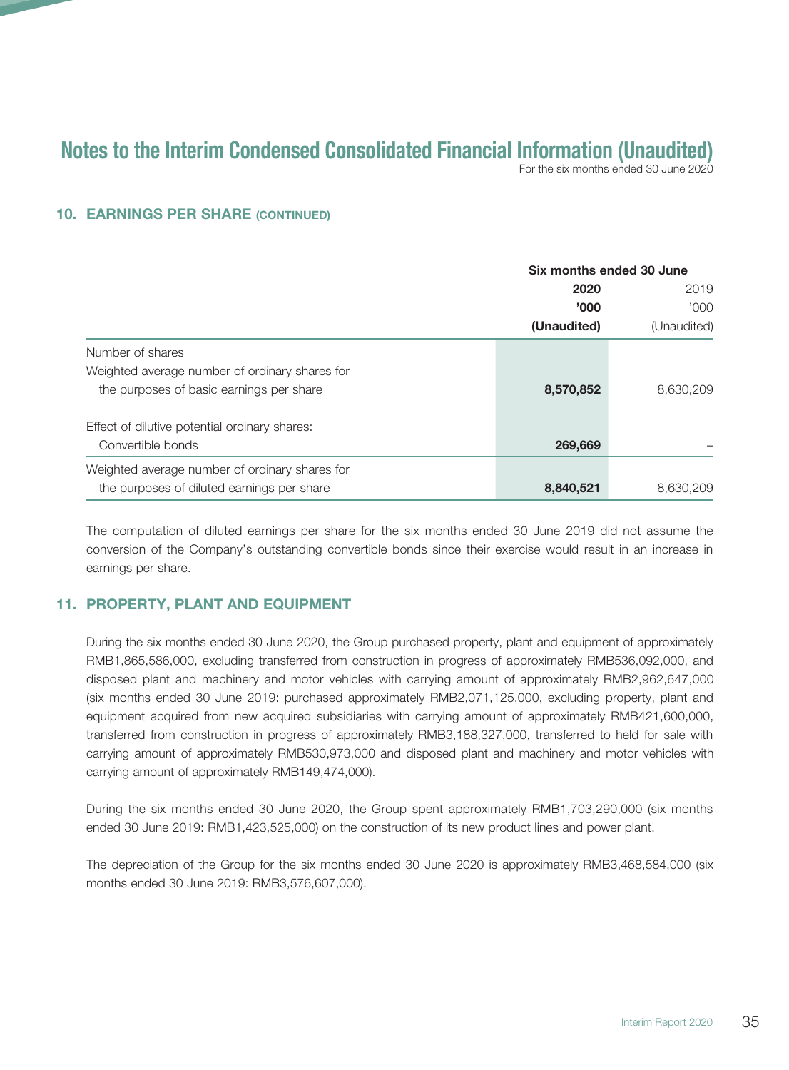# Notes to the Interim Condensed Consolidated Financial Information (Unaudited)

For the six months ended 30 June 2020

## 10. EARNINGS PER SHARE (CONTINUED)

| | Six months ended 30 June | |
|---|---|---|
| | **2020** | 2019 |
| | **'000** | '000 |
| | **(Unaudited)** | (Unaudited) |
| Number of shares | | |
| Weighted average number of ordinary shares for the purposes of basic earnings per share | **8,570,852** | 8,630,209 |
| Effect of dilutive potential ordinary shares: | | |
| Convertible bonds | **269,669** | – |
| Weighted average number of ordinary shares for the purposes of diluted earnings per share | **8,840,521** | 8,630,209 |

The computation of diluted earnings per share for the six months ended 30 June 2019 did not assume the conversion of the Company's outstanding convertible bonds since their exercise would result in an increase in earnings per share.

## 11. PROPERTY, PLANT AND EQUIPMENT

During the six months ended 30 June 2020, the Group purchased property, plant and equipment of approximately RMB1,865,586,000, excluding transferred from construction in progress of approximately RMB536,092,000, and disposed plant and machinery and motor vehicles with carrying amount of approximately RMB2,962,647,000 (six months ended 30 June 2019: purchased approximately RMB2,071,125,000, excluding property, plant and equipment acquired from new acquired subsidiaries with carrying amount of approximately RMB421,600,000, transferred from construction in progress of approximately RMB3,188,327,000, transferred to held for sale with carrying amount of approximately RMB530,973,000 and disposed plant and machinery and motor vehicles with carrying amount of approximately RMB149,474,000).

During the six months ended 30 June 2020, the Group spent approximately RMB1,703,290,000 (six months ended 30 June 2019: RMB1,423,525,000) on the construction of its new product lines and power plant.

The depreciation of the Group for the six months ended 30 June 2020 is approximately RMB3,468,584,000 (six months ended 30 June 2019: RMB3,576,607,000).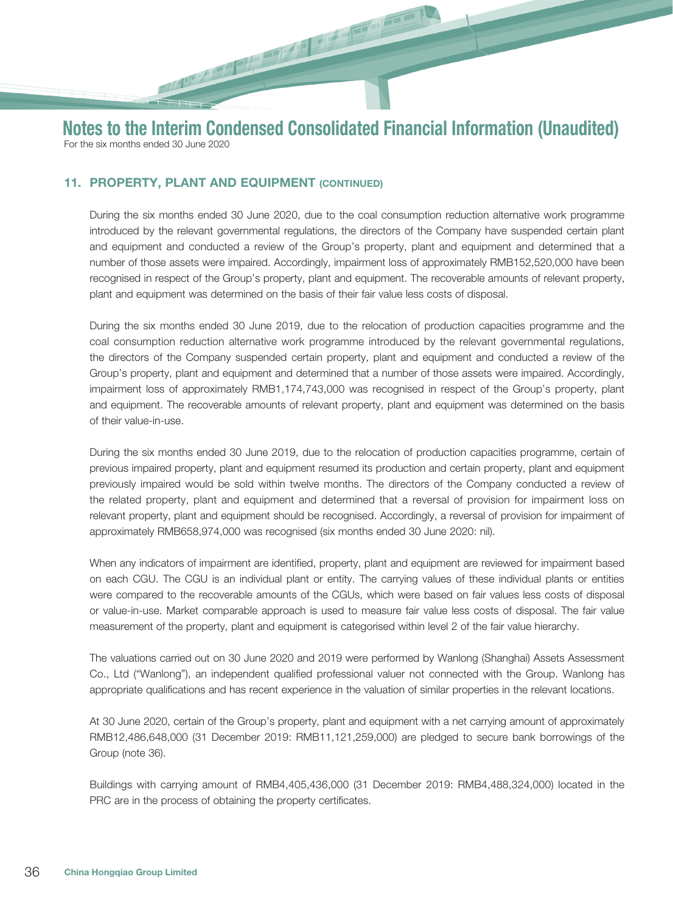## 11. PROPERTY, PLANT AND EQUIPMENT (CONTINUED)

During the six months ended 30 June 2020, due to the coal consumption reduction alternative work programme introduced by the relevant governmental regulations, the directors of the Company have suspended certain plant and equipment and conducted a review of the Group's property, plant and equipment and determined that a number of those assets were impaired. Accordingly, impairment loss of approximately RMB152,520,000 have been recognised in respect of the Group's property, plant and equipment. The recoverable amounts of relevant property, plant and equipment was determined on the basis of their fair value less costs of disposal.

During the six months ended 30 June 2019, due to the relocation of production capacities programme and the coal consumption reduction alternative work programme introduced by the relevant governmental regulations, the directors of the Company suspended certain property, plant and equipment and conducted a review of the Group's property, plant and equipment and determined that a number of those assets were impaired. Accordingly, impairment loss of approximately RMB1,174,743,000 was recognised in respect of the Group's property, plant and equipment. The recoverable amounts of relevant property, plant and equipment was determined on the basis of their value-in-use.

During the six months ended 30 June 2019, due to the relocation of production capacities programme, certain of previous impaired property, plant and equipment resumed its production and certain property, plant and equipment previously impaired would be sold within twelve months. The directors of the Company conducted a review of the related property, plant and equipment and determined that a reversal of provision for impairment loss on relevant property, plant and equipment should be recognised. Accordingly, a reversal of provision for impairment of approximately RMB658,974,000 was recognised (six months ended 30 June 2020: nil).

When any indicators of impairment are identified, property, plant and equipment are reviewed for impairment based on each CGU. The CGU is an individual plant or entity. The carrying values of these individual plants or entities were compared to the recoverable amounts of the CGUs, which were based on fair values less costs of disposal or value-in-use. Market comparable approach is used to measure fair value less costs of disposal. The fair value measurement of the property, plant and equipment is categorised within level 2 of the fair value hierarchy.

The valuations carried out on 30 June 2020 and 2019 were performed by Wanlong (Shanghai) Assets Assessment Co., Ltd ("Wanlong"), an independent qualified professional valuer not connected with the Group. Wanlong has appropriate qualifications and has recent experience in the valuation of similar properties in the relevant locations.

At 30 June 2020, certain of the Group's property, plant and equipment with a net carrying amount of approximately RMB12,486,648,000 (31 December 2019: RMB11,121,259,000) are pledged to secure bank borrowings of the Group (note 36).

Buildings with carrying amount of RMB4,405,436,000 (31 December 2019: RMB4,488,324,000) located in the PRC are in the process of obtaining the property certificates.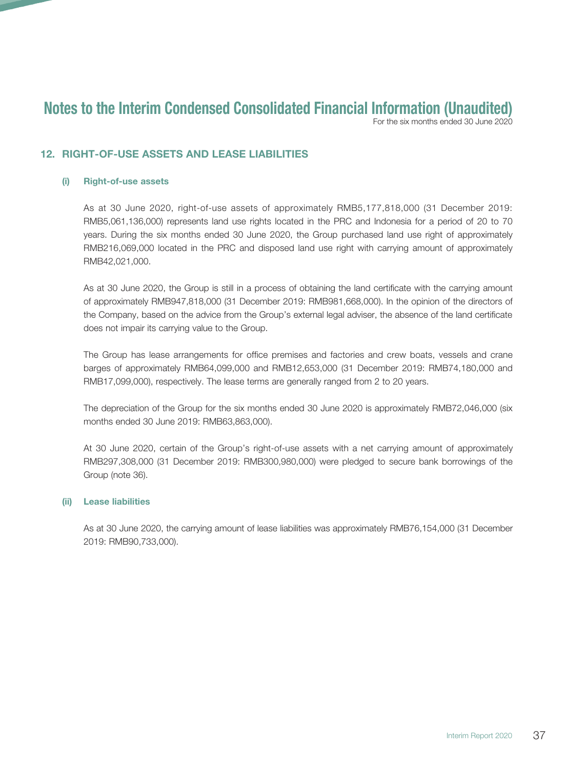# Notes to the Interim Condensed Consolidated Financial Information (Unaudited)

For the six months ended 30 June 2020

## 12. RIGHT-OF-USE ASSETS AND LEASE LIABILITIES

### (i) Right-of-use assets

As at 30 June 2020, right-of-use assets of approximately RMB5,177,818,000 (31 December 2019: RMB5,061,136,000) represents land use rights located in the PRC and Indonesia for a period of 20 to 70 years. During the six months ended 30 June 2020, the Group purchased land use right of approximately RMB216,069,000 located in the PRC and disposed land use right with carrying amount of approximately RMB42,021,000.

As at 30 June 2020, the Group is still in a process of obtaining the land certificate with the carrying amount of approximately RMB947,818,000 (31 December 2019: RMB981,668,000). In the opinion of the directors of the Company, based on the advice from the Group's external legal adviser, the absence of the land certificate does not impair its carrying value to the Group.

The Group has lease arrangements for office premises and factories and crew boats, vessels and crane barges of approximately RMB64,099,000 and RMB12,653,000 (31 December 2019: RMB74,180,000 and RMB17,099,000), respectively. The lease terms are generally ranged from 2 to 20 years.

The depreciation of the Group for the six months ended 30 June 2020 is approximately RMB72,046,000 (six months ended 30 June 2019: RMB63,863,000).

At 30 June 2020, certain of the Group's right-of-use assets with a net carrying amount of approximately RMB297,308,000 (31 December 2019: RMB300,980,000) were pledged to secure bank borrowings of the Group (note 36).

### (ii) Lease liabilities

As at 30 June 2020, the carrying amount of lease liabilities was approximately RMB76,154,000 (31 December 2019: RMB90,733,000).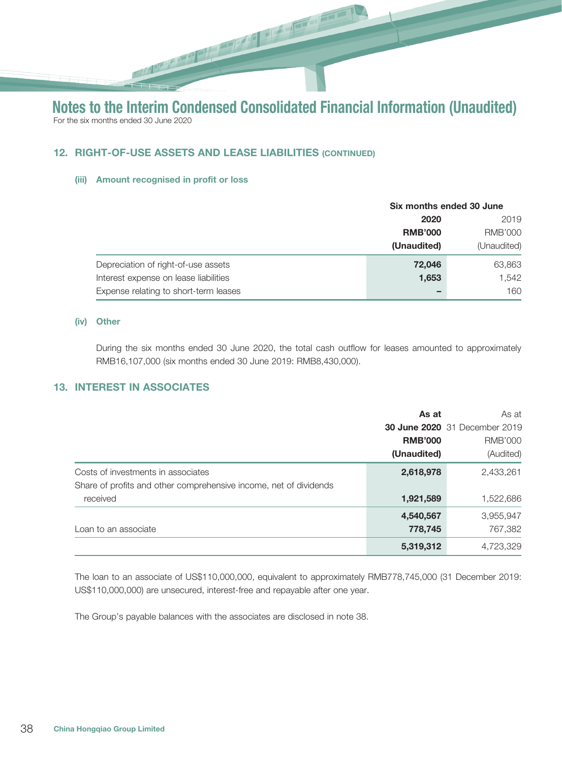## 12. RIGHT-OF-USE ASSETS AND LEASE LIABILITIES (CONTINUED)

### (iii) Amount recognised in profit or loss

| | Six months ended 30 June | |
|---|---|---|
| | **2020** | 2019 |
| | **RMB'000** | RMB'000 |
| | **(Unaudited)** | (Unaudited) |
| Depreciation of right-of-use assets | **72,046** | 63,863 |
| Interest expense on lease liabilities | **1,653** | 1,542 |
| Expense relating to short-term leases | **–** | 160 |

### (iv) Other

During the six months ended 30 June 2020, the total cash outflow for leases amounted to approximately RMB16,107,000 (six months ended 30 June 2019: RMB8,430,000).

## 13. INTEREST IN ASSOCIATES

| | **As at 30 June 2020** | As at 31 December 2019 |
|---|---|---|
| | **RMB'000** | RMB'000 |
| | **(Unaudited)** | (Audited) |
| Costs of investments in associates | **2,618,978** | 2,433,261 |
| Share of profits and other comprehensive income, net of dividends received | **1,921,589** | 1,522,686 |
| | **4,540,567** | 3,955,947 |
| Loan to an associate | **778,745** | 767,382 |
| | **5,319,312** | 4,723,329 |

The loan to an associate of US$110,000,000, equivalent to approximately RMB778,745,000 (31 December 2019: US$110,000,000) are unsecured, interest-free and repayable after one year.

The Group's payable balances with the associates are disclosed in note 38.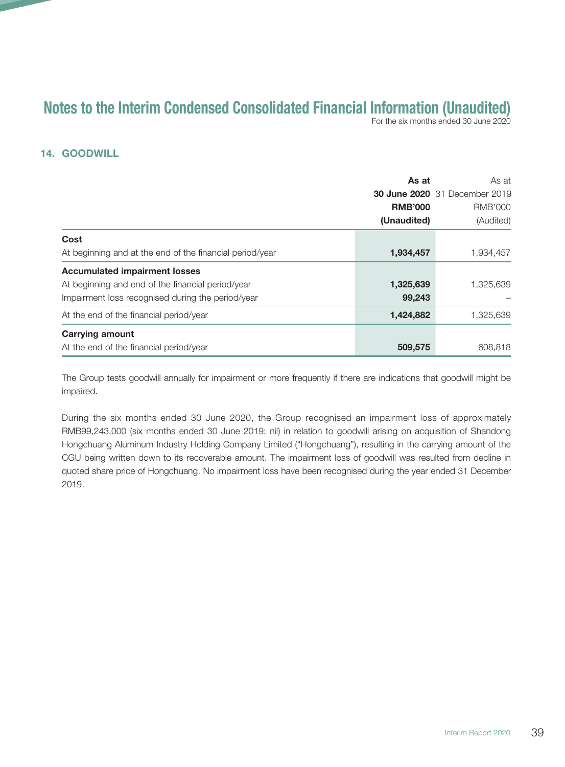# Notes to the Interim Condensed Consolidated Financial Information (Unaudited)

For the six months ended 30 June 2020

## 14. GOODWILL

| | As at 30 June 2020 RMB'000 (Unaudited) | As at 31 December 2019 RMB'000 (Audited) |
|---|---|---|
| **Cost** | | |
| At beginning and at the end of the financial period/year | **1,934,457** | 1,934,457 |
| **Accumulated impairment losses** | | |
| At beginning and end of the financial period/year | **1,325,639** | 1,325,639 |
| Impairment loss recognised during the period/year | **99,243** | – |
| At the end of the financial period/year | **1,424,882** | 1,325,639 |
| **Carrying amount** | | |
| At the end of the financial period/year | **509,575** | 608,818 |

The Group tests goodwill annually for impairment or more frequently if there are indications that goodwill might be impaired.

During the six months ended 30 June 2020, the Group recognised an impairment loss of approximately RMB99,243,000 (six months ended 30 June 2019: nil) in relation to goodwill arising on acquisition of Shandong Hongchuang Aluminum Industry Holding Company Limited ("Hongchuang"), resulting in the carrying amount of the CGU being written down to its recoverable amount. The impairment loss of goodwill was resulted from decline in quoted share price of Hongchuang. No impairment loss have been recognised during the year ended 31 December 2019.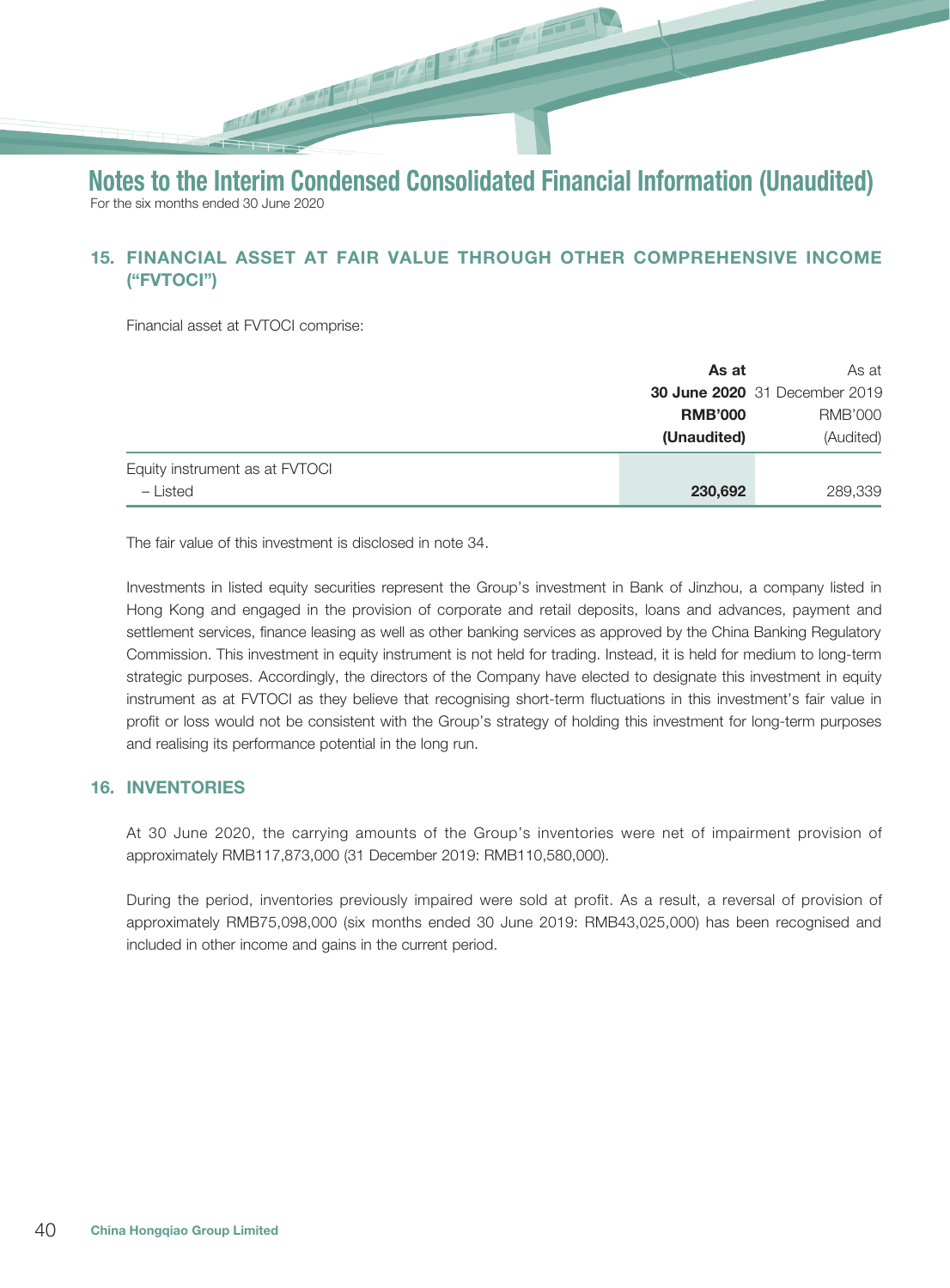## 15. FINANCIAL ASSET AT FAIR VALUE THROUGH OTHER COMPREHENSIVE INCOME ("FVTOCI")

Financial asset at FVTOCI comprise:

| | **As at 30 June 2020** **RMB'000** **(Unaudited)** | As at 31 December 2019 RMB'000 (Audited) |
|---|---|---|
| Equity instrument as at FVTOCI | | |
| – Listed | **230,692** | 289,339 |

The fair value of this investment is disclosed in note 34.

Investments in listed equity securities represent the Group's investment in Bank of Jinzhou, a company listed in Hong Kong and engaged in the provision of corporate and retail deposits, loans and advances, payment and settlement services, finance leasing as well as other banking services as approved by the China Banking Regulatory Commission. This investment in equity instrument is not held for trading. Instead, it is held for medium to long-term strategic purposes. Accordingly, the directors of the Company have elected to designate this investment in equity instrument as at FVTOCI as they believe that recognising short-term fluctuations in this investment's fair value in profit or loss would not be consistent with the Group's strategy of holding this investment for long-term purposes and realising its performance potential in the long run.

## 16. INVENTORIES

At 30 June 2020, the carrying amounts of the Group's inventories were net of impairment provision of approximately RMB117,873,000 (31 December 2019: RMB110,580,000).

During the period, inventories previously impaired were sold at profit. As a result, a reversal of provision of approximately RMB75,098,000 (six months ended 30 June 2019: RMB43,025,000) has been recognised and included in other income and gains in the current period.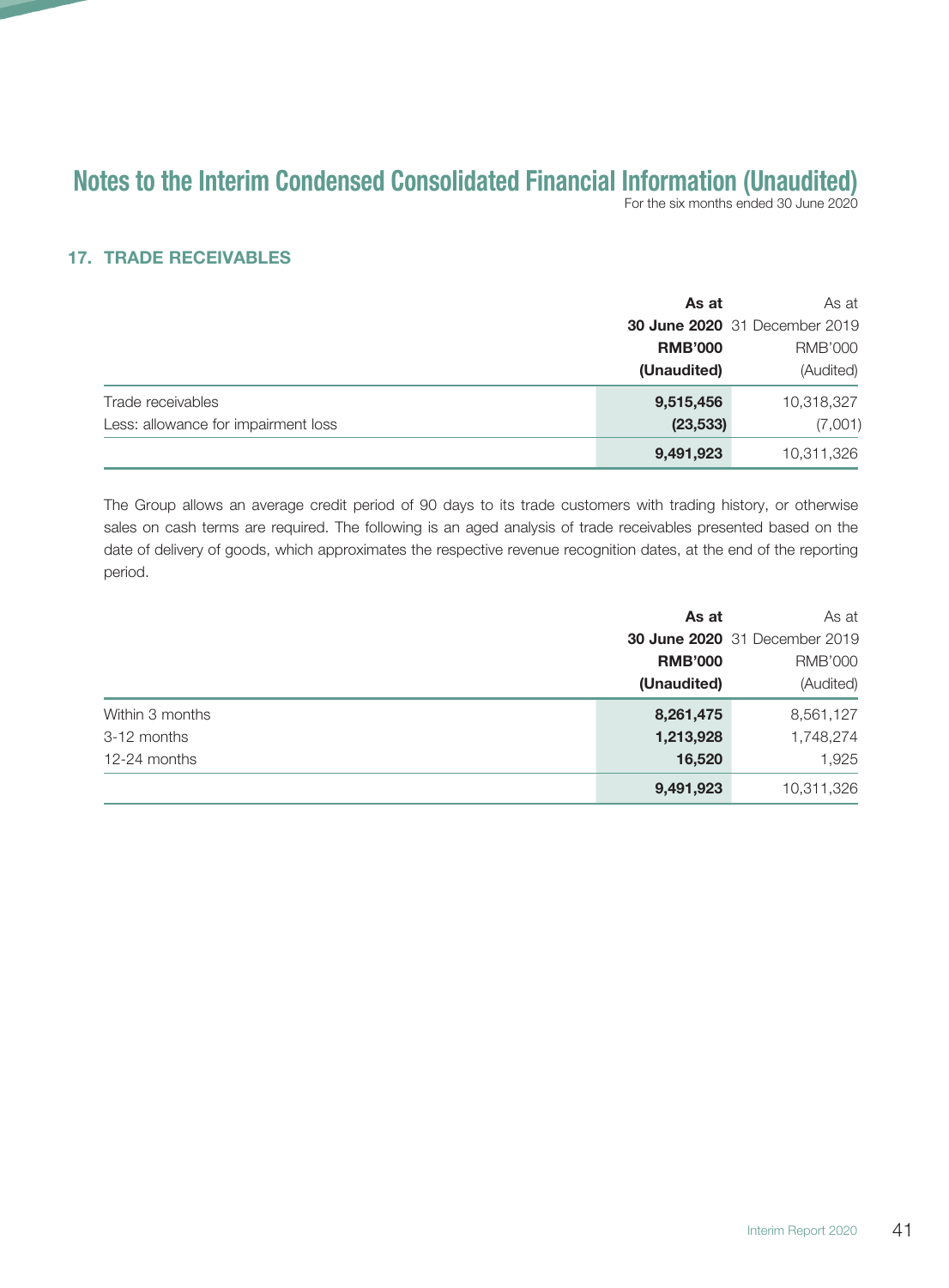# Notes to the Interim Condensed Consolidated Financial Information (Unaudited)

For the six months ended 30 June 2020

## 17. TRADE RECEIVABLES

| | **As at 30 June 2020 RMB'000 (Unaudited)** | As at 31 December 2019 RMB'000 (Audited) |
|---|---|---|
| Trade receivables | **9,515,456** | 10,318,327 |
| Less: allowance for impairment loss | **(23,533)** | (7,001) |
| | **9,491,923** | 10,311,326 |

The Group allows an average credit period of 90 days to its trade customers with trading history, or otherwise sales on cash terms are required. The following is an aged analysis of trade receivables presented based on the date of delivery of goods, which approximates the respective revenue recognition dates, at the end of the reporting period.

| | **As at 30 June 2020 RMB'000 (Unaudited)** | As at 31 December 2019 RMB'000 (Audited) |
|---|---|---|
| Within 3 months | **8,261,475** | 8,561,127 |
| 3-12 months | **1,213,928** | 1,748,274 |
| 12-24 months | **16,520** | 1,925 |
| | **9,491,923** | 10,311,326 |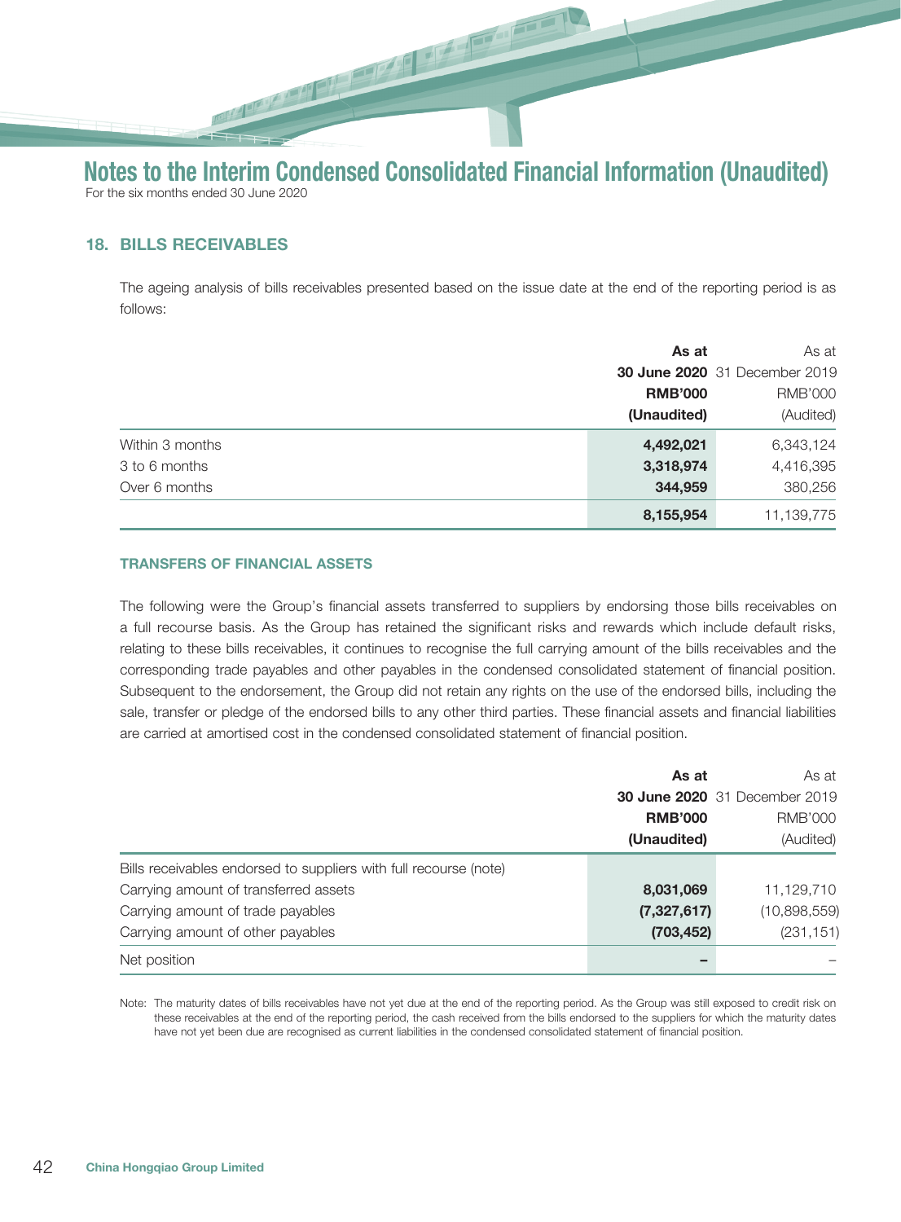## 18. BILLS RECEIVABLES

The ageing analysis of bills receivables presented based on the issue date at the end of the reporting period is as follows:

| | As at 30 June 2020 RMB'000 (Unaudited) | As at 31 December 2019 RMB'000 (Audited) |
|---|---|---|
| Within 3 months | 4,492,021 | 6,343,124 |
| 3 to 6 months | 3,318,974 | 4,416,395 |
| Over 6 months | 344,959 | 380,256 |
| | 8,155,954 | 11,139,775 |

### TRANSFERS OF FINANCIAL ASSETS

The following were the Group's financial assets transferred to suppliers by endorsing those bills receivables on a full recourse basis. As the Group has retained the significant risks and rewards which include default risks, relating to these bills receivables, it continues to recognise the full carrying amount of the bills receivables and the corresponding trade payables and other payables in the condensed consolidated statement of financial position. Subsequent to the endorsement, the Group did not retain any rights on the use of the endorsed bills, including the sale, transfer or pledge of the endorsed bills to any other third parties. These financial assets and financial liabilities are carried at amortised cost in the condensed consolidated statement of financial position.

| | As at 30 June 2020 RMB'000 (Unaudited) | As at 31 December 2019 RMB'000 (Audited) |
|---|---|---|
| Bills receivables endorsed to suppliers with full recourse (note) | | |
| Carrying amount of transferred assets | 8,031,069 | 11,129,710 |
| Carrying amount of trade payables | (7,327,617) | (10,898,559) |
| Carrying amount of other payables | (703,452) | (231,151) |
| Net position | – | – |

Note: The maturity dates of bills receivables have not yet due at the end of the reporting period. As the Group was still exposed to credit risk on these receivables at the end of the reporting period, the cash received from the bills endorsed to the suppliers for which the maturity dates have not yet been due are recognised as current liabilities in the condensed consolidated statement of financial position.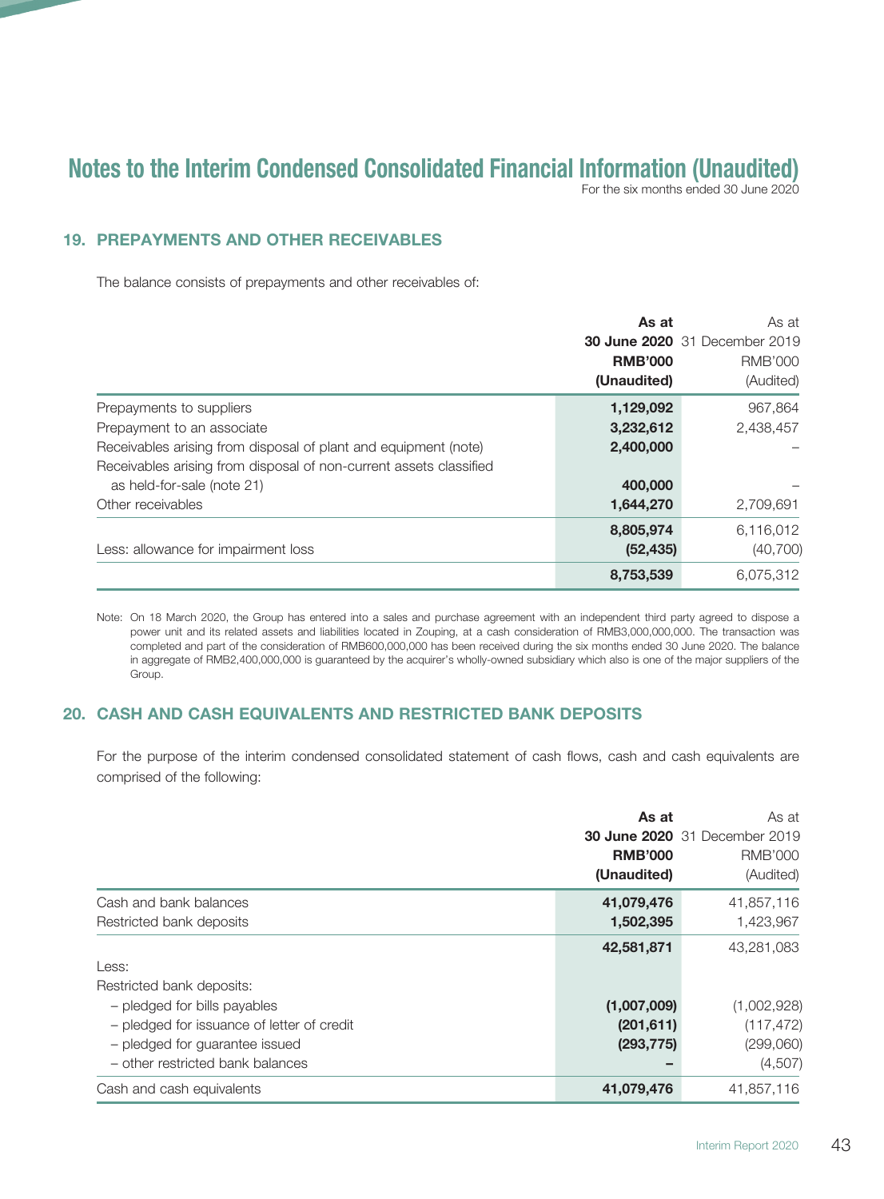# Notes to the Interim Condensed Consolidated Financial Information (Unaudited)

For the six months ended 30 June 2020

## 19. PREPAYMENTS AND OTHER RECEIVABLES

The balance consists of prepayments and other receivables of:

| | **As at 30 June 2020 RMB'000 (Unaudited)** | As at 31 December 2019 RMB'000 (Audited) |
|---|---|---|
| Prepayments to suppliers | **1,129,092** | 967,864 |
| Prepayment to an associate | **3,232,612** | 2,438,457 |
| Receivables arising from disposal of plant and equipment (note) | **2,400,000** | – |
| Receivables arising from disposal of non-current assets classified as held-for-sale (note 21) | **400,000** | – |
| Other receivables | **1,644,270** | 2,709,691 |
| | **8,805,974** | 6,116,012 |
| Less: allowance for impairment loss | **(52,435)** | (40,700) |
| | **8,753,539** | 6,075,312 |

Note: On 18 March 2020, the Group has entered into a sales and purchase agreement with an independent third party agreed to dispose a power unit and its related assets and liabilities located in Zouping, at a cash consideration of RMB3,000,000,000. The transaction was completed and part of the consideration of RMB600,000,000 has been received during the six months ended 30 June 2020. The balance in aggregate of RMB2,400,000,000 is guaranteed by the acquirer's wholly-owned subsidiary which also is one of the major suppliers of the Group.

## 20. CASH AND CASH EQUIVALENTS AND RESTRICTED BANK DEPOSITS

For the purpose of the interim condensed consolidated statement of cash flows, cash and cash equivalents are comprised of the following:

| | **As at 30 June 2020 RMB'000 (Unaudited)** | As at 31 December 2019 RMB'000 (Audited) |
|---|---|---|
| Cash and bank balances | **41,079,476** | 41,857,116 |
| Restricted bank deposits | **1,502,395** | 1,423,967 |
| | **42,581,871** | 43,281,083 |
| Less: | | |
| Restricted bank deposits: | | |
| – pledged for bills payables | **(1,007,009)** | (1,002,928) |
| – pledged for issuance of letter of credit | **(201,611)** | (117,472) |
| – pledged for guarantee issued | **(293,775)** | (299,060) |
| – other restricted bank balances | **–** | (4,507) |
| Cash and cash equivalents | **41,079,476** | 41,857,116 |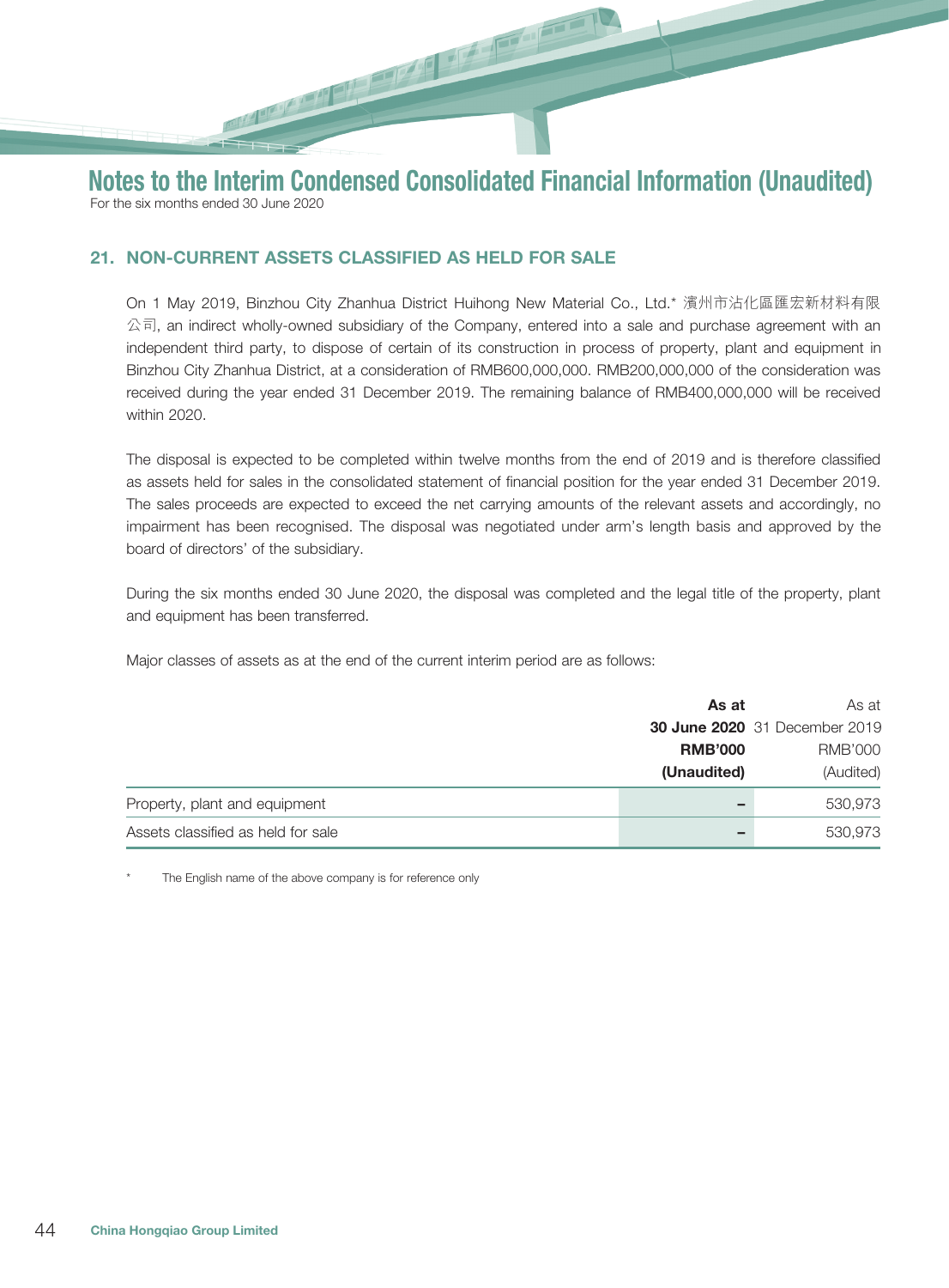# Notes to the Interim Condensed Consolidated Financial Information (Unaudited)

For the six months ended 30 June 2020

## 21. NON-CURRENT ASSETS CLASSIFIED AS HELD FOR SALE

On 1 May 2019, Binzhou City Zhanhua District Huihong New Material Co., Ltd.* 濱州市沾化區匯宏新材料有限公司, an indirect wholly-owned subsidiary of the Company, entered into a sale and purchase agreement with an independent third party, to dispose of certain of its construction in process of property, plant and equipment in Binzhou City Zhanhua District, at a consideration of RMB600,000,000. RMB200,000,000 of the consideration was received during the year ended 31 December 2019. The remaining balance of RMB400,000,000 will be received within 2020.

The disposal is expected to be completed within twelve months from the end of 2019 and is therefore classified as assets held for sales in the consolidated statement of financial position for the year ended 31 December 2019. The sales proceeds are expected to exceed the net carrying amounts of the relevant assets and accordingly, no impairment has been recognised. The disposal was negotiated under arm's length basis and approved by the board of directors' of the subsidiary.

During the six months ended 30 June 2020, the disposal was completed and the legal title of the property, plant and equipment has been transferred.

Major classes of assets as at the end of the current interim period are as follows:

| | **As at 30 June 2020 RMB'000 (Unaudited)** | As at 31 December 2019 RMB'000 (Audited) |
|---|---|---|
| Property, plant and equipment | – | 530,973 |
| Assets classified as held for sale | – | 530,973 |

\* The English name of the above company is for reference only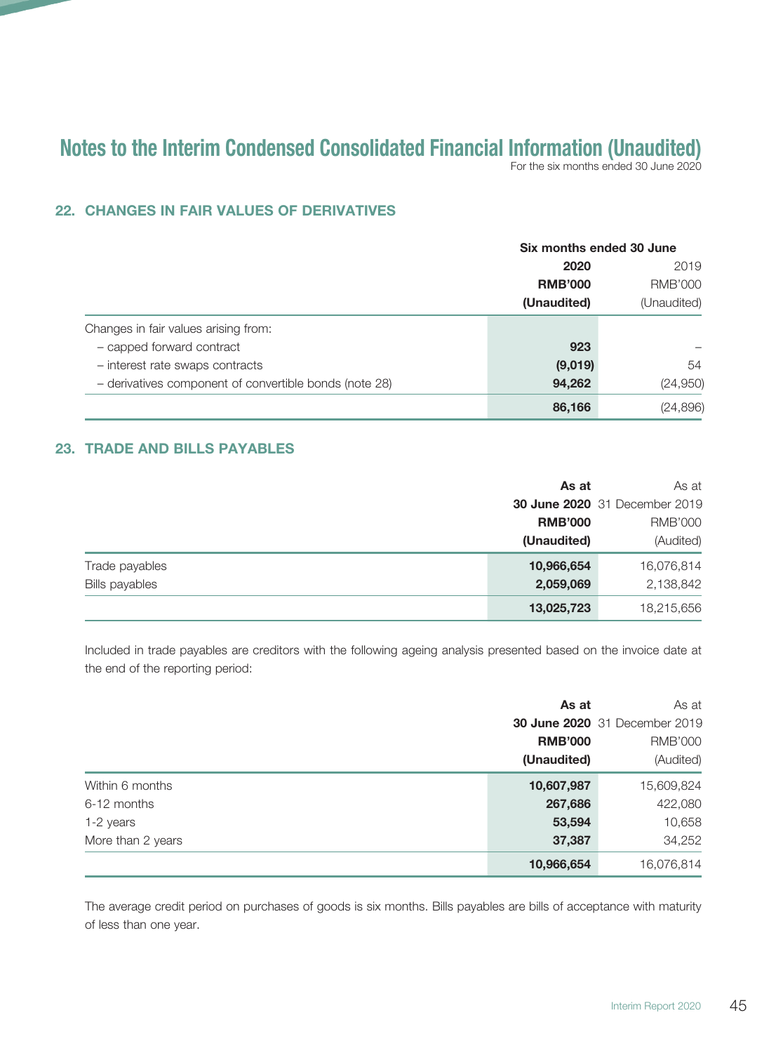# Notes to the Interim Condensed Consolidated Financial Information (Unaudited)

For the six months ended 30 June 2020

## 22. CHANGES IN FAIR VALUES OF DERIVATIVES

| | Six months ended 30 June | |
|---|---|---|
| | **2020** | 2019 |
| | **RMB'000** | RMB'000 |
| | **(Unaudited)** | (Unaudited) |
| Changes in fair values arising from: | | |
| – capped forward contract | **923** | – |
| – interest rate swaps contracts | **(9,019)** | 54 |
| – derivatives component of convertible bonds (note 28) | **94,262** | (24,950) |
| | **86,166** | (24,896) |

## 23. TRADE AND BILLS PAYABLES

| | **As at 30 June 2020** | As at 31 December 2019 |
|---|---|---|
| | **RMB'000** | RMB'000 |
| | **(Unaudited)** | (Audited) |
| Trade payables | **10,966,654** | 16,076,814 |
| Bills payables | **2,059,069** | 2,138,842 |
| | **13,025,723** | 18,215,656 |

Included in trade payables are creditors with the following ageing analysis presented based on the invoice date at the end of the reporting period:

| | **As at 30 June 2020** | As at 31 December 2019 |
|---|---|---|
| | **RMB'000** | RMB'000 |
| | **(Unaudited)** | (Audited) |
| Within 6 months | **10,607,987** | 15,609,824 |
| 6-12 months | **267,686** | 422,080 |
| 1-2 years | **53,594** | 10,658 |
| More than 2 years | **37,387** | 34,252 |
| | **10,966,654** | 16,076,814 |

The average credit period on purchases of goods is six months. Bills payables are bills of acceptance with maturity of less than one year.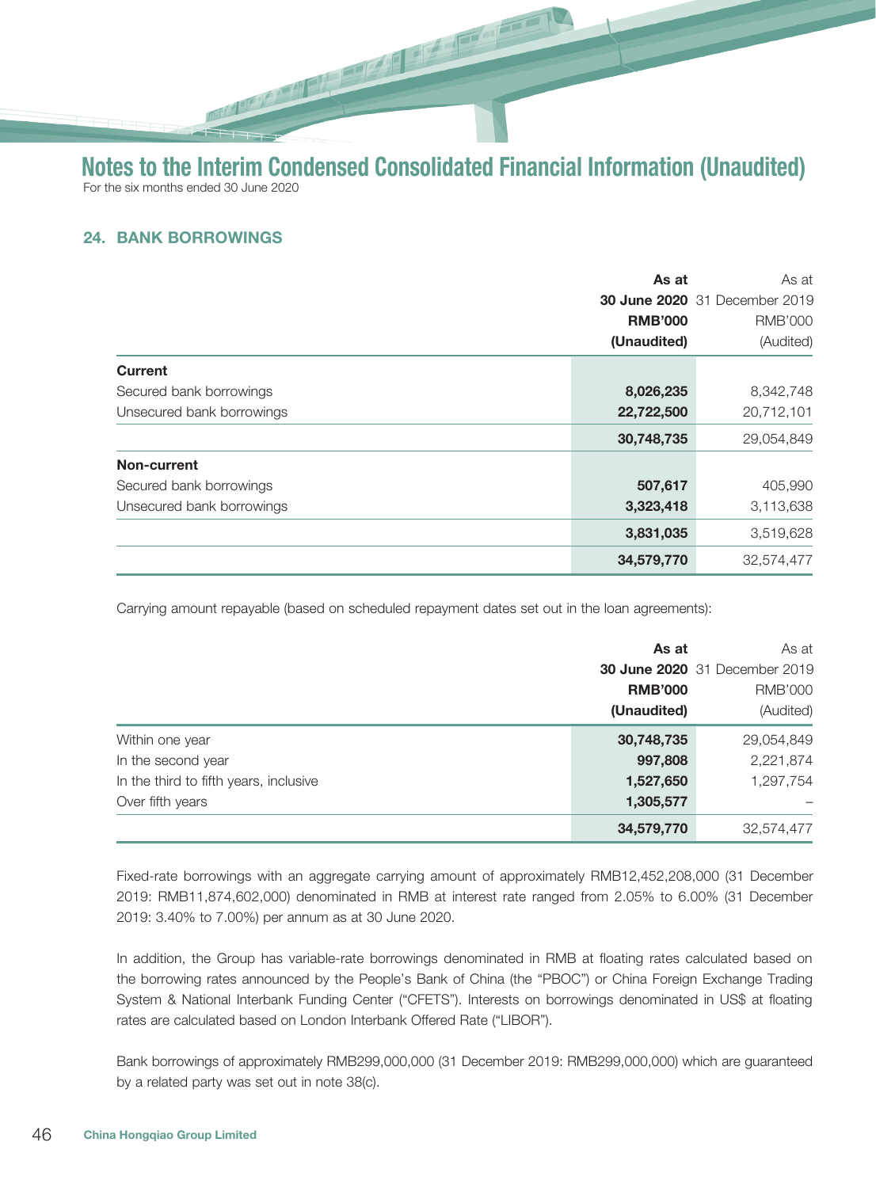## 24. BANK BORROWINGS

| | As at 30 June 2020 RMB'000 (Unaudited) | As at 31 December 2019 RMB'000 (Audited) |
|---|---|---|
| **Current** | | |
| Secured bank borrowings | **8,026,235** | 8,342,748 |
| Unsecured bank borrowings | **22,722,500** | 20,712,101 |
| | **30,748,735** | 29,054,849 |
| **Non-current** | | |
| Secured bank borrowings | **507,617** | 405,990 |
| Unsecured bank borrowings | **3,323,418** | 3,113,638 |
| | **3,831,035** | 3,519,628 |
| | **34,579,770** | 32,574,477 |

Carrying amount repayable (based on scheduled repayment dates set out in the loan agreements):

| | As at 30 June 2020 RMB'000 (Unaudited) | As at 31 December 2019 RMB'000 (Audited) |
|---|---|---|
| Within one year | **30,748,735** | 29,054,849 |
| In the second year | **997,808** | 2,221,874 |
| In the third to fifth years, inclusive | **1,527,650** | 1,297,754 |
| Over fifth years | **1,305,577** | – |
| | **34,579,770** | 32,574,477 |

Fixed-rate borrowings with an aggregate carrying amount of approximately RMB12,452,208,000 (31 December 2019: RMB11,874,602,000) denominated in RMB at interest rate ranged from 2.05% to 6.00% (31 December 2019: 3.40% to 7.00%) per annum as at 30 June 2020.

In addition, the Group has variable-rate borrowings denominated in RMB at floating rates calculated based on the borrowing rates announced by the People's Bank of China (the "PBOC") or China Foreign Exchange Trading System & National Interbank Funding Center ("CFETS"). Interests on borrowings denominated in US$ at floating rates are calculated based on London Interbank Offered Rate ("LIBOR").

Bank borrowings of approximately RMB299,000,000 (31 December 2019: RMB299,000,000) which are guaranteed by a related party was set out in note 38(c).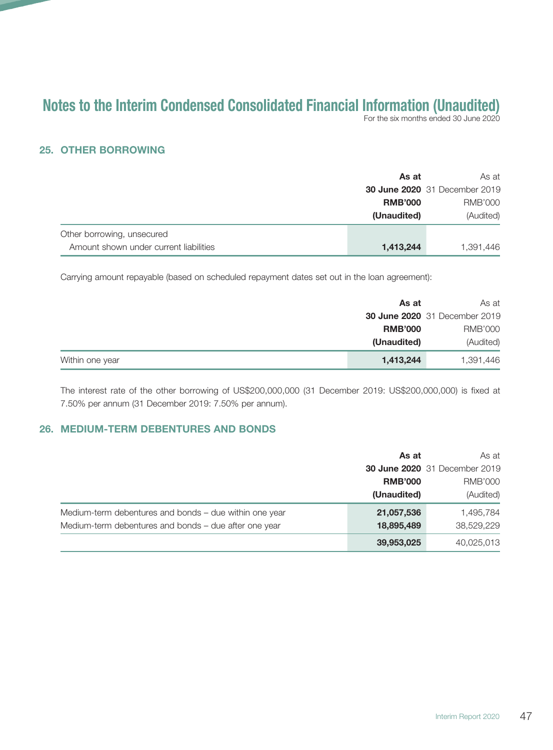# Notes to the Interim Condensed Consolidated Financial Information (Unaudited)

For the six months ended 30 June 2020

## 25. OTHER BORROWING

| | **As at 30 June 2020 RMB'000 (Unaudited)** | As at 31 December 2019 RMB'000 (Audited) |
|---|---|---|
| Other borrowing, unsecured | | |
| Amount shown under current liabilities | **1,413,244** | 1,391,446 |

Carrying amount repayable (based on scheduled repayment dates set out in the loan agreement):

| | **As at 30 June 2020 RMB'000 (Unaudited)** | As at 31 December 2019 RMB'000 (Audited) |
|---|---|---|
| Within one year | **1,413,244** | 1,391,446 |

The interest rate of the other borrowing of US$200,000,000 (31 December 2019: US$200,000,000) is fixed at 7.50% per annum (31 December 2019: 7.50% per annum).

## 26. MEDIUM-TERM DEBENTURES AND BONDS

| | **As at 30 June 2020 RMB'000 (Unaudited)** | As at 31 December 2019 RMB'000 (Audited) |
|---|---|---|
| Medium-term debentures and bonds – due within one year | **21,057,536** | 1,495,784 |
| Medium-term debentures and bonds – due after one year | **18,895,489** | 38,529,229 |
| | **39,953,025** | 40,025,013 |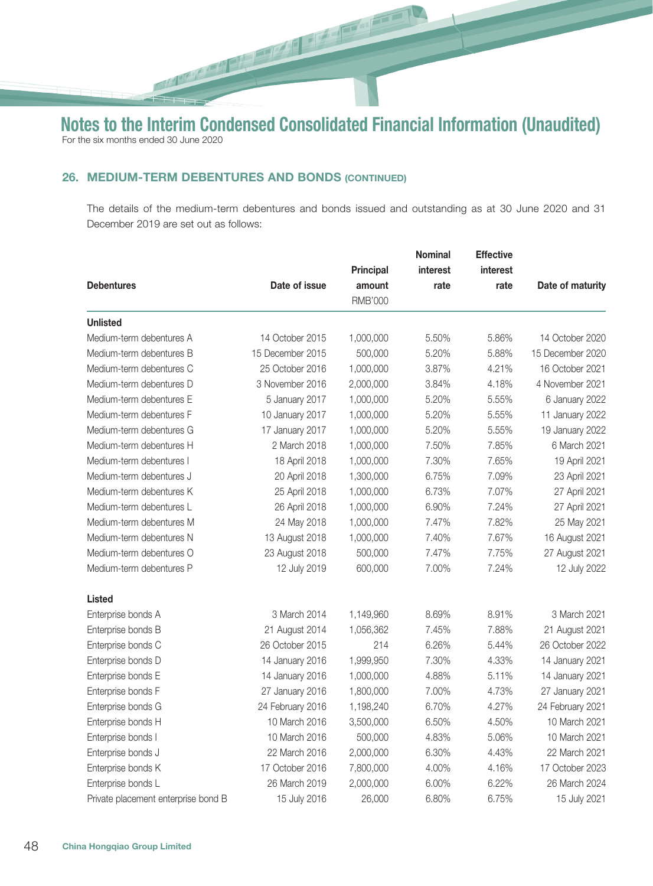# Notes to the Interim Condensed Consolidated Financial Information (Unaudited)

For the six months ended 30 June 2020

## 26. MEDIUM-TERM DEBENTURES AND BONDS (CONTINUED)

The details of the medium-term debentures and bonds issued and outstanding as at 30 June 2020 and 31 December 2019 are set out as follows:

| Debentures | Date of issue | Principal amount RMB'000 | Nominal interest rate | Effective interest rate | Date of maturity |
|---|---|---|---|---|---|
| **Unlisted** | | | | | |
| Medium-term debentures A | 14 October 2015 | 1,000,000 | 5.50% | 5.86% | 14 October 2020 |
| Medium-term debentures B | 15 December 2015 | 500,000 | 5.20% | 5.88% | 15 December 2020 |
| Medium-term debentures C | 25 October 2016 | 1,000,000 | 3.87% | 4.21% | 16 October 2021 |
| Medium-term debentures D | 3 November 2016 | 2,000,000 | 3.84% | 4.18% | 4 November 2021 |
| Medium-term debentures E | 5 January 2017 | 1,000,000 | 5.20% | 5.55% | 6 January 2022 |
| Medium-term debentures F | 10 January 2017 | 1,000,000 | 5.20% | 5.55% | 11 January 2022 |
| Medium-term debentures G | 17 January 2017 | 1,000,000 | 5.20% | 5.55% | 19 January 2022 |
| Medium-term debentures H | 2 March 2018 | 1,000,000 | 7.50% | 7.85% | 6 March 2021 |
| Medium-term debentures I | 18 April 2018 | 1,000,000 | 7.30% | 7.65% | 19 April 2021 |
| Medium-term debentures J | 20 April 2018 | 1,300,000 | 6.75% | 7.09% | 23 April 2021 |
| Medium-term debentures K | 25 April 2018 | 1,000,000 | 6.73% | 7.07% | 27 April 2021 |
| Medium-term debentures L | 26 April 2018 | 1,000,000 | 6.90% | 7.24% | 27 April 2021 |
| Medium-term debentures M | 24 May 2018 | 1,000,000 | 7.47% | 7.82% | 25 May 2021 |
| Medium-term debentures N | 13 August 2018 | 1,000,000 | 7.40% | 7.67% | 16 August 2021 |
| Medium-term debentures O | 23 August 2018 | 500,000 | 7.47% | 7.75% | 27 August 2021 |
| Medium-term debentures P | 12 July 2019 | 600,000 | 7.00% | 7.24% | 12 July 2022 |
| **Listed** | | | | | |
| Enterprise bonds A | 3 March 2014 | 1,149,960 | 8.69% | 8.91% | 3 March 2021 |
| Enterprise bonds B | 21 August 2014 | 1,056,362 | 7.45% | 7.88% | 21 August 2021 |
| Enterprise bonds C | 26 October 2015 | 214 | 6.26% | 5.44% | 26 October 2022 |
| Enterprise bonds D | 14 January 2016 | 1,999,950 | 7.30% | 4.33% | 14 January 2021 |
| Enterprise bonds E | 14 January 2016 | 1,000,000 | 4.88% | 5.11% | 14 January 2021 |
| Enterprise bonds F | 27 January 2016 | 1,800,000 | 7.00% | 4.73% | 27 January 2021 |
| Enterprise bonds G | 24 February 2016 | 1,198,240 | 6.70% | 4.27% | 24 February 2021 |
| Enterprise bonds H | 10 March 2016 | 3,500,000 | 6.50% | 4.50% | 10 March 2021 |
| Enterprise bonds I | 10 March 2016 | 500,000 | 4.83% | 5.06% | 10 March 2021 |
| Enterprise bonds J | 22 March 2016 | 2,000,000 | 6.30% | 4.43% | 22 March 2021 |
| Enterprise bonds K | 17 October 2016 | 7,800,000 | 4.00% | 4.16% | 17 October 2023 |
| Enterprise bonds L | 26 March 2019 | 2,000,000 | 6.00% | 6.22% | 26 March 2024 |
| Private placement enterprise bond B | 15 July 2016 | 26,000 | 6.80% | 6.75% | 15 July 2021 |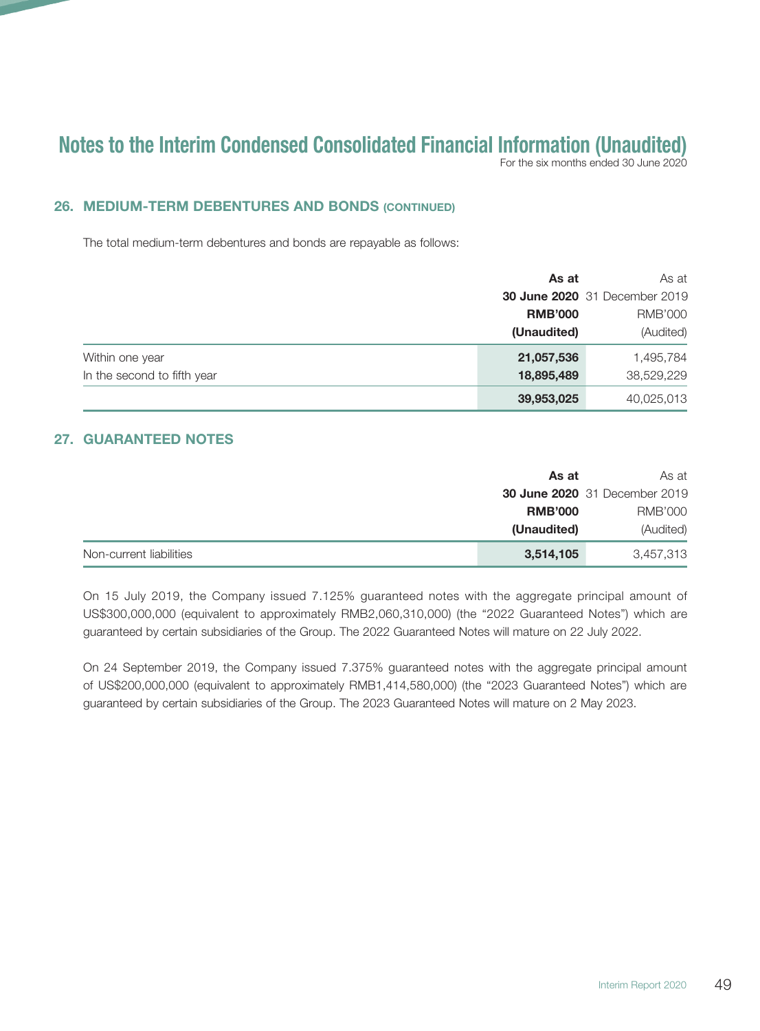# Notes to the Interim Condensed Consolidated Financial Information (Unaudited)

For the six months ended 30 June 2020

## 26. MEDIUM-TERM DEBENTURES AND BONDS (CONTINUED)

The total medium-term debentures and bonds are repayable as follows:

| | **As at 30 June 2020 RMB'000 (Unaudited)** | As at 31 December 2019 RMB'000 (Audited) |
|---|---|---|
| Within one year | **21,057,536** | 1,495,784 |
| In the second to fifth year | **18,895,489** | 38,529,229 |
| | **39,953,025** | 40,025,013 |

## 27. GUARANTEED NOTES

| | **As at 30 June 2020 RMB'000 (Unaudited)** | As at 31 December 2019 RMB'000 (Audited) |
|---|---|---|
| Non-current liabilities | **3,514,105** | 3,457,313 |

On 15 July 2019, the Company issued 7.125% guaranteed notes with the aggregate principal amount of US$300,000,000 (equivalent to approximately RMB2,060,310,000) (the "2022 Guaranteed Notes") which are guaranteed by certain subsidiaries of the Group. The 2022 Guaranteed Notes will mature on 22 July 2022.

On 24 September 2019, the Company issued 7.375% guaranteed notes with the aggregate principal amount of US$200,000,000 (equivalent to approximately RMB1,414,580,000) (the "2023 Guaranteed Notes") which are guaranteed by certain subsidiaries of the Group. The 2023 Guaranteed Notes will mature on 2 May 2023.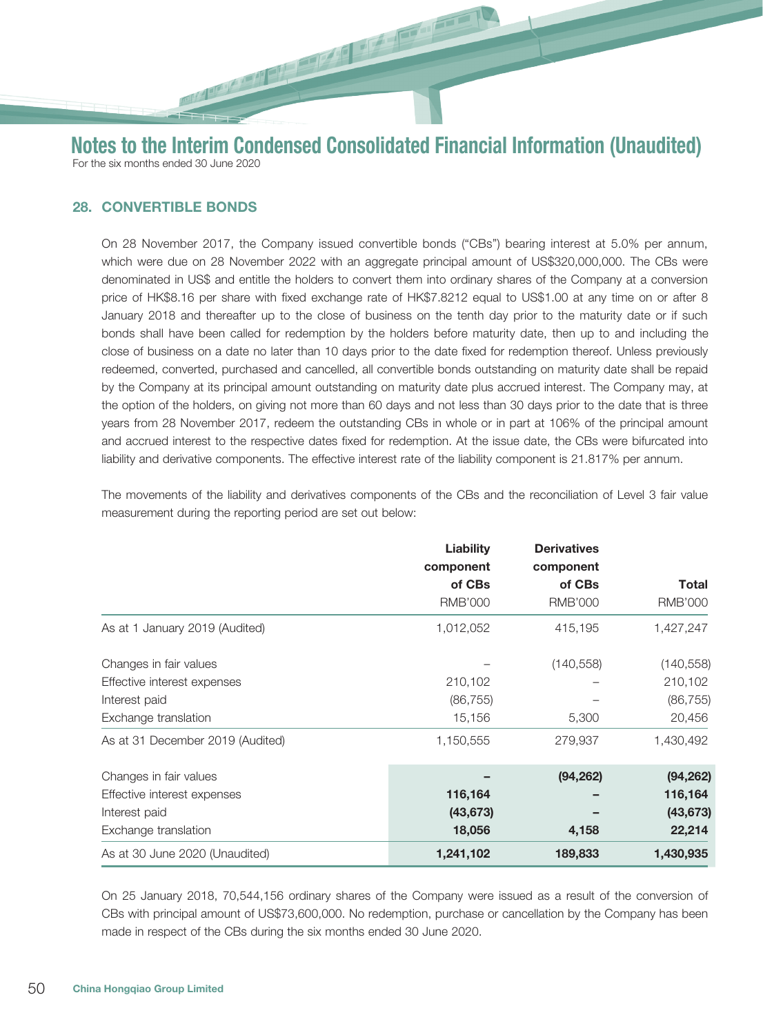# Notes to the Interim Condensed Consolidated Financial Information (Unaudited)

For the six months ended 30 June 2020

## 28. CONVERTIBLE BONDS

On 28 November 2017, the Company issued convertible bonds ("CBs") bearing interest at 5.0% per annum, which were due on 28 November 2022 with an aggregate principal amount of US$320,000,000. The CBs were denominated in US$ and entitle the holders to convert them into ordinary shares of the Company at a conversion price of HK$8.16 per share with fixed exchange rate of HK$7.8212 equal to US$1.00 at any time on or after 8 January 2018 and thereafter up to the close of business on the tenth day prior to the maturity date or if such bonds shall have been called for redemption by the holders before maturity date, then up to and including the close of business on a date no later than 10 days prior to the date fixed for redemption thereof. Unless previously redeemed, converted, purchased and cancelled, all convertible bonds outstanding on maturity date shall be repaid by the Company at its principal amount outstanding on maturity date plus accrued interest. The Company may, at the option of the holders, on giving not more than 60 days and not less than 30 days prior to the date that is three years from 28 November 2017, redeem the outstanding CBs in whole or in part at 106% of the principal amount and accrued interest to the respective dates fixed for redemption. At the issue date, the CBs were bifurcated into liability and derivative components. The effective interest rate of the liability component is 21.817% per annum.

The movements of the liability and derivatives components of the CBs and the reconciliation of Level 3 fair value measurement during the reporting period are set out below:

| | Liability component of CBs RMB'000 | Derivatives component of CBs RMB'000 | Total RMB'000 |
|---|---|---|---|
| As at 1 January 2019 (Audited) | 1,012,052 | 415,195 | 1,427,247 |
| Changes in fair values | – | (140,558) | (140,558) |
| Effective interest expenses | 210,102 | – | 210,102 |
| Interest paid | (86,755) | – | (86,755) |
| Exchange translation | 15,156 | 5,300 | 20,456 |
| As at 31 December 2019 (Audited) | 1,150,555 | 279,937 | 1,430,492 |
| Changes in fair values | **–** | **(94,262)** | **(94,262)** |
| Effective interest expenses | **116,164** | **–** | **116,164** |
| Interest paid | **(43,673)** | **–** | **(43,673)** |
| Exchange translation | **18,056** | **4,158** | **22,214** |
| As at 30 June 2020 (Unaudited) | **1,241,102** | **189,833** | **1,430,935** |

On 25 January 2018, 70,544,156 ordinary shares of the Company were issued as a result of the conversion of CBs with principal amount of US$73,600,000. No redemption, purchase or cancellation by the Company has been made in respect of the CBs during the six months ended 30 June 2020.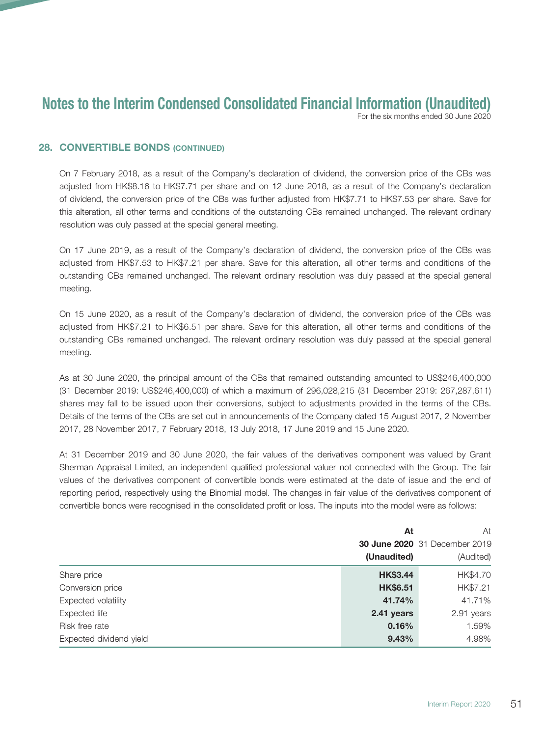## 28. CONVERTIBLE BONDS (CONTINUED)

On 7 February 2018, as a result of the Company's declaration of dividend, the conversion price of the CBs was adjusted from HK$8.16 to HK$7.71 per share and on 12 June 2018, as a result of the Company's declaration of dividend, the conversion price of the CBs was further adjusted from HK$7.71 to HK$7.53 per share. Save for this alteration, all other terms and conditions of the outstanding CBs remained unchanged. The relevant ordinary resolution was duly passed at the special general meeting.

On 17 June 2019, as a result of the Company's declaration of dividend, the conversion price of the CBs was adjusted from HK$7.53 to HK$7.21 per share. Save for this alteration, all other terms and conditions of the outstanding CBs remained unchanged. The relevant ordinary resolution was duly passed at the special general meeting.

On 15 June 2020, as a result of the Company's declaration of dividend, the conversion price of the CBs was adjusted from HK$7.21 to HK$6.51 per share. Save for this alteration, all other terms and conditions of the outstanding CBs remained unchanged. The relevant ordinary resolution was duly passed at the special general meeting.

As at 30 June 2020, the principal amount of the CBs that remained outstanding amounted to US$246,400,000 (31 December 2019: US$246,400,000) of which a maximum of 296,028,215 (31 December 2019: 267,287,611) shares may fall to be issued upon their conversions, subject to adjustments provided in the terms of the CBs. Details of the terms of the CBs are set out in announcements of the Company dated 15 August 2017, 2 November 2017, 28 November 2017, 7 February 2018, 13 July 2018, 17 June 2019 and 15 June 2020.

At 31 December 2019 and 30 June 2020, the fair values of the derivatives component was valued by Grant Sherman Appraisal Limited, an independent qualified professional valuer not connected with the Group. The fair values of the derivatives component of convertible bonds were estimated at the date of issue and the end of reporting period, respectively using the Binomial model. The changes in fair value of the derivatives component of convertible bonds were recognised in the consolidated profit or loss. The inputs into the model were as follows:

| | **At 30 June 2020 (Unaudited)** | At 31 December 2019 (Audited) |
|---|---|---|
| Share price | **HK$3.44** | HK$4.70 |
| Conversion price | **HK$6.51** | HK$7.21 |
| Expected volatility | **41.74%** | 41.71% |
| Expected life | **2.41 years** | 2.91 years |
| Risk free rate | **0.16%** | 1.59% |
| Expected dividend yield | **9.43%** | 4.98% |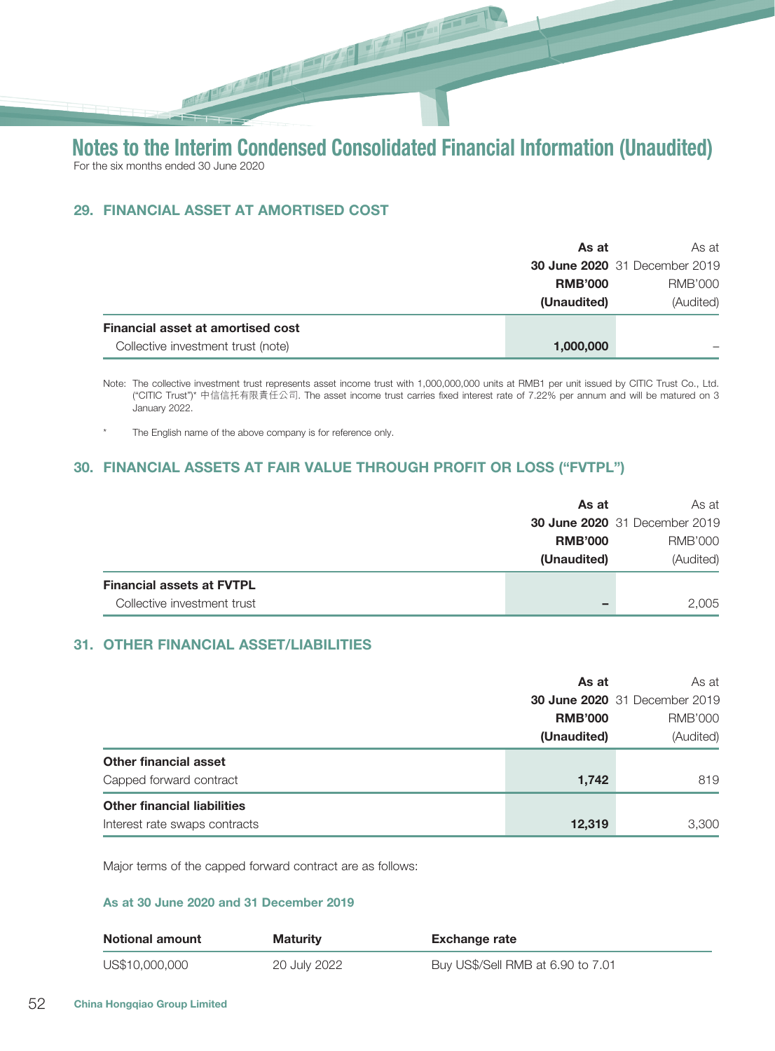# Notes to the Interim Condensed Consolidated Financial Information (Unaudited)

For the six months ended 30 June 2020

## 29. FINANCIAL ASSET AT AMORTISED COST

| | **As at 30 June 2020 RMB'000 (Unaudited)** | As at 31 December 2019 RMB'000 (Audited) |
|---|---|---|
| **Financial asset at amortised cost** | | |
| Collective investment trust (note) | **1,000,000** | – |

Note: The collective investment trust represents asset income trust with 1,000,000,000 units at RMB1 per unit issued by CITIC Trust Co., Ltd. ("CITIC Trust")* 中信信托有限責任公司. The asset income trust carries fixed interest rate of 7.22% per annum and will be matured on 3 January 2022.

\* The English name of the above company is for reference only.

## 30. FINANCIAL ASSETS AT FAIR VALUE THROUGH PROFIT OR LOSS ("FVTPL")

| | **As at 30 June 2020 RMB'000 (Unaudited)** | As at 31 December 2019 RMB'000 (Audited) |
|---|---|---|
| **Financial assets at FVTPL** | | |
| Collective investment trust | **–** | 2,005 |

## 31. OTHER FINANCIAL ASSET/LIABILITIES

| | **As at 30 June 2020 RMB'000 (Unaudited)** | As at 31 December 2019 RMB'000 (Audited) |
|---|---|---|
| **Other financial asset** | | |
| Capped forward contract | **1,742** | 819 |
| **Other financial liabilities** | | |
| Interest rate swaps contracts | **12,319** | 3,300 |

Major terms of the capped forward contract are as follows:

**As at 30 June 2020 and 31 December 2019**

| Notional amount | Maturity | Exchange rate |
|---|---|---|
| US$10,000,000 | 20 July 2022 | Buy US$/Sell RMB at 6.90 to 7.01 |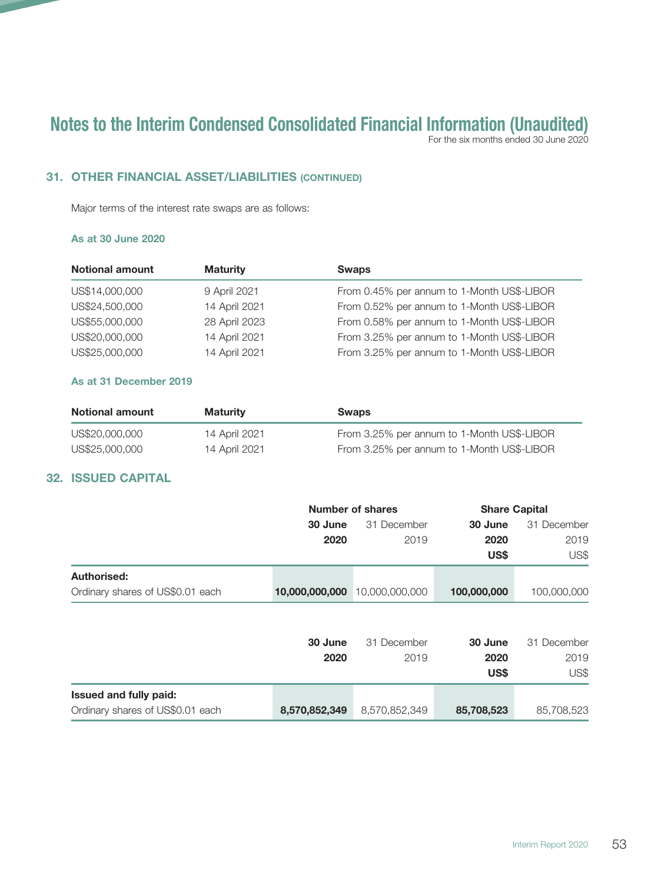# Notes to the Interim Condensed Consolidated Financial Information (Unaudited)

For the six months ended 30 June 2020

## 31. OTHER FINANCIAL ASSET/LIABILITIES (CONTINUED)

Major terms of the interest rate swaps are as follows:

### As at 30 June 2020

| Notional amount | Maturity | Swaps |
|---|---|---|
| US$14,000,000 | 9 April 2021 | From 0.45% per annum to 1-Month US$-LIBOR |
| US$24,500,000 | 14 April 2021 | From 0.52% per annum to 1-Month US$-LIBOR |
| US$55,000,000 | 28 April 2023 | From 0.58% per annum to 1-Month US$-LIBOR |
| US$20,000,000 | 14 April 2021 | From 3.25% per annum to 1-Month US$-LIBOR |
| US$25,000,000 | 14 April 2021 | From 3.25% per annum to 1-Month US$-LIBOR |

### As at 31 December 2019

| Notional amount | Maturity | Swaps |
|---|---|---|
| US$20,000,000 | 14 April 2021 | From 3.25% per annum to 1-Month US$-LIBOR |
| US$25,000,000 | 14 April 2021 | From 3.25% per annum to 1-Month US$-LIBOR |

## 32. ISSUED CAPITAL

| | Number of shares | | Share Capital | |
|---|---|---|---|---|
| | **30 June 2020** | 31 December 2019 | **30 June 2020 US$** | 31 December 2019 US$ |
| **Authorised:** | | | | |
| Ordinary shares of US$0.01 each | **10,000,000,000** | 10,000,000,000 | **100,000,000** | 100,000,000 |

| | **30 June 2020** | 31 December 2019 | **30 June 2020 US$** | 31 December 2019 US$ |
|---|---|---|---|---|
| **Issued and fully paid:** | | | | |
| Ordinary shares of US$0.01 each | **8,570,852,349** | 8,570,852,349 | **85,708,523** | 85,708,523 |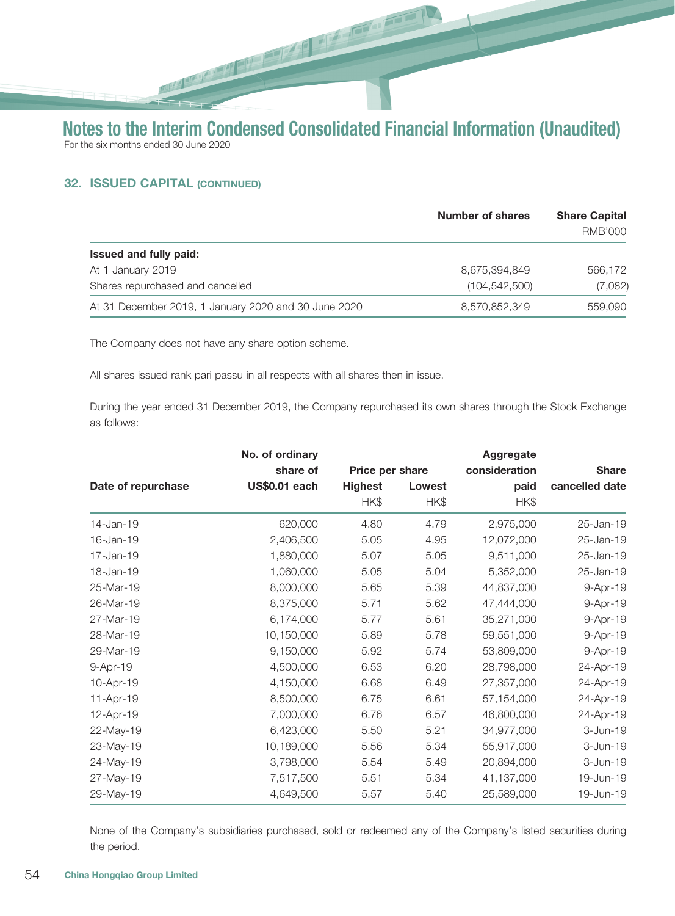# Notes to the Interim Condensed Consolidated Financial Information (Unaudited)

For the six months ended 30 June 2020

## 32. ISSUED CAPITAL (CONTINUED)

| | Number of shares | Share Capital |
|---|---|---|
| | | RMB'000 |
| **Issued and fully paid:** | | |
| At 1 January 2019 | 8,675,394,849 | 566,172 |
| Shares repurchased and cancelled | (104,542,500) | (7,082) |
| At 31 December 2019, 1 January 2020 and 30 June 2020 | 8,570,852,349 | 559,090 |

The Company does not have any share option scheme.

All shares issued rank pari passu in all respects with all shares then in issue.

During the year ended 31 December 2019, the Company repurchased its own shares through the Stock Exchange as follows:

| Date of repurchase | No. of ordinary share of US$0.01 each | Price per share | | Aggregate consideration paid | Share cancelled date |
|---|---|---|---|---|---|
| | | Highest | Lowest | | |
| | | HK$ | HK$ | HK$ | |
| 14-Jan-19 | 620,000 | 4.80 | 4.79 | 2,975,000 | 25-Jan-19 |
| 16-Jan-19 | 2,406,500 | 5.05 | 4.95 | 12,072,000 | 25-Jan-19 |
| 17-Jan-19 | 1,880,000 | 5.07 | 5.05 | 9,511,000 | 25-Jan-19 |
| 18-Jan-19 | 1,060,000 | 5.05 | 5.04 | 5,352,000 | 25-Jan-19 |
| 25-Mar-19 | 8,000,000 | 5.65 | 5.39 | 44,837,000 | 9-Apr-19 |
| 26-Mar-19 | 8,375,000 | 5.71 | 5.62 | 47,444,000 | 9-Apr-19 |
| 27-Mar-19 | 6,174,000 | 5.77 | 5.61 | 35,271,000 | 9-Apr-19 |
| 28-Mar-19 | 10,150,000 | 5.89 | 5.78 | 59,551,000 | 9-Apr-19 |
| 29-Mar-19 | 9,150,000 | 5.92 | 5.74 | 53,809,000 | 9-Apr-19 |
| 9-Apr-19 | 4,500,000 | 6.53 | 6.20 | 28,798,000 | 24-Apr-19 |
| 10-Apr-19 | 4,150,000 | 6.68 | 6.49 | 27,357,000 | 24-Apr-19 |
| 11-Apr-19 | 8,500,000 | 6.75 | 6.61 | 57,154,000 | 24-Apr-19 |
| 12-Apr-19 | 7,000,000 | 6.76 | 6.57 | 46,800,000 | 24-Apr-19 |
| 22-May-19 | 6,423,000 | 5.50 | 5.21 | 34,977,000 | 3-Jun-19 |
| 23-May-19 | 10,189,000 | 5.56 | 5.34 | 55,917,000 | 3-Jun-19 |
| 24-May-19 | 3,798,000 | 5.54 | 5.49 | 20,894,000 | 3-Jun-19 |
| 27-May-19 | 7,517,500 | 5.51 | 5.34 | 41,137,000 | 19-Jun-19 |
| 29-May-19 | 4,649,500 | 5.57 | 5.40 | 25,589,000 | 19-Jun-19 |

None of the Company's subsidiaries purchased, sold or redeemed any of the Company's listed securities during the period.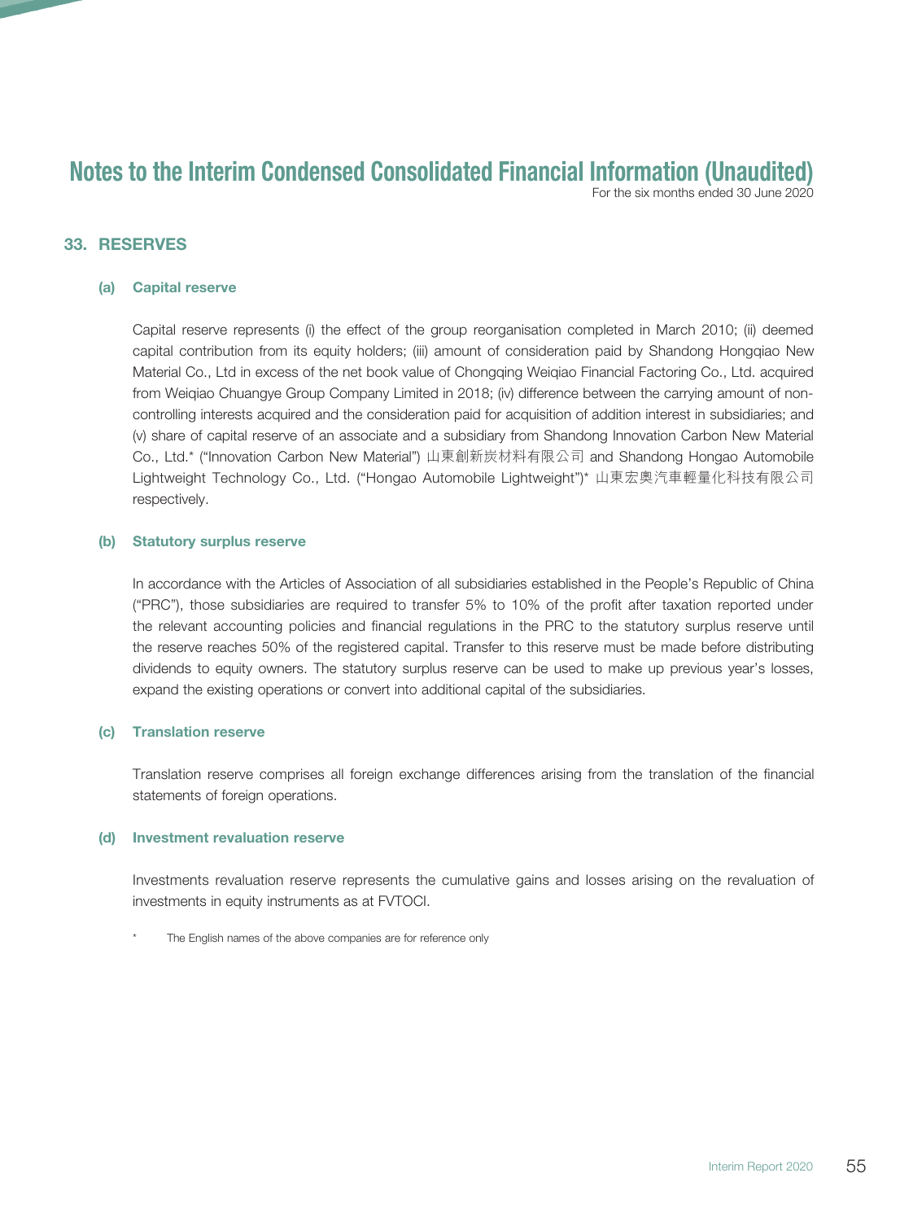# Notes to the Interim Condensed Consolidated Financial Information (Unaudited)

For the six months ended 30 June 2020

## 33. RESERVES

### (a) Capital reserve

Capital reserve represents (i) the effect of the group reorganisation completed in March 2010; (ii) deemed capital contribution from its equity holders; (iii) amount of consideration paid by Shandong Hongqiao New Material Co., Ltd in excess of the net book value of Chongqing Weiqiao Financial Factoring Co., Ltd. acquired from Weiqiao Chuangye Group Company Limited in 2018; (iv) difference between the carrying amount of non-controlling interests acquired and the consideration paid for acquisition of addition interest in subsidiaries; and (v) share of capital reserve of an associate and a subsidiary from Shandong Innovation Carbon New Material Co., Ltd.* ("Innovation Carbon New Material") 山東創新炭材料有限公司 and Shandong Hongao Automobile Lightweight Technology Co., Ltd. ("Hongao Automobile Lightweight")* 山東宏奧汽車輕量化科技有限公司 respectively.

### (b) Statutory surplus reserve

In accordance with the Articles of Association of all subsidiaries established in the People's Republic of China ("PRC"), those subsidiaries are required to transfer 5% to 10% of the profit after taxation reported under the relevant accounting policies and financial regulations in the PRC to the statutory surplus reserve until the reserve reaches 50% of the registered capital. Transfer to this reserve must be made before distributing dividends to equity owners. The statutory surplus reserve can be used to make up previous year's losses, expand the existing operations or convert into additional capital of the subsidiaries.

### (c) Translation reserve

Translation reserve comprises all foreign exchange differences arising from the translation of the financial statements of foreign operations.

### (d) Investment revaluation reserve

Investments revaluation reserve represents the cumulative gains and losses arising on the revaluation of investments in equity instruments as at FVTOCI.

\* The English names of the above companies are for reference only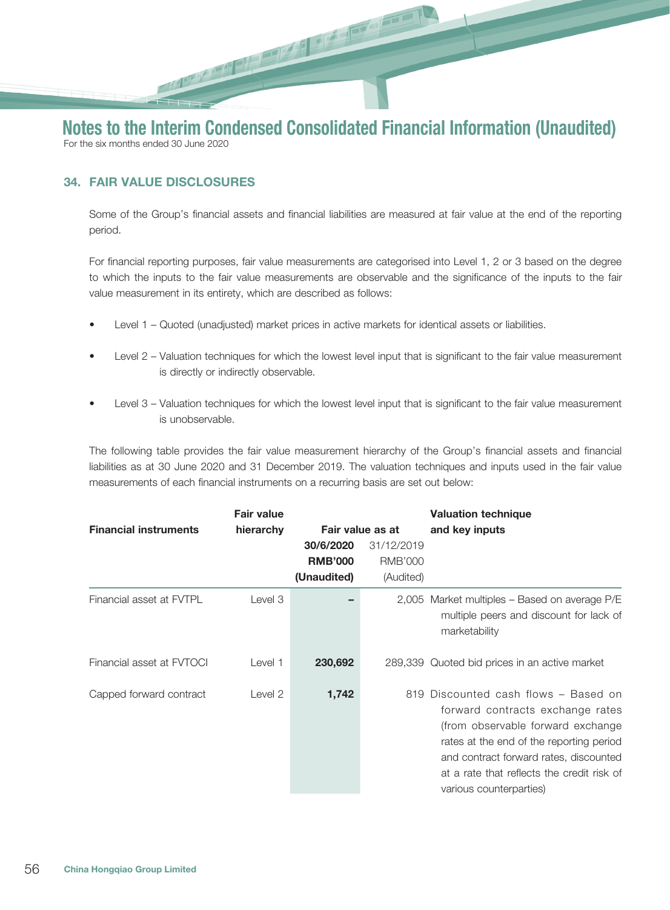## 34. FAIR VALUE DISCLOSURES

Some of the Group's financial assets and financial liabilities are measured at fair value at the end of the reporting period.

For financial reporting purposes, fair value measurements are categorised into Level 1, 2 or 3 based on the degree to which the inputs to the fair value measurements are observable and the significance of the inputs to the fair value measurement in its entirety, which are described as follows:

- Level 1 – Quoted (unadjusted) market prices in active markets for identical assets or liabilities.
- Level 2 – Valuation techniques for which the lowest level input that is significant to the fair value measurement is directly or indirectly observable.
- Level 3 – Valuation techniques for which the lowest level input that is significant to the fair value measurement is unobservable.

The following table provides the fair value measurement hierarchy of the Group's financial assets and financial liabilities as at 30 June 2020 and 31 December 2019. The valuation techniques and inputs used in the fair value measurements of each financial instruments on a recurring basis are set out below:

| Financial instruments | Fair value hierarchy | Fair value as at | | Valuation technique and key inputs |
|---|---|---|---|---|
| | | **30/6/2020** | 31/12/2019 | |
| | | **RMB'000** | RMB'000 | |
| | | **(Unaudited)** | (Audited) | |
| Financial asset at FVTPL | Level 3 | **–** | 2,005 | Market multiples – Based on average P/E multiple peers and discount for lack of marketability |
| Financial asset at FVTOCI | Level 1 | **230,692** | 289,339 | Quoted bid prices in an active market |
| Capped forward contract | Level 2 | **1,742** | 819 | Discounted cash flows – Based on forward contracts exchange rates (from observable forward exchange rates at the end of the reporting period and contract forward rates, discounted at a rate that reflects the credit risk of various counterparties) |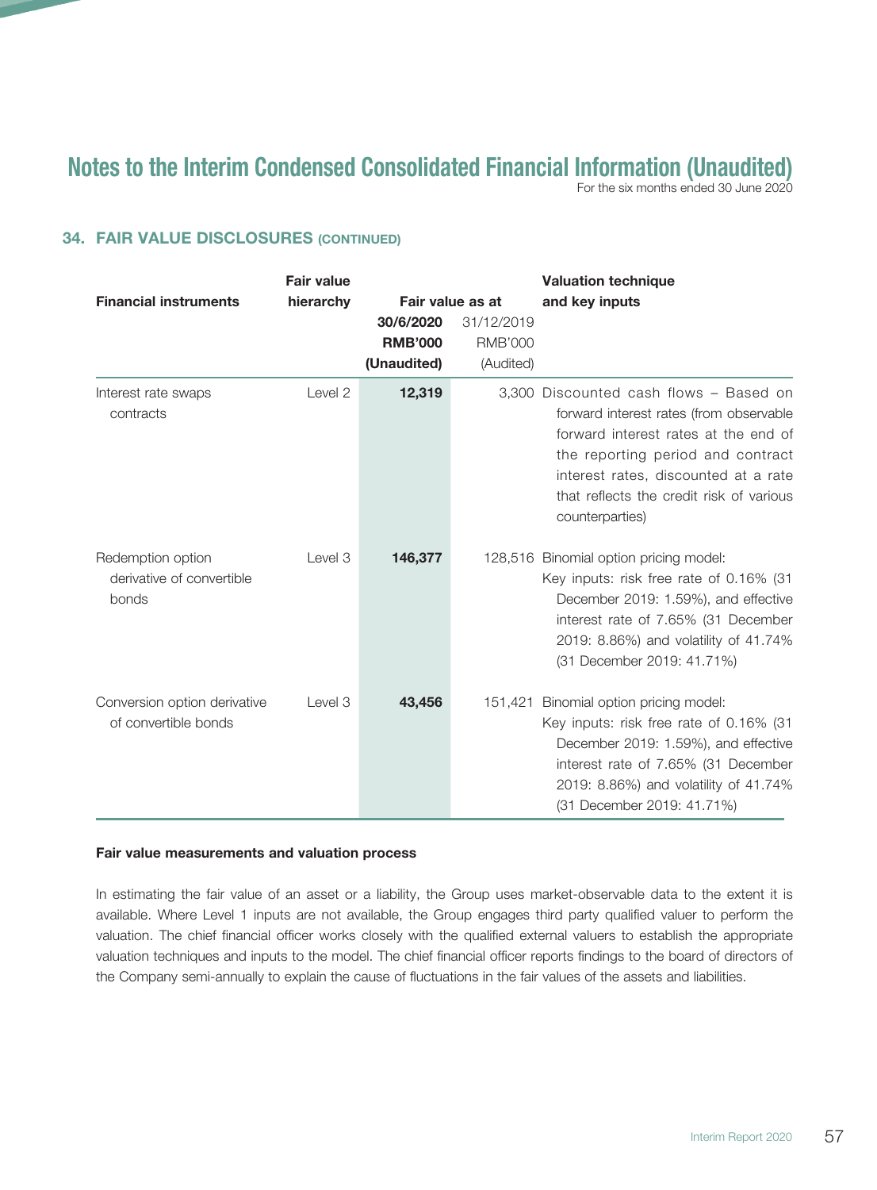## 34. FAIR VALUE DISCLOSURES (CONTINUED)

| Financial instruments | Fair value hierarchy | Fair value as at | | Valuation technique and key inputs |
|---|---|---|---|---|
| | | **30/6/2020 RMB'000 (Unaudited)** | 31/12/2019 RMB'000 (Audited) | |
| Interest rate swaps contracts | Level 2 | **12,319** | 3,300 | Discounted cash flows – Based on forward interest rates (from observable forward interest rates at the end of the reporting period and contract interest rates, discounted at a rate that reflects the credit risk of various counterparties) |
| Redemption option derivative of convertible bonds | Level 3 | **146,377** | 128,516 | Binomial option pricing model: Key inputs: risk free rate of 0.16% (31 December 2019: 1.59%), and effective interest rate of 7.65% (31 December 2019: 8.86%) and volatility of 41.74% (31 December 2019: 41.71%) |
| Conversion option derivative of convertible bonds | Level 3 | **43,456** | 151,421 | Binomial option pricing model: Key inputs: risk free rate of 0.16% (31 December 2019: 1.59%), and effective interest rate of 7.65% (31 December 2019: 8.86%) and volatility of 41.74% (31 December 2019: 41.71%) |

**Fair value measurements and valuation process**

In estimating the fair value of an asset or a liability, the Group uses market-observable data to the extent it is available. Where Level 1 inputs are not available, the Group engages third party qualified valuer to perform the valuation. The chief financial officer works closely with the qualified external valuers to establish the appropriate valuation techniques and inputs to the model. The chief financial officer reports findings to the board of directors of the Company semi-annually to explain the cause of fluctuations in the fair values of the assets and liabilities.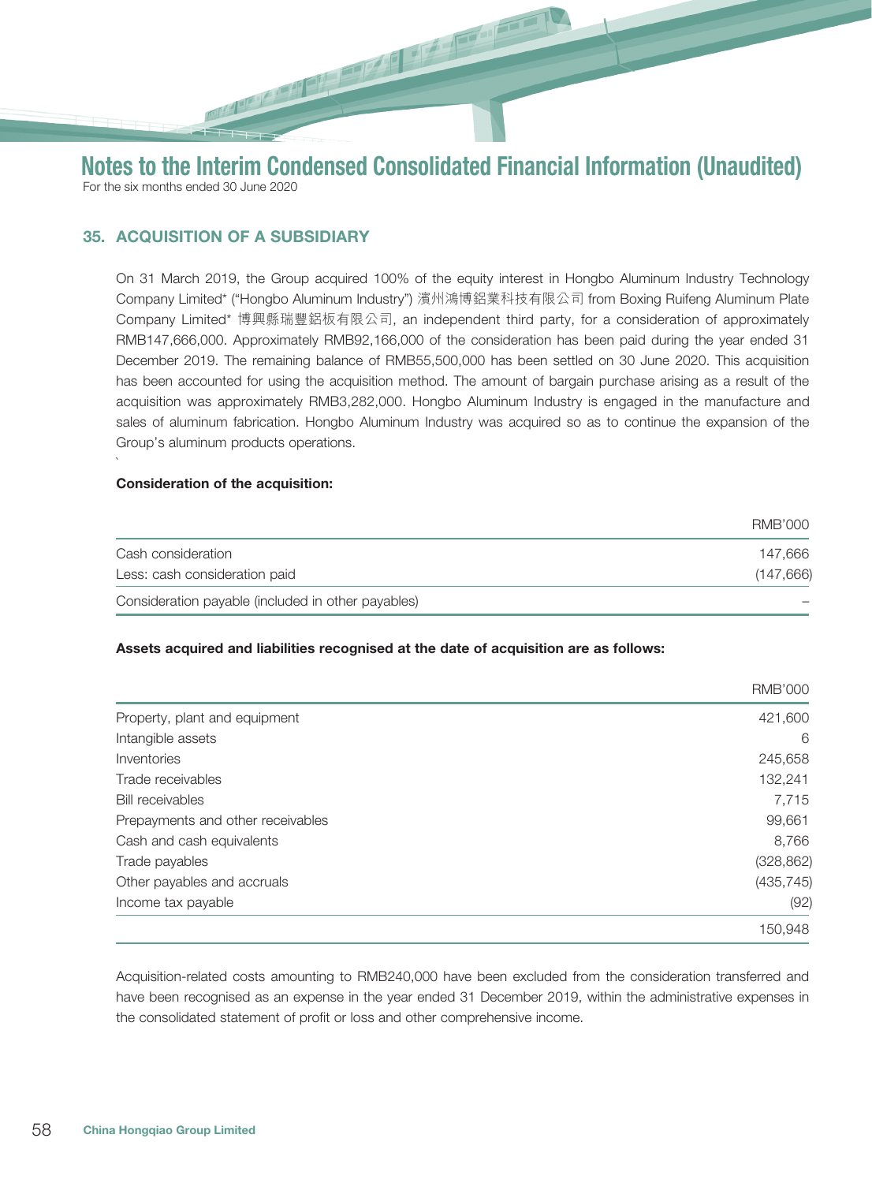## 35. ACQUISITION OF A SUBSIDIARY

On 31 March 2019, the Group acquired 100% of the equity interest in Hongbo Aluminum Industry Technology Company Limited* ("Hongbo Aluminum Industry") 濱州鴻博鋁業科技有限公司 from Boxing Ruifeng Aluminum Plate Company Limited* 博興縣瑞豐鋁板有限公司, an independent third party, for a consideration of approximately RMB147,666,000. Approximately RMB92,166,000 of the consideration has been paid during the year ended 31 December 2019. The remaining balance of RMB55,500,000 has been settled on 30 June 2020. This acquisition has been accounted for using the acquisition method. The amount of bargain purchase arising as a result of the acquisition was approximately RMB3,282,000. Hongbo Aluminum Industry is engaged in the manufacture and sales of aluminum fabrication. Hongbo Aluminum Industry was acquired so as to continue the expansion of the Group's aluminum products operations.

**Consideration of the acquisition:**

| | RMB'000 |
|---|---|
| Cash consideration | 147,666 |
| Less: cash consideration paid | (147,666) |
| Consideration payable (included in other payables) | – |

**Assets acquired and liabilities recognised at the date of acquisition are as follows:**

| | RMB'000 |
|---|---|
| Property, plant and equipment | 421,600 |
| Intangible assets | 6 |
| Inventories | 245,658 |
| Trade receivables | 132,241 |
| Bill receivables | 7,715 |
| Prepayments and other receivables | 99,661 |
| Cash and cash equivalents | 8,766 |
| Trade payables | (328,862) |
| Other payables and accruals | (435,745) |
| Income tax payable | (92) |
| | 150,948 |

Acquisition-related costs amounting to RMB240,000 have been excluded from the consideration transferred and have been recognised as an expense in the year ended 31 December 2019, within the administrative expenses in the consolidated statement of profit or loss and other comprehensive income.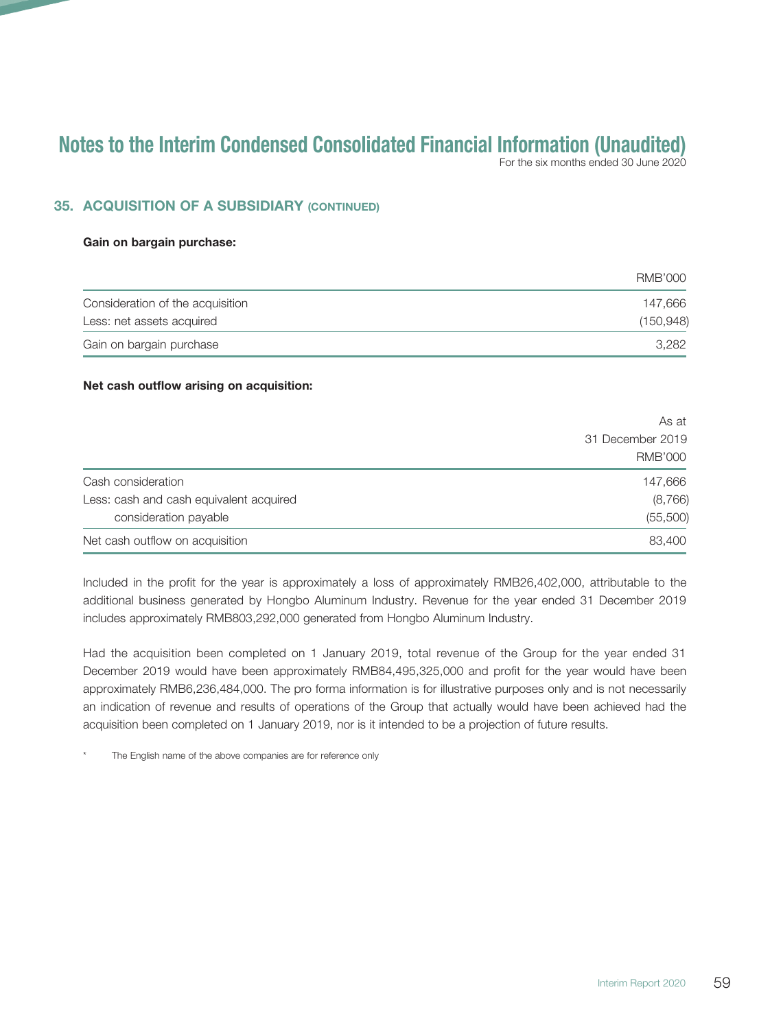## 35. ACQUISITION OF A SUBSIDIARY (CONTINUED)

**Gain on bargain purchase:**

| | RMB'000 |
|---|---|
| Consideration of the acquisition | 147,666 |
| Less: net assets acquired | (150,948) |
| Gain on bargain purchase | 3,282 |

**Net cash outflow arising on acquisition:**

| | As at 31 December 2019 RMB'000 |
|---|---|
| Cash consideration | 147,666 |
| Less: cash and cash equivalent acquired | (8,766) |
| consideration payable | (55,500) |
| Net cash outflow on acquisition | 83,400 |

Included in the profit for the year is approximately a loss of approximately RMB26,402,000, attributable to the additional business generated by Hongbo Aluminum Industry. Revenue for the year ended 31 December 2019 includes approximately RMB803,292,000 generated from Hongbo Aluminum Industry.

Had the acquisition been completed on 1 January 2019, total revenue of the Group for the year ended 31 December 2019 would have been approximately RMB84,495,325,000 and profit for the year would have been approximately RMB6,236,484,000. The pro forma information is for illustrative purposes only and is not necessarily an indication of revenue and results of operations of the Group that actually would have been achieved had the acquisition been completed on 1 January 2019, nor is it intended to be a projection of future results.

\* The English name of the above companies are for reference only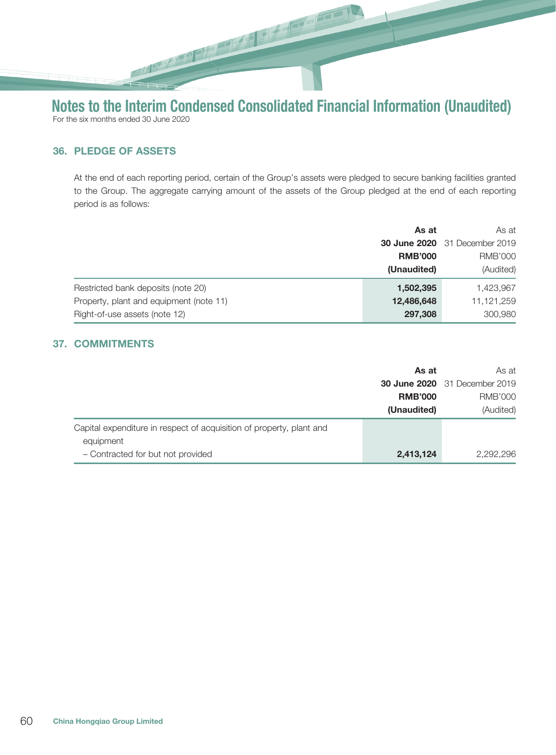## 36. PLEDGE OF ASSETS

At the end of each reporting period, certain of the Group's assets were pledged to secure banking facilities granted to the Group. The aggregate carrying amount of the assets of the Group pledged at the end of each reporting period is as follows:

| | **As at 30 June 2020** | As at 31 December 2019 |
|---|---|---|
| | **RMB'000** | RMB'000 |
| | **(Unaudited)** | (Audited) |
| Restricted bank deposits (note 20) | **1,502,395** | 1,423,967 |
| Property, plant and equipment (note 11) | **12,486,648** | 11,121,259 |
| Right-of-use assets (note 12) | **297,308** | 300,980 |

## 37. COMMITMENTS

| | **As at 30 June 2020** | As at 31 December 2019 |
|---|---|---|
| | **RMB'000** | RMB'000 |
| | **(Unaudited)** | (Audited) |
| Capital expenditure in respect of acquisition of property, plant and equipment | | |
| – Contracted for but not provided | **2,413,124** | 2,292,296 |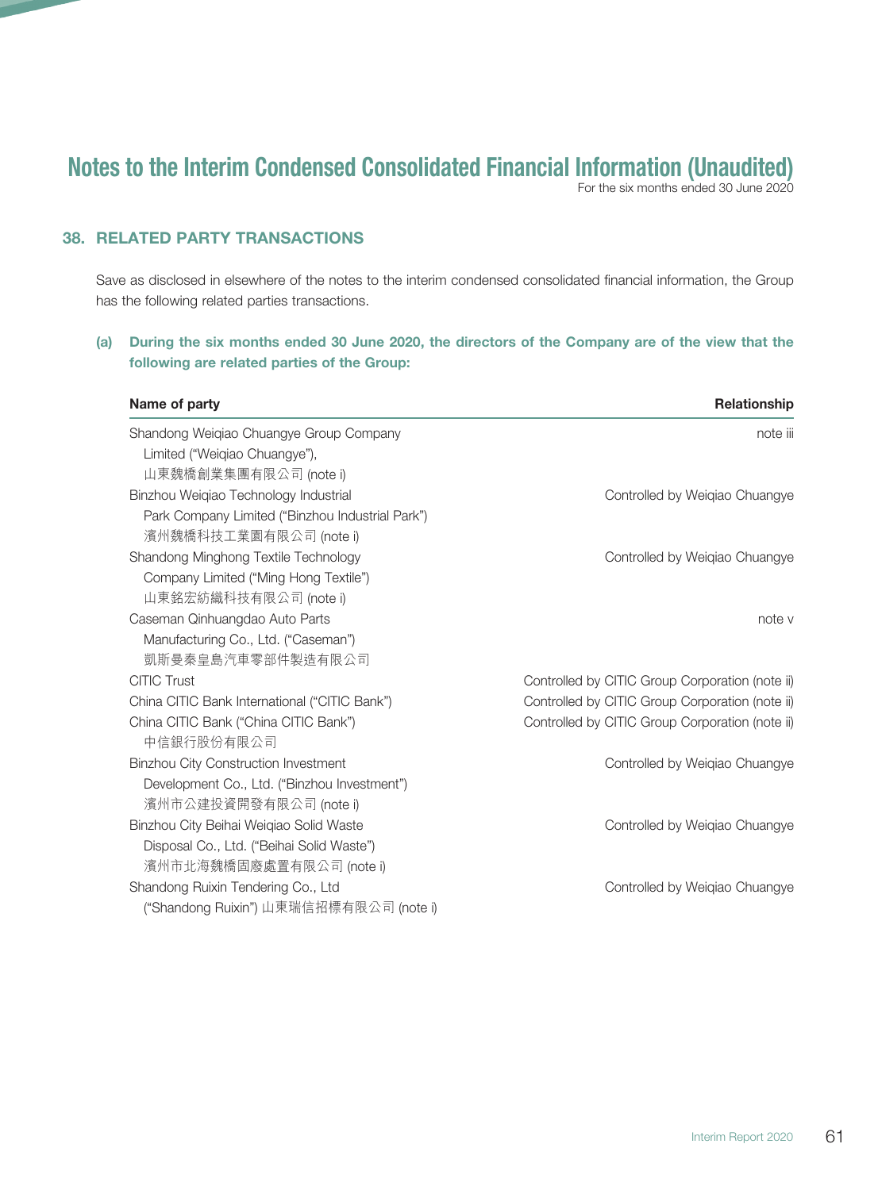# Notes to the Interim Condensed Consolidated Financial Information (Unaudited)

For the six months ended 30 June 2020

## 38. RELATED PARTY TRANSACTIONS

Save as disclosed in elsewhere of the notes to the interim condensed consolidated financial information, the Group has the following related parties transactions.

### (a) During the six months ended 30 June 2020, the directors of the Company are of the view that the following are related parties of the Group:

| Name of party | Relationship |
|---|---|
| Shandong Weiqiao Chuangye Group Company Limited ("Weiqiao Chuangye"), 山東魏橋創業集團有限公司 (note i) | note iii |
| Binzhou Weiqiao Technology Industrial Park Company Limited ("Binzhou Industrial Park") 濱州魏橋科技工業園有限公司 (note i) | Controlled by Weiqiao Chuangye |
| Shandong Minghong Textile Technology Company Limited ("Ming Hong Textile") 山東銘宏紡織科技有限公司 (note i) | Controlled by Weiqiao Chuangye |
| Caseman Qinhuangdao Auto Parts Manufacturing Co., Ltd. ("Caseman") 凱斯曼秦皇島汽車零部件製造有限公司 | note v |
| CITIC Trust | Controlled by CITIC Group Corporation (note ii) |
| China CITIC Bank International ("CITIC Bank") | Controlled by CITIC Group Corporation (note ii) |
| China CITIC Bank ("China CITIC Bank") 中信銀行股份有限公司 | Controlled by CITIC Group Corporation (note ii) |
| Binzhou City Construction Investment Development Co., Ltd. ("Binzhou Investment") 濱州市公建投資開發有限公司 (note i) | Controlled by Weiqiao Chuangye |
| Binzhou City Beihai Weiqiao Solid Waste Disposal Co., Ltd. ("Beihai Solid Waste") 濱州市北海魏橋固廢處置有限公司 (note i) | Controlled by Weiqiao Chuangye |
| Shandong Ruixin Tendering Co., Ltd ("Shandong Ruixin") 山東瑞信招標有限公司 (note i) | Controlled by Weiqiao Chuangye |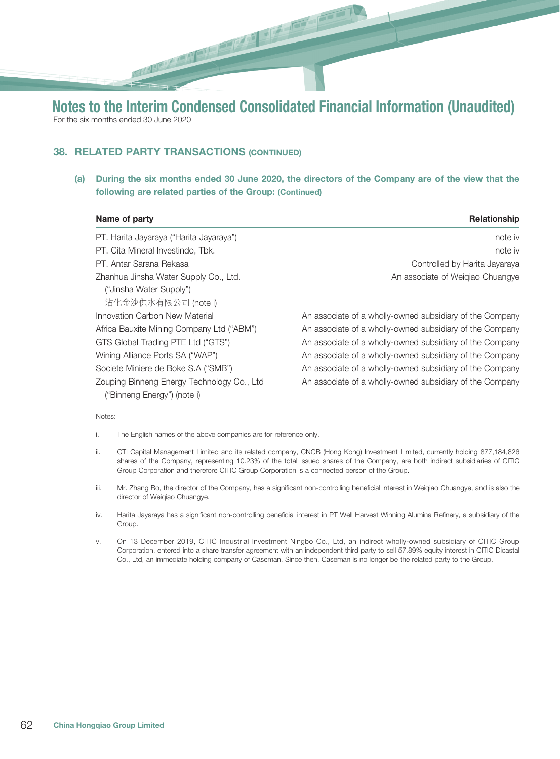# Notes to the Interim Condensed Consolidated Financial Information (Unaudited)

For the six months ended 30 June 2020

## 38. RELATED PARTY TRANSACTIONS (CONTINUED)

**(a) During the six months ended 30 June 2020, the directors of the Company are of the view that the following are related parties of the Group: (Continued)**

| Name of party | Relationship |
|---|---|
| PT. Harita Jayaraya ("Harita Jayaraya") | note iv |
| PT. Cita Mineral Investindo, Tbk. | note iv |
| PT. Antar Sarana Rekasa | Controlled by Harita Jayaraya |
| Zhanhua Jinsha Water Supply Co., Ltd. ("Jinsha Water Supply") 沾化金沙供水有限公司 (note i) | An associate of Weiqiao Chuangye |
| Innovation Carbon New Material | An associate of a wholly-owned subsidiary of the Company |
| Africa Bauxite Mining Company Ltd ("ABM") | An associate of a wholly-owned subsidiary of the Company |
| GTS Global Trading PTE Ltd ("GTS") | An associate of a wholly-owned subsidiary of the Company |
| Wining Alliance Ports SA ("WAP") | An associate of a wholly-owned subsidiary of the Company |
| Societe Miniere de Boke S.A ("SMB") | An associate of a wholly-owned subsidiary of the Company |
| Zouping Binneng Energy Technology Co., Ltd ("Binneng Energy") (note i) | An associate of a wholly-owned subsidiary of the Company |

Notes:

i. The English names of the above companies are for reference only.

ii. CTI Capital Management Limited and its related company, CNCB (Hong Kong) Investment Limited, currently holding 877,184,826 shares of the Company, representing 10.23% of the total issued shares of the Company, are both indirect subsidiaries of CITIC Group Corporation and therefore CITIC Group Corporation is a connected person of the Group.

iii. Mr. Zhang Bo, the director of the Company, has a significant non-controlling beneficial interest in Weiqiao Chuangye, and is also the director of Weiqiao Chuangye.

iv. Harita Jayaraya has a significant non-controlling beneficial interest in PT Well Harvest Winning Alumina Refinery, a subsidiary of the Group.

v. On 13 December 2019, CITIC Industrial Investment Ningbo Co., Ltd, an indirect wholly-owned subsidiary of CITIC Group Corporation, entered into a share transfer agreement with an independent third party to sell 57.89% equity interest in CITIC Dicastal Co., Ltd, an immediate holding company of Caseman. Since then, Caseman is no longer be the related party to the Group.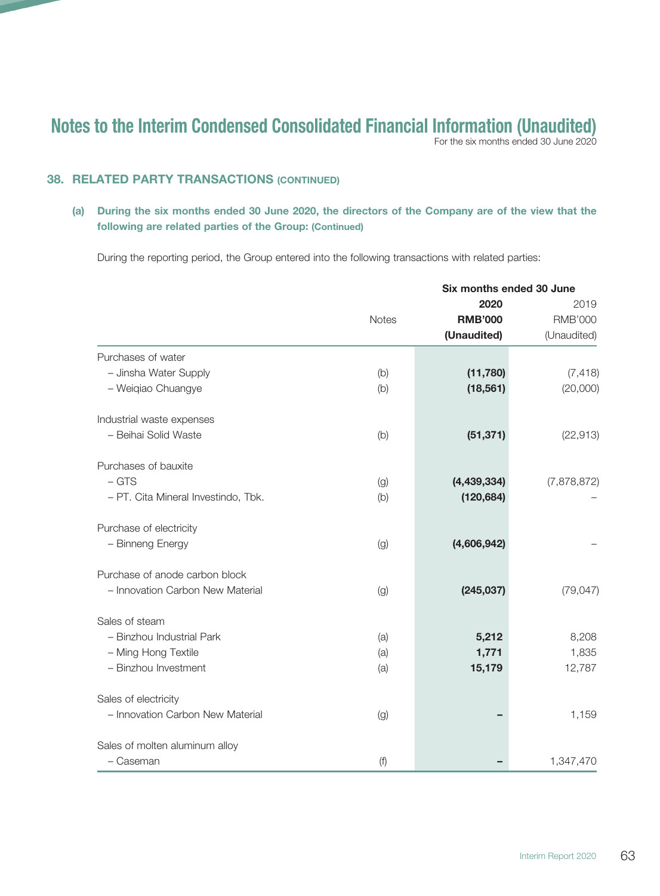# Notes to the Interim Condensed Consolidated Financial Information (Unaudited)

For the six months ended 30 June 2020

## 38. RELATED PARTY TRANSACTIONS (CONTINUED)

### (a) During the six months ended 30 June 2020, the directors of the Company are of the view that the following are related parties of the Group: (Continued)

During the reporting period, the Group entered into the following transactions with related parties:

| | Notes | Six months ended 30 June | |
|---|---|---|---|
| | | **2020** | 2019 |
| | | **RMB'000** | RMB'000 |
| | | **(Unaudited)** | (Unaudited) |
| Purchases of water | | | |
| – Jinsha Water Supply | (b) | **(11,780)** | (7,418) |
| – Weiqiao Chuangye | (b) | **(18,561)** | (20,000) |
| Industrial waste expenses | | | |
| – Beihai Solid Waste | (b) | **(51,371)** | (22,913) |
| Purchases of bauxite | | | |
| – GTS | (g) | **(4,439,334)** | (7,878,872) |
| – PT. Cita Mineral Investindo, Tbk. | (b) | **(120,684)** | – |
| Purchase of electricity | | | |
| – Binneng Energy | (g) | **(4,606,942)** | – |
| Purchase of anode carbon block | | | |
| – Innovation Carbon New Material | (g) | **(245,037)** | (79,047) |
| Sales of steam | | | |
| – Binzhou Industrial Park | (a) | **5,212** | 8,208 |
| – Ming Hong Textile | (a) | **1,771** | 1,835 |
| – Binzhou Investment | (a) | **15,179** | 12,787 |
| Sales of electricity | | | |
| – Innovation Carbon New Material | (g) | **–** | 1,159 |
| Sales of molten aluminum alloy | | | |
| – Caseman | (f) | **–** | 1,347,470 |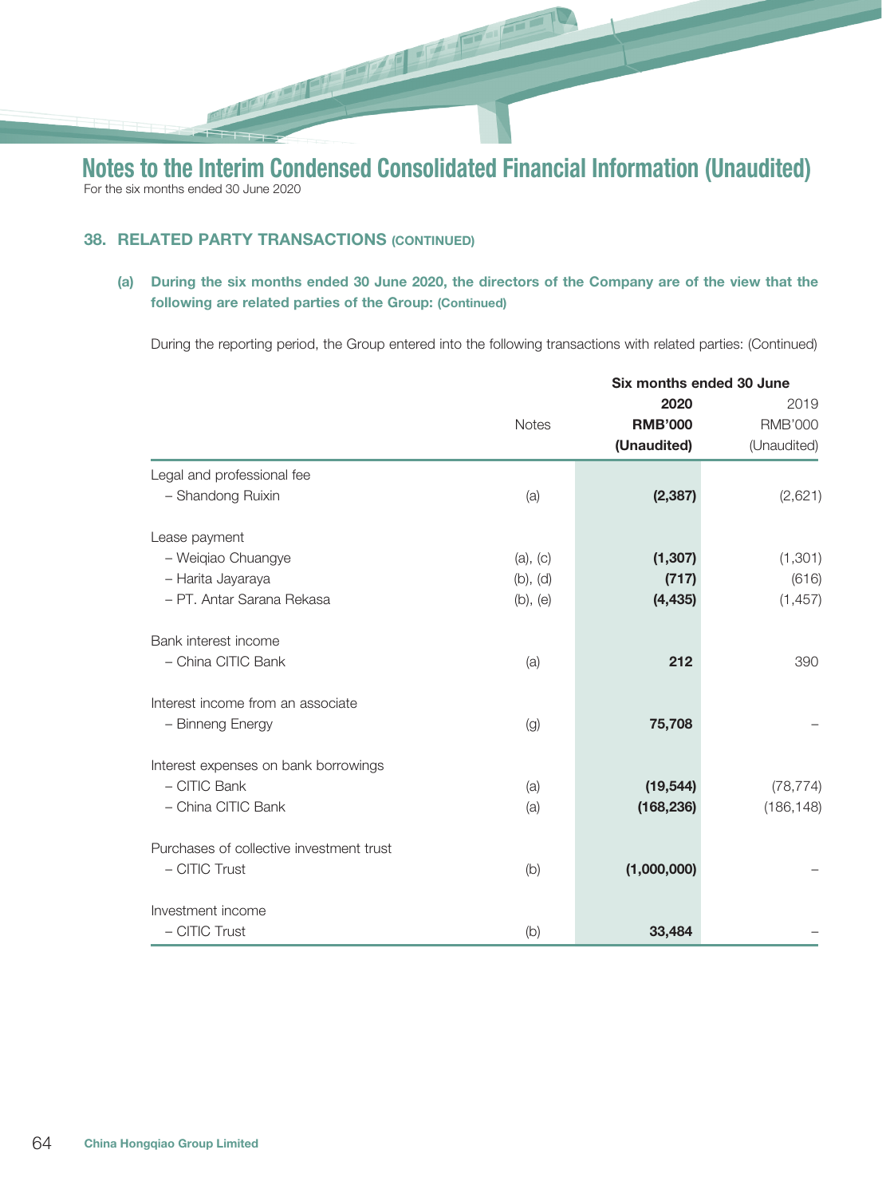# Notes to the Interim Condensed Consolidated Financial Information (Unaudited)

For the six months ended 30 June 2020

## 38. RELATED PARTY TRANSACTIONS (CONTINUED)

### (a) During the six months ended 30 June 2020, the directors of the Company are of the view that the following are related parties of the Group: (Continued)

During the reporting period, the Group entered into the following transactions with related parties: (Continued)

| | Notes | Six months ended 30 June | |
|---|---|---|---|
| | | **2020** | 2019 |
| | | **RMB'000** | RMB'000 |
| | | **(Unaudited)** | (Unaudited) |
| Legal and professional fee | | | |
| – Shandong Ruixin | (a) | **(2,387)** | (2,621) |
| Lease payment | | | |
| – Weiqiao Chuangye | (a), (c) | **(1,307)** | (1,301) |
| – Harita Jayaraya | (b), (d) | **(717)** | (616) |
| – PT. Antar Sarana Rekasa | (b), (e) | **(4,435)** | (1,457) |
| Bank interest income | | | |
| – China CITIC Bank | (a) | **212** | 390 |
| Interest income from an associate | | | |
| – Binneng Energy | (g) | **75,708** | – |
| Interest expenses on bank borrowings | | | |
| – CITIC Bank | (a) | **(19,544)** | (78,774) |
| – China CITIC Bank | (a) | **(168,236)** | (186,148) |
| Purchases of collective investment trust | | | |
| – CITIC Trust | (b) | **(1,000,000)** | – |
| Investment income | | | |
| – CITIC Trust | (b) | **33,484** | – |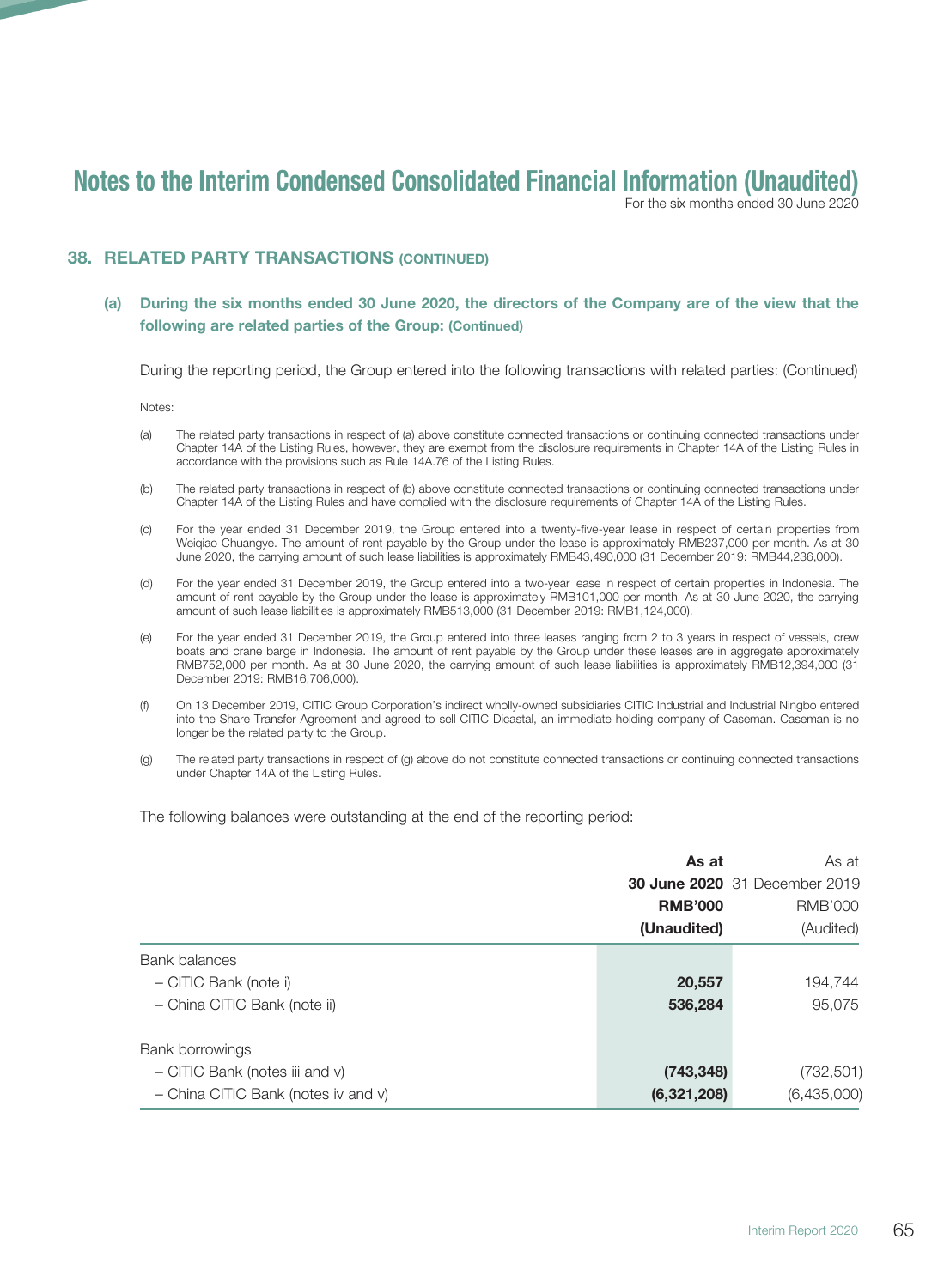# Notes to the Interim Condensed Consolidated Financial Information (Unaudited)

For the six months ended 30 June 2020

## 38. RELATED PARTY TRANSACTIONS (CONTINUED)

### (a) During the six months ended 30 June 2020, the directors of the Company are of the view that the following are related parties of the Group: (Continued)

During the reporting period, the Group entered into the following transactions with related parties: (Continued)

Notes:

(a) The related party transactions in respect of (a) above constitute connected transactions or continuing connected transactions under Chapter 14A of the Listing Rules, however, they are exempt from the disclosure requirements in Chapter 14A of the Listing Rules in accordance with the provisions such as Rule 14A.76 of the Listing Rules.

(b) The related party transactions in respect of (b) above constitute connected transactions or continuing connected transactions under Chapter 14A of the Listing Rules and have complied with the disclosure requirements of Chapter 14A of the Listing Rules.

(c) For the year ended 31 December 2019, the Group entered into a twenty-five-year lease in respect of certain properties from Weiqiao Chuangye. The amount of rent payable by the Group under the lease is approximately RMB237,000 per month. As at 30 June 2020, the carrying amount of such lease liabilities is approximately RMB43,490,000 (31 December 2019: RMB44,236,000).

(d) For the year ended 31 December 2019, the Group entered into a two-year lease in respect of certain properties in Indonesia. The amount of rent payable by the Group under the lease is approximately RMB101,000 per month. As at 30 June 2020, the carrying amount of such lease liabilities is approximately RMB513,000 (31 December 2019: RMB1,124,000).

(e) For the year ended 31 December 2019, the Group entered into three leases ranging from 2 to 3 years in respect of vessels, crew boats and crane barge in Indonesia. The amount of rent payable by the Group under these leases are in aggregate approximately RMB752,000 per month. As at 30 June 2020, the carrying amount of such lease liabilities is approximately RMB12,394,000 (31 December 2019: RMB16,706,000).

(f) On 13 December 2019, CITIC Group Corporation's indirect wholly-owned subsidiaries CITIC Industrial and Industrial Ningbo entered into the Share Transfer Agreement and agreed to sell CITIC Dicastal, an immediate holding company of Caseman. Caseman is no longer be the related party to the Group.

(g) The related party transactions in respect of (g) above do not constitute connected transactions or continuing connected transactions under Chapter 14A of the Listing Rules.

The following balances were outstanding at the end of the reporting period:

| | **As at 30 June 2020 RMB'000 (Unaudited)** | As at 31 December 2019 RMB'000 (Audited) |
|---|---|---|
| Bank balances | | |
| – CITIC Bank (note i) | **20,557** | 194,744 |
| – China CITIC Bank (note ii) | **536,284** | 95,075 |
| Bank borrowings | | |
| – CITIC Bank (notes iii and v) | **(743,348)** | (732,501) |
| – China CITIC Bank (notes iv and v) | **(6,321,208)** | (6,435,000) |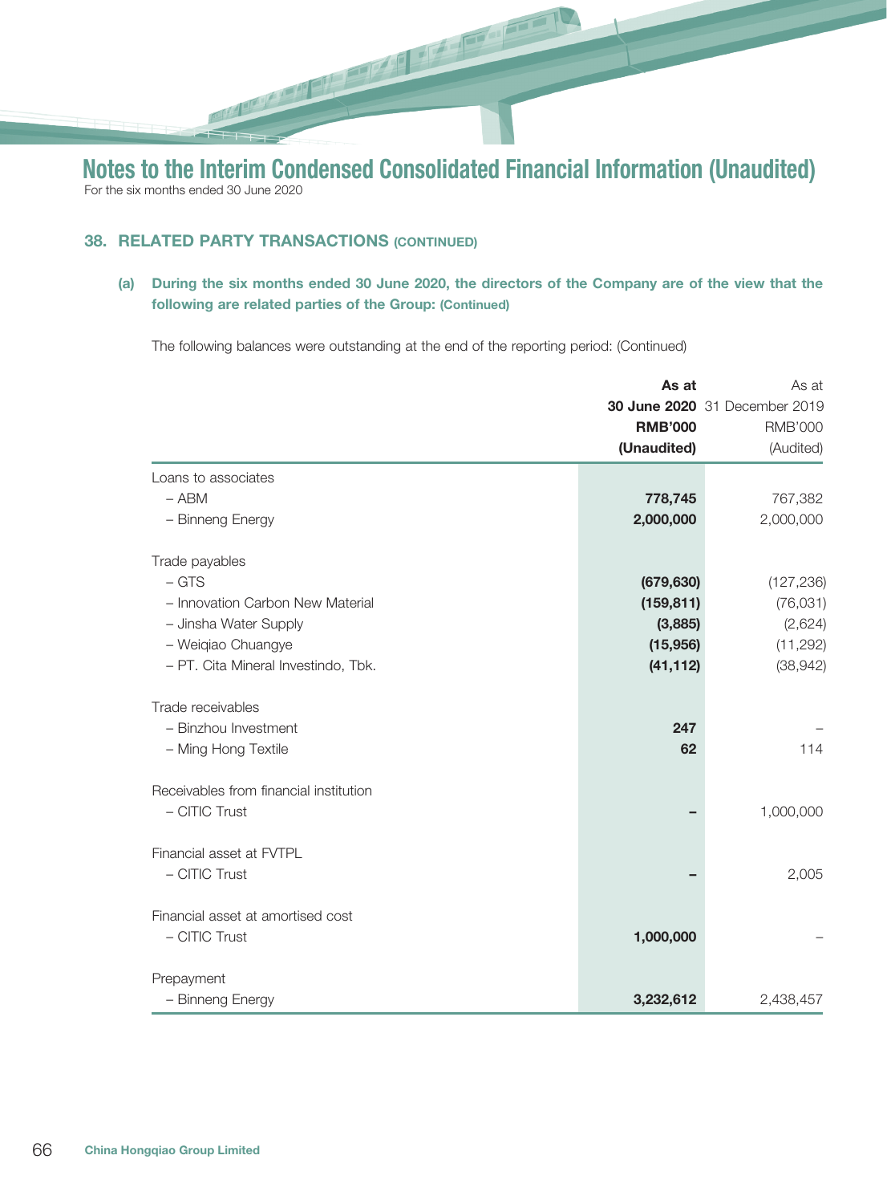# Notes to the Interim Condensed Consolidated Financial Information (Unaudited)

For the six months ended 30 June 2020

## 38. RELATED PARTY TRANSACTIONS (CONTINUED)

### (a) During the six months ended 30 June 2020, the directors of the Company are of the view that the following are related parties of the Group: (Continued)

The following balances were outstanding at the end of the reporting period: (Continued)

| | **As at 30 June 2020 RMB'000 (Unaudited)** | As at 31 December 2019 RMB'000 (Audited) |
|---|---|---|
| Loans to associates | | |
| – ABM | **778,745** | 767,382 |
| – Binneng Energy | **2,000,000** | 2,000,000 |
| Trade payables | | |
| – GTS | **(679,630)** | (127,236) |
| – Innovation Carbon New Material | **(159,811)** | (76,031) |
| – Jinsha Water Supply | **(3,885)** | (2,624) |
| – Weiqiao Chuangye | **(15,956)** | (11,292) |
| – PT. Cita Mineral Investindo, Tbk. | **(41,112)** | (38,942) |
| Trade receivables | | |
| – Binzhou Investment | **247** | – |
| – Ming Hong Textile | **62** | 114 |
| Receivables from financial institution | | |
| – CITIC Trust | **–** | 1,000,000 |
| Financial asset at FVTPL | | |
| – CITIC Trust | **–** | 2,005 |
| Financial asset at amortised cost | | |
| – CITIC Trust | **1,000,000** | – |
| Prepayment | | |
| – Binneng Energy | **3,232,612** | 2,438,457 |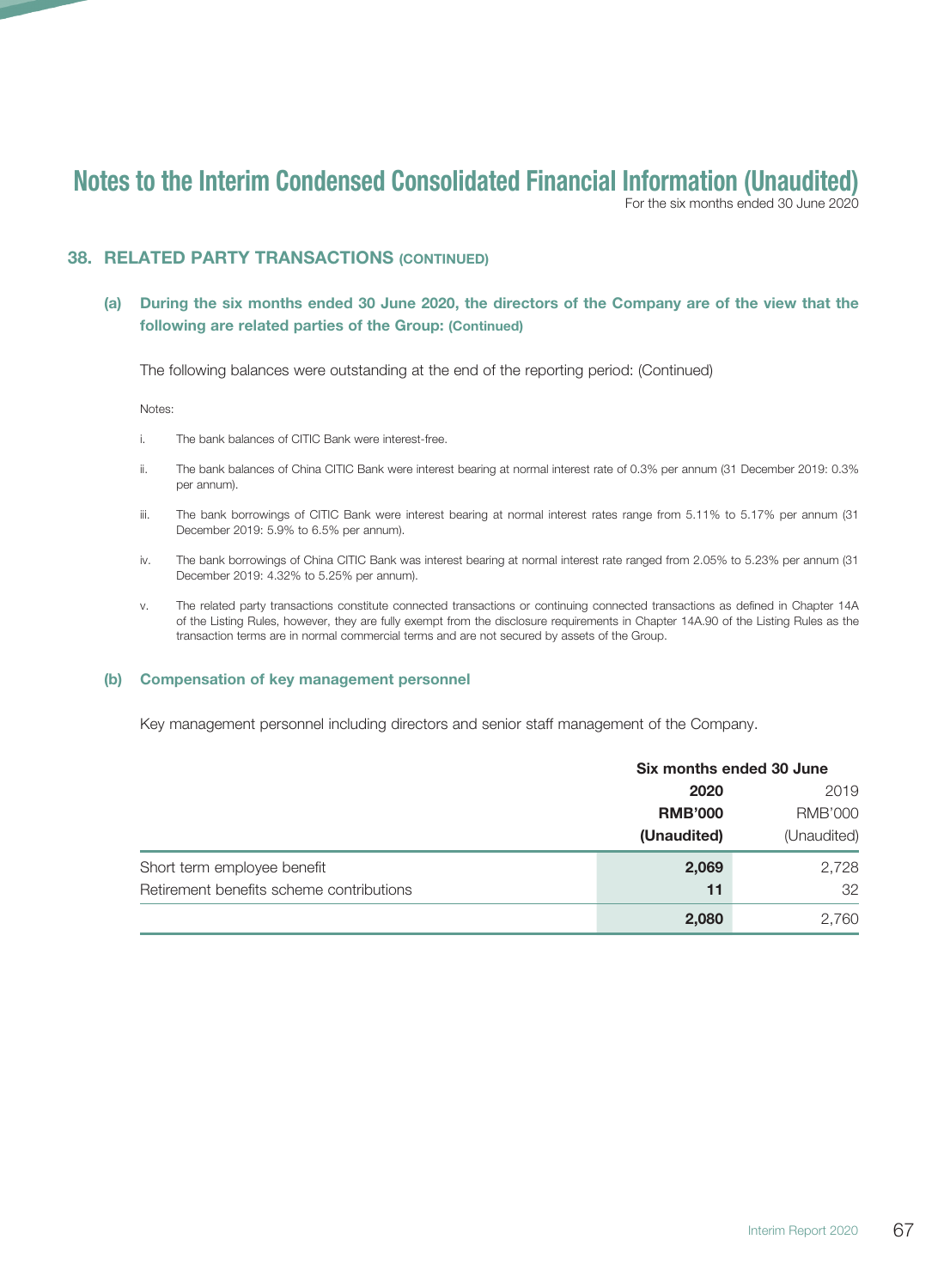# Notes to the Interim Condensed Consolidated Financial Information (Unaudited)

For the six months ended 30 June 2020

## 38. RELATED PARTY TRANSACTIONS (CONTINUED)

### (a) During the six months ended 30 June 2020, the directors of the Company are of the view that the following are related parties of the Group: (Continued)

The following balances were outstanding at the end of the reporting period: (Continued)

Notes:

i. The bank balances of CITIC Bank were interest-free.

ii. The bank balances of China CITIC Bank were interest bearing at normal interest rate of 0.3% per annum (31 December 2019: 0.3% per annum).

iii. The bank borrowings of CITIC Bank were interest bearing at normal interest rates range from 5.11% to 5.17% per annum (31 December 2019: 5.9% to 6.5% per annum).

iv. The bank borrowings of China CITIC Bank was interest bearing at normal interest rate ranged from 2.05% to 5.23% per annum (31 December 2019: 4.32% to 5.25% per annum).

v. The related party transactions constitute connected transactions or continuing connected transactions as defined in Chapter 14A of the Listing Rules, however, they are fully exempt from the disclosure requirements in Chapter 14A.90 of the Listing Rules as the transaction terms are in normal commercial terms and are not secured by assets of the Group.

### (b) Compensation of key management personnel

Key management personnel including directors and senior staff management of the Company.

| | Six months ended 30 June | |
|---|---|---|
| | **2020** | 2019 |
| | **RMB'000** | RMB'000 |
| | **(Unaudited)** | (Unaudited) |
| Short term employee benefit | **2,069** | 2,728 |
| Retirement benefits scheme contributions | **11** | 32 |
| | **2,080** | 2,760 |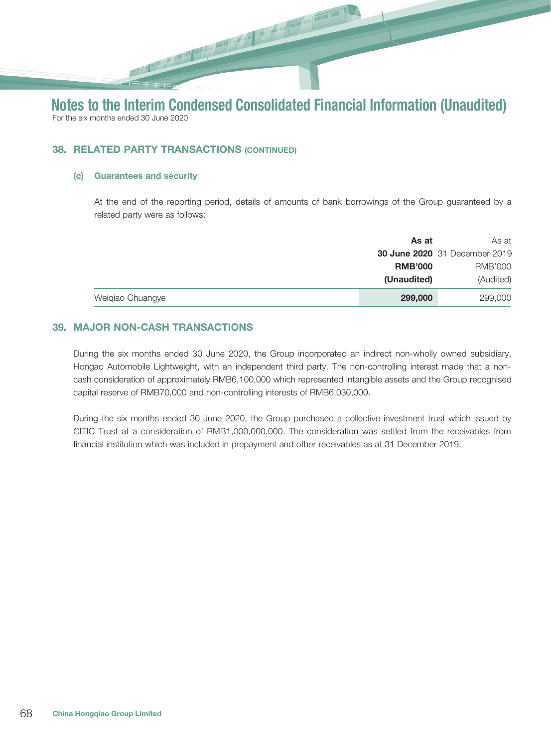# Notes to the Interim Condensed Consolidated Financial Information (Unaudited)

For the six months ended 30 June 2020

## 38. RELATED PARTY TRANSACTIONS (CONTINUED)

### (c) Guarantees and security

At the end of the reporting period, details of amounts of bank borrowings of the Group guaranteed by a related party were as follows:

| | **As at 30 June 2020 RMB'000 (Unaudited)** | As at 31 December 2019 RMB'000 (Audited) |
|---|---|---|
| Weiqiao Chuangye | **299,000** | 299,000 |

## 39. MAJOR NON-CASH TRANSACTIONS

During the six months ended 30 June 2020, the Group incorporated an indirect non-wholly owned subsidiary, Hongao Automobile Lightweight, with an independent third party. The non-controlling interest made that a non-cash consideration of approximately RMB6,100,000 which represented intangible assets and the Group recognised capital reserve of RMB70,000 and non-controlling interests of RMB6,030,000.

During the six months ended 30 June 2020, the Group purchased a collective investment trust which issued by CITIC Trust at a consideration of RMB1,000,000,000. The consideration was settled from the receivables from financial institution which was included in prepayment and other receivables as at 31 December 2019.